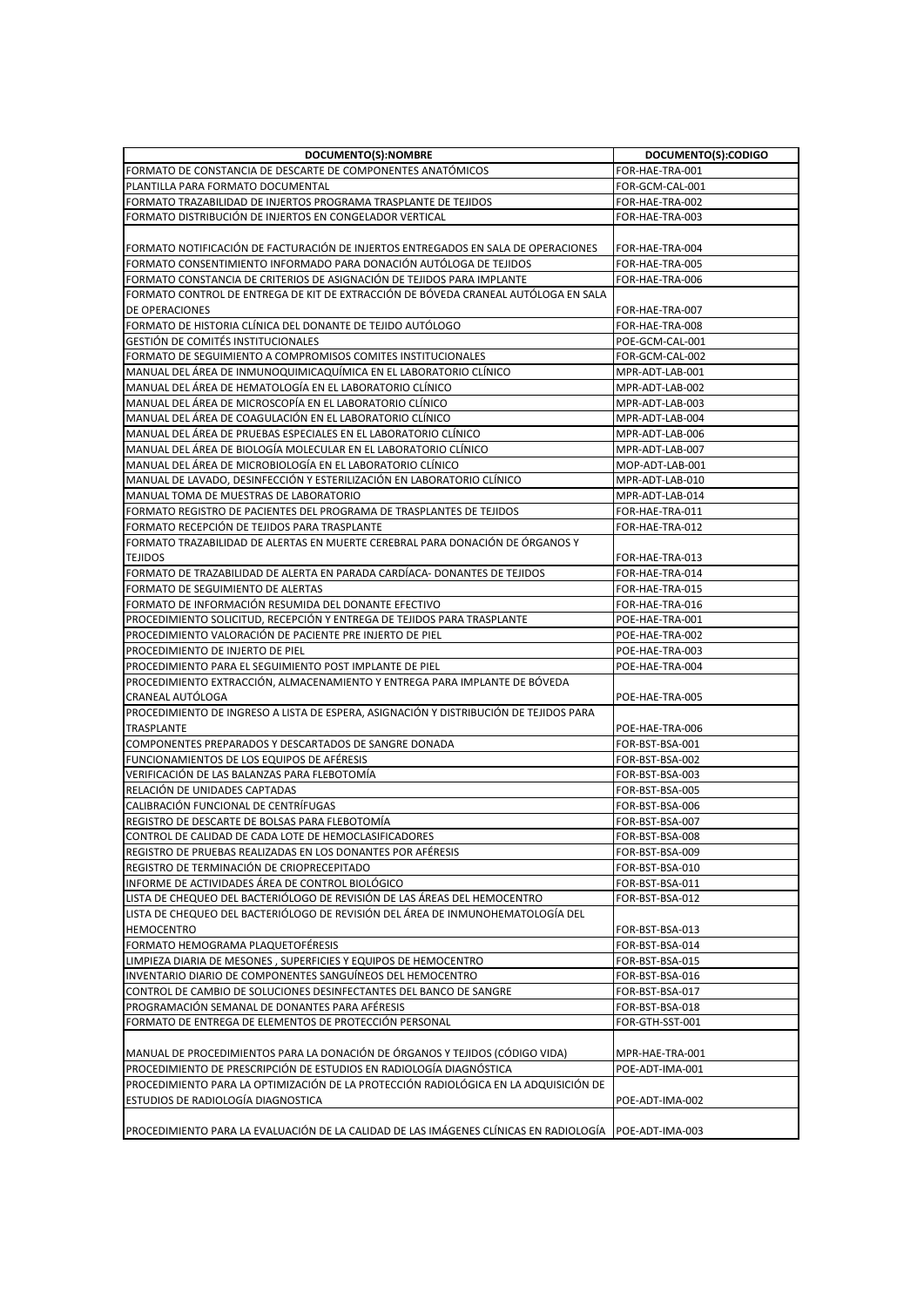| DOCUMENTO(S):NOMBRE | DOCUMENTO(S):CODIGO |
|---|---|
| FORMATO DE CONSTANCIA DE DESCARTE DE COMPONENTES ANATÓMICOS | FOR-HAE-TRA-001 |
| PLANTILLA PARA FORMATO DOCUMENTAL | FOR-GCM-CAL-001 |
| FORMATO TRAZABILIDAD DE INJERTOS PROGRAMA TRASPLANTE DE TEJIDOS | FOR-HAE-TRA-002 |
| FORMATO DISTRIBUCIÓN DE INJERTOS EN CONGELADOR VERTICAL | FOR-HAE-TRA-003 |
| FORMATO NOTIFICACIÓN DE FACTURACIÓN DE INJERTOS ENTREGADOS EN SALA DE OPERACIONES | FOR-HAE-TRA-004 |
| FORMATO CONSENTIMIENTO INFORMADO PARA DONACIÓN AUTÓLOGA DE TEJIDOS | FOR-HAE-TRA-005 |
| FORMATO CONSTANCIA DE CRITERIOS DE ASIGNACIÓN DE TEJIDOS PARA IMPLANTE | FOR-HAE-TRA-006 |
| FORMATO CONTROL DE ENTREGA DE KIT DE EXTRACCIÓN DE BÓVEDA CRANEAL AUTÓLOGA EN SALA DE OPERACIONES | FOR-HAE-TRA-007 |
| FORMATO DE HISTORIA CLÍNICA DEL DONANTE DE TEJIDO AUTÓLOGO | FOR-HAE-TRA-008 |
| GESTIÓN DE COMITÉS INSTITUCIONALES | POE-GCM-CAL-001 |
| FORMATO DE SEGUIMIENTO A COMPROMISOS COMITES INSTITUCIONALES | FOR-GCM-CAL-002 |
| MANUAL DEL ÁREA DE INMUNOQUIMICAQUÍMICA EN EL LABORATORIO CLÍNICO | MPR-ADT-LAB-001 |
| MANUAL DEL ÁREA DE HEMATOLOGÍA EN EL LABORATORIO CLÍNICO | MPR-ADT-LAB-002 |
| MANUAL DEL ÁREA DE MICROSCOPÍA EN EL LABORATORIO CLÍNICO | MPR-ADT-LAB-003 |
| MANUAL DEL ÁREA DE COAGULACIÓN EN EL LABORATORIO CLÍNICO | MPR-ADT-LAB-004 |
| MANUAL DEL ÁREA DE PRUEBAS ESPECIALES EN EL LABORATORIO CLÍNICO | MPR-ADT-LAB-006 |
| MANUAL DEL ÁREA DE BIOLOGÍA MOLECULAR EN EL LABORATORIO CLÍNICO | MPR-ADT-LAB-007 |
| MANUAL DEL ÁREA DE MICROBIOLOGÍA EN EL LABORATORIO CLÍNICO | MOP-ADT-LAB-001 |
| MANUAL DE LAVADO, DESINFECCIÓN Y ESTERILIZACIÓN EN LABORATORIO CLÍNICO | MPR-ADT-LAB-010 |
| MANUAL TOMA DE MUESTRAS DE LABORATORIO | MPR-ADT-LAB-014 |
| FORMATO REGISTRO DE PACIENTES DEL PROGRAMA DE TRASPLANTES DE TEJIDOS | FOR-HAE-TRA-011 |
| FORMATO RECEPCIÓN DE TEJIDOS PARA TRASPLANTE | FOR-HAE-TRA-012 |
| FORMATO TRAZABILIDAD DE ALERTAS EN MUERTE CEREBRAL PARA DONACIÓN DE ÓRGANOS Y TEJIDOS | FOR-HAE-TRA-013 |
| FORMATO DE TRAZABILIDAD DE ALERTA EN PARADA CARDÍACA- DONANTES DE TEJIDOS | FOR-HAE-TRA-014 |
| FORMATO DE SEGUIMIENTO DE ALERTAS | FOR-HAE-TRA-015 |
| FORMATO DE INFORMACIÓN RESUMIDA DEL DONANTE EFECTIVO | FOR-HAE-TRA-016 |
| PROCEDIMIENTO SOLICITUD, RECEPCIÓN Y ENTREGA DE TEJIDOS PARA TRASPLANTE | POE-HAE-TRA-001 |
| PROCEDIMIENTO VALORACIÓN DE PACIENTE PRE INJERTO DE PIEL | POE-HAE-TRA-002 |
| PROCEDIMIENTO DE INJERTO DE PIEL | POE-HAE-TRA-003 |
| PROCEDIMIENTO PARA EL SEGUIMIENTO POST IMPLANTE DE PIEL | POE-HAE-TRA-004 |
| PROCEDIMIENTO EXTRACCIÓN, ALMACENAMIENTO Y ENTREGA PARA IMPLANTE DE BÓVEDA CRANEAL AUTÓLOGA | POE-HAE-TRA-005 |
| PROCEDIMIENTO DE INGRESO A LISTA DE ESPERA, ASIGNACIÓN Y DISTRIBUCIÓN DE TEJIDOS PARA TRASPLANTE | POE-HAE-TRA-006 |
| COMPONENTES PREPARADOS Y DESCARTADOS DE SANGRE DONADA | FOR-BST-BSA-001 |
| FUNCIONAMIENTOS DE LOS EQUIPOS DE AFÉRESIS | FOR-BST-BSA-002 |
| VERIFICACIÓN DE LAS BALANZAS PARA FLEBOTOMÍA | FOR-BST-BSA-003 |
| RELACIÓN DE UNIDADES CAPTADAS | FOR-BST-BSA-005 |
| CALIBRACIÓN FUNCIONAL DE CENTRÍFUGAS | FOR-BST-BSA-006 |
| REGISTRO DE DESCARTE DE BOLSAS PARA FLEBOTOMÍA | FOR-BST-BSA-007 |
| CONTROL DE CALIDAD DE CADA LOTE DE HEMOCLASIFICADORES | FOR-BST-BSA-008 |
| REGISTRO DE PRUEBAS REALIZADAS EN LOS DONANTES POR AFÉRESIS | FOR-BST-BSA-009 |
| REGISTRO DE TERMINACIÓN DE CRIOPRECEPITADO | FOR-BST-BSA-010 |
| INFORME DE ACTIVIDADES ÁREA DE CONTROL BIOLÓGICO | FOR-BST-BSA-011 |
| LISTA DE CHEQUEO DEL BACTERIÓLOGO DE REVISIÓN DE LAS ÁREAS DEL HEMOCENTRO | FOR-BST-BSA-012 |
| LISTA DE CHEQUEO DEL BACTERIÓLOGO DE REVISIÓN DEL ÁREA DE INMUNOHEMATOLOGÍA DEL HEMOCENTRO | FOR-BST-BSA-013 |
| FORMATO HEMOGRAMA PLAQUETOFÉRESIS | FOR-BST-BSA-014 |
| LIMPIEZA DIARIA DE MESONES , SUPERFICIES Y EQUIPOS DE HEMOCENTRO | FOR-BST-BSA-015 |
| INVENTARIO DIARIO DE COMPONENTES SANGUÍNEOS DEL HEMOCENTRO | FOR-BST-BSA-016 |
| CONTROL DE CAMBIO DE SOLUCIONES DESINFECTANTES DEL BANCO DE SANGRE | FOR-BST-BSA-017 |
| PROGRAMACIÓN SEMANAL DE DONANTES PARA AFÉRESIS | FOR-BST-BSA-018 |
| FORMATO DE ENTREGA DE ELEMENTOS DE PROTECCIÓN PERSONAL | FOR-GTH-SST-001 |
| MANUAL DE PROCEDIMIENTOS PARA LA DONACIÓN DE ÓRGANOS Y TEJIDOS (CÓDIGO VIDA) | MPR-HAE-TRA-001 |
| PROCEDIMIENTO DE PRESCRIPCIÓN DE ESTUDIOS EN RADIOLOGÍA DIAGNÓSTICA | POE-ADT-IMA-001 |
| PROCEDIMIENTO PARA LA OPTIMIZACIÓN DE LA PROTECCIÓN RADIOLÓGICA EN LA ADQUISICIÓN DE ESTUDIOS DE RADIOLOGÍA DIAGNOSTICA | POE-ADT-IMA-002 |
| PROCEDIMIENTO PARA LA EVALUACIÓN DE LA CALIDAD DE LAS IMÁGENES CLÍNICAS EN RADIOLOGÍA | POE-ADT-IMA-003 |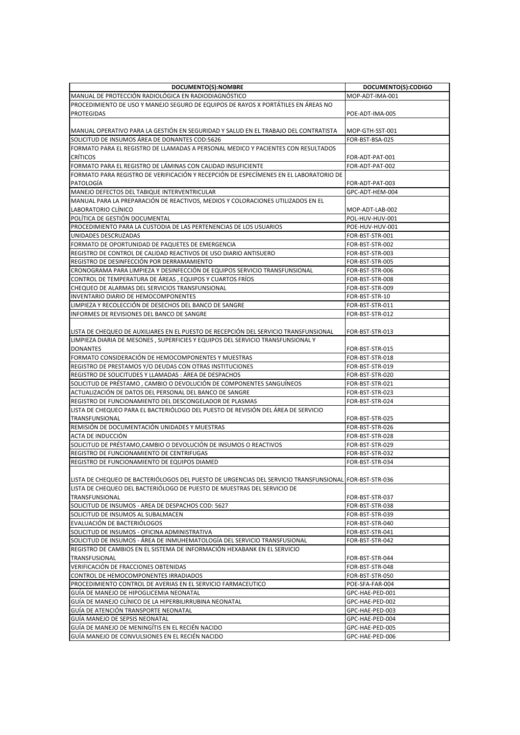| DOCUMENTO(S):NOMBRE | DOCUMENTO(S):CODIGO |
|---|---|
| MANUAL DE PROTECCIÓN RADIOLÓGICA EN RADIODIAGNÓSTICO | MOP-ADT-IMA-001 |
| PROCEDIMIENTO DE USO Y MANEJO SEGURO DE EQUIPOS DE RAYOS X PORTÁTILES EN ÁREAS NO PROTEGIDAS | POE-ADT-IMA-005 |
| MANUAL OPERATIVO PARA LA GESTIÓN EN SEGURIDAD Y SALUD EN EL TRABAJO DEL CONTRATISTA | MOP-GTH-SST-001 |
| SOLICITUD DE INSUMOS ÁREA DE DONANTES COD:5626 | FOR-BST-BSA-025 |
| FORMATO PARA EL REGISTRO DE LLAMADAS A PERSONAL MEDICO Y PACIENTES CON RESULTADOS CRÍTICOS | FOR-ADT-PAT-001 |
| FORMATO PARA EL REGISTRO DE LÁMINAS CON CALIDAD INSUFICIENTE | FOR-ADT-PAT-002 |
| FORMATO PARA REGISTRO DE VERIFICACIÓN Y RECEPCIÓN DE ESPECÍMENES EN EL LABORATORIO DE PATOLOGÍA | FOR-ADT-PAT-003 |
| MANEJO DEFECTOS DEL TABIQUE INTERVENTRICULAR | GPC-ADT-HEM-004 |
| MANUAL PARA LA PREPARACIÓN DE REACTIVOS, MEDIOS Y COLORACIONES UTILIZADOS EN EL LABORATORIO CLÍNICO | MOP-ADT-LAB-002 |
| POLÍTICA DE GESTIÓN DOCUMENTAL | POL-HUV-HUV-001 |
| PROCEDIMIENTO PARA LA CUSTODIA DE LAS PERTENENCIAS DE LOS USUARIOS | POE-HUV-HUV-001 |
| UNIDADES DESCRUZADAS | FOR-BST-STR-001 |
| FORMATO DE OPORTUNIDAD DE PAQUETES DE EMERGENCIA | FOR-BST-STR-002 |
| REGISTRO DE CONTROL DE CALIDAD REACTIVOS DE USO DIARIO ANTISUERO | FOR-BST-STR-003 |
| REGISTRO DE DESINFECCIÓN POR DERRAMAMIENTO | FOR-BST-STR-005 |
| CRONOGRAMA PARA LIMPIEZA Y DESINFECCIÓN DE EQUIPOS SERVICIO TRANSFUNSIONAL | FOR-BST-STR-006 |
| CONTROL DE TEMPERATURA DE ÁREAS , EQUIPOS Y CUARTOS FRÍOS | FOR-BST-STR-008 |
| CHEQUEO DE ALARMAS DEL SERVICIOS TRANSFUNSIONAL | FOR-BST-STR-009 |
| INVENTARIO DIARIO DE HEMOCOMPONENTES | FOR-BST-STR-10 |
| LIMPIEZA Y RECOLECCIÓN DE DESECHOS DEL BANCO DE SANGRE | FOR-BST-STR-011 |
| INFORMES DE REVISIONES DEL BANCO DE SANGRE | FOR-BST-STR-012 |
| LISTA DE CHEQUEO DE AUXILIARES EN EL PUESTO DE RECEPCIÓN DEL SERVICIO TRANSFUNSIONAL | FOR-BST-STR-013 |
| LIMPIEZA DIARIA DE MESONES , SUPERFICIES Y EQUIPOS DEL SERVICIO TRANSFUNSIONAL Y DONANTES | FOR-BST-STR-015 |
| FORMATO CONSIDERACIÓN DE HEMOCOMPONENTES Y MUESTRAS | FOR-BST-STR-018 |
| REGISTRO DE PRESTAMOS Y/O DEUDAS CON OTRAS INSTITUCIONES | FOR-BST-STR-019 |
| REGISTRO DE SOLICITUDES Y LLAMADAS : ÁREA DE DESPACHOS | FOR-BST-STR-020 |
| SOLICITUD DE PRÉSTAMO , CAMBIO O DEVOLUCIÓN DE COMPONENTES SANGUÍNEOS | FOR-BST-STR-021 |
| ACTUALIZACIÓN DE DATOS DEL PERSONAL DEL BANCO DE SANGRE | FOR-BST-STR-023 |
| REGISTRO DE FUNCIONAMIENTO DEL DESCONGELADOR DE PLASMAS | FOR-BST-STR-024 |
| LISTA DE CHEQUEO PARA EL BACTERIÓLOGO DEL PUESTO DE REVISIÓN DEL ÁREA DE SERVICIO TRANSFUNSIONAL | FOR-BST-STR-025 |
| REMISIÓN DE DOCUMENTACIÓN UNIDADES Y MUESTRAS | FOR-BST-STR-026 |
| ACTA DE INDUCCIÓN | FOR-BST-STR-028 |
| SOLICITUD DE PRÉSTAMO,CAMBIO O DEVOLUCIÓN DE INSUMOS O REACTIVOS | FOR-BST-STR-029 |
| REGISTRO DE FUNCIONAMIENTO DE CENTRIFUGAS | FOR-BST-STR-032 |
| REGISTRO DE FUNCIONAMIENTO DE EQUIPOS DIAMED | FOR-BST-STR-034 |
| LISTA DE CHEQUEO DE BACTERIÓLOGOS DEL PUESTO DE URGENCIAS DEL SERVICIO TRANSFUNSIONAL | FOR-BST-STR-036 |
| LISTA DE CHEQUEO DEL BACTERIÓLOGO DE PUESTO DE MUESTRAS DEL SERVICIO DE TRANSFUNSIONAL | FOR-BST-STR-037 |
| SOLICITUD DE INSUMOS - AREA DE DESPACHOS COD: 5627 | FOR-BST-STR-038 |
| SOLICITUD DE INSUMOS AL SUBALMACEN | FOR-BST-STR-039 |
| EVALUACIÓN DE BACTERIÓLOGOS | FOR-BST-STR-040 |
| SOLICITUD DE INSUMOS - OFICINA ADMINISTRATIVA | FOR-BST-STR-041 |
| SOLICITUD DE INSUMOS - ÁREA DE INMUHEMATOLOGÍA DEL SERVICIO TRANSFUSIONAL | FOR-BST-STR-042 |
| REGISTRO DE CAMBIOS EN EL SISTEMA DE INFORMACIÓN HEXABANK EN EL SERVICIO TRANSFUNSIONAL | FOR-BST-STR-044 |
| VERIFICACIÓN DE FRACCIONES OBTENIDAS | FOR-BST-STR-048 |
| CONTROL DE HEMOCOMPONENTES IRRADIADOS | FOR-BST-STR-050 |
| PROCEDIMIENTO CONTROL DE AVERIAS EN EL SERVICIO FARMACEUTICO | POE-SFA-FAR-004 |
| GUÍA DE MANEJO DE HIPOGLICEMIA NEONATAL | GPC-HAE-PED-001 |
| GUÍA DE MANEJO CLÍNICO DE LA HIPERBILIRRUBINA NEONATAL | GPC-HAE-PED-002 |
| GUÍA DE ATENCIÓN TRANSPORTE NEONATAL | GPC-HAE-PED-003 |
| GUÍA MANEJO DE SEPSIS NEONATAL | GPC-HAE-PED-004 |
| GUÍA DE MANEJO DE MENINGÍTIS EN EL RECIÉN NACIDO | GPC-HAE-PED-005 |
| GUÍA MANEJO DE CONVULSIONES EN EL RECIÉN NACIDO | GPC-HAE-PED-006 |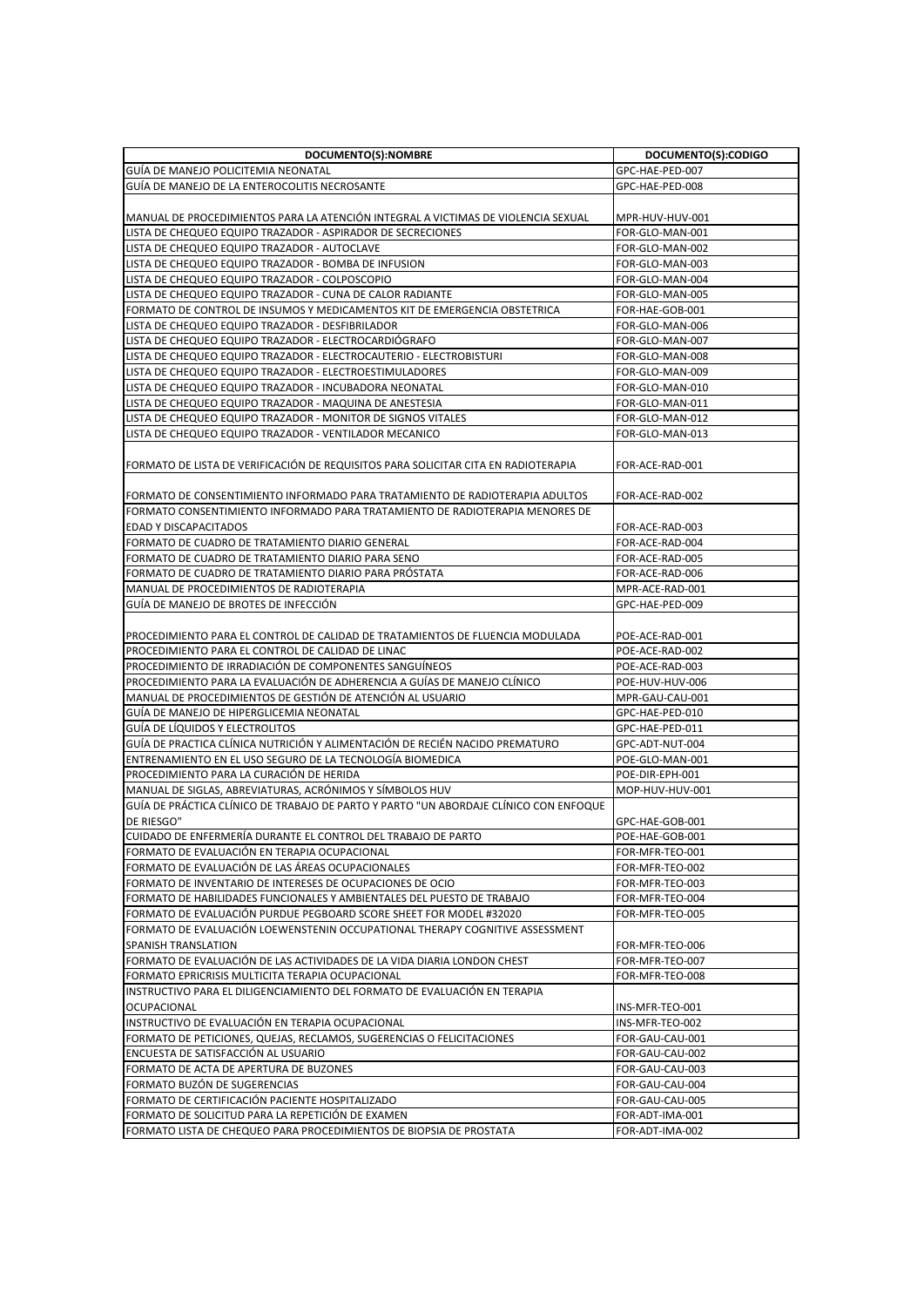| DOCUMENTO(S):NOMBRE | DOCUMENTO(S):CODIGO |
| --- | --- |
| GUÍA DE MANEJO POLICITEMIA NEONATAL | GPC-HAE-PED-007 |
| GUÍA DE MANEJO DE LA ENTEROCOLITIS NECROSANTE | GPC-HAE-PED-008 |
| MANUAL DE PROCEDIMIENTOS PARA LA ATENCIÓN INTEGRAL A VICTIMAS DE VIOLENCIA SEXUAL | MPR-HUV-HUV-001 |
| LISTA DE CHEQUEO EQUIPO TRAZADOR - ASPIRADOR DE SECRECIONES | FOR-GLO-MAN-001 |
| LISTA DE CHEQUEO EQUIPO TRAZADOR - AUTOCLAVE | FOR-GLO-MAN-002 |
| LISTA DE CHEQUEO EQUIPO TRAZADOR - BOMBA DE INFUSION | FOR-GLO-MAN-003 |
| LISTA DE CHEQUEO EQUIPO TRAZADOR - COLPOSCOPIO | FOR-GLO-MAN-004 |
| LISTA DE CHEQUEO EQUIPO TRAZADOR - CUNA DE CALOR RADIANTE | FOR-GLO-MAN-005 |
| FORMATO DE CONTROL DE INSUMOS Y MEDICAMENTOS KIT DE EMERGENCIA OBSTETRICA | FOR-HAE-GOB-001 |
| LISTA DE CHEQUEO EQUIPO TRAZADOR - DESFIBRILADOR | FOR-GLO-MAN-006 |
| LISTA DE CHEQUEO EQUIPO TRAZADOR - ELECTROCARDIÓGRAFO | FOR-GLO-MAN-007 |
| LISTA DE CHEQUEO EQUIPO TRAZADOR - ELECTROCAUTERIO - ELECTROBISTURI | FOR-GLO-MAN-008 |
| LISTA DE CHEQUEO EQUIPO TRAZADOR - ELECTROESTIMULADORES | FOR-GLO-MAN-009 |
| LISTA DE CHEQUEO EQUIPO TRAZADOR - INCUBADORA NEONATAL | FOR-GLO-MAN-010 |
| LISTA DE CHEQUEO EQUIPO TRAZADOR - MAQUINA DE ANESTESIA | FOR-GLO-MAN-011 |
| LISTA DE CHEQUEO EQUIPO TRAZADOR - MONITOR DE SIGNOS VITALES | FOR-GLO-MAN-012 |
| LISTA DE CHEQUEO EQUIPO TRAZADOR - VENTILADOR MECANICO | FOR-GLO-MAN-013 |
| FORMATO DE LISTA DE VERIFICACIÓN DE REQUISITOS PARA SOLICITAR CITA EN RADIOTERAPIA | FOR-ACE-RAD-001 |
| FORMATO DE CONSENTIMIENTO INFORMADO PARA TRATAMIENTO DE RADIOTERAPIA ADULTOS | FOR-ACE-RAD-002 |
| FORMATO CONSENTIMIENTO INFORMADO PARA TRATAMIENTO DE RADIOTERAPIA MENORES DE EDAD Y DISCAPACITADOS | FOR-ACE-RAD-003 |
| FORMATO DE CUADRO DE TRATAMIENTO DIARIO GENERAL | FOR-ACE-RAD-004 |
| FORMATO DE CUADRO DE TRATAMIENTO DIARIO PARA SENO | FOR-ACE-RAD-005 |
| FORMATO DE CUADRO DE TRATAMIENTO DIARIO PARA PRÓSTATA | FOR-ACE-RAD-006 |
| MANUAL DE PROCEDIMIENTOS DE RADIOTERAPIA | MPR-ACE-RAD-001 |
| GUÍA DE MANEJO DE BROTES DE INFECCIÓN | GPC-HAE-PED-009 |
| PROCEDIMIENTO PARA EL CONTROL DE CALIDAD DE TRATAMIENTOS DE FLUENCIA MODULADA | POE-ACE-RAD-001 |
| PROCEDIMIENTO PARA EL CONTROL DE CALIDAD DE LINAC | POE-ACE-RAD-002 |
| PROCEDIMIENTO DE IRRADIACIÓN DE COMPONENTES SANGUÍNEOS | POE-ACE-RAD-003 |
| PROCEDIMIENTO PARA LA EVALUACIÓN DE ADHERENCIA A GUÍAS DE MANEJO CLÍNICO | POE-HUV-HUV-006 |
| MANUAL DE PROCEDIMIENTOS DE GESTIÓN DE ATENCIÓN AL USUARIO | MPR-GAU-CAU-001 |
| GUÍA DE MANEJO DE HIPERGLICEMIA NEONATAL | GPC-HAE-PED-010 |
| GUÍA DE LÍQUIDOS Y ELECTROLITOS | GPC-HAE-PED-011 |
| GUÍA DE PRACTICA CLÍNICA NUTRICIÓN Y ALIMENTACIÓN DE RECIÉN NACIDO PREMATURO | GPC-ADT-NUT-004 |
| ENTRENAMIENTO EN EL USO SEGURO DE LA TECNOLOGÍA BIOMEDICA | POE-GLO-MAN-001 |
| PROCEDIMIENTO PARA LA CURACIÓN DE HERIDA | POE-DIR-EPH-001 |
| MANUAL DE SIGLAS, ABREVIATURAS, ACRÓNIMOS Y SÍMBOLOS HUV | MOP-HUV-HUV-001 |
| GUÍA DE PRÁCTICA CLÍNICO DE TRABAJO DE PARTO Y PARTO "UN ABORDAJE CLÍNICO CON ENFOQUE DE RIESGO" | GPC-HAE-GOB-001 |
| CUIDADO DE ENFERMERÍA DURANTE EL CONTROL DEL TRABAJO DE PARTO | POE-HAE-GOB-001 |
| FORMATO DE EVALUACIÓN EN TERAPIA OCUPACIONAL | FOR-MFR-TEO-001 |
| FORMATO DE EVALUACIÓN DE LAS ÁREAS OCUPACIONALES | FOR-MFR-TEO-002 |
| FORMATO DE INVENTARIO DE INTERESES DE OCUPACIONES DE OCIO | FOR-MFR-TEO-003 |
| FORMATO DE HABILIDADES FUNCIONALES Y AMBIENTALES DEL PUESTO DE TRABAJO | FOR-MFR-TEO-004 |
| FORMATO DE EVALUACIÓN PURDUE PEGBOARD SCORE SHEET FOR MODEL #32020 | FOR-MFR-TEO-005 |
| FORMATO DE EVALUACIÓN LOEWENSTENIN OCCUPATIONAL THERAPY COGNITIVE ASSESSMENT SPANISH TRANSLATION | FOR-MFR-TEO-006 |
| FORMATO DE EVALUACIÓN DE LAS ACTIVIDADES DE LA VIDA DIARIA LONDON CHEST | FOR-MFR-TEO-007 |
| FORMATO EPRICRISIS MULTICITA TERAPIA OCUPACIONAL | FOR-MFR-TEO-008 |
| INSTRUCTIVO PARA EL DILIGENCIAMIENTO DEL FORMATO DE EVALUACIÓN EN TERAPIA OCUPACIONAL | INS-MFR-TEO-001 |
| INSTRUCTIVO DE EVALUACIÓN EN TERAPIA OCUPACIONAL | INS-MFR-TEO-002 |
| FORMATO DE PETICIONES, QUEJAS, RECLAMOS, SUGERENCIAS O FELICITACIONES | FOR-GAU-CAU-001 |
| ENCUESTA DE SATISFACCIÓN AL USUARIO | FOR-GAU-CAU-002 |
| FORMATO DE ACTA DE APERTURA DE BUZONES | FOR-GAU-CAU-003 |
| FORMATO BUZÓN DE SUGERENCIAS | FOR-GAU-CAU-004 |
| FORMATO DE CERTIFICACIÓN PACIENTE HOSPITALIZADO | FOR-GAU-CAU-005 |
| FORMATO DE SOLICITUD PARA LA REPETICIÓN DE EXAMEN | FOR-ADT-IMA-001 |
| FORMATO LISTA DE CHEQUEO PARA PROCEDIMIENTOS DE BIOPSIA DE PROSTATA | FOR-ADT-IMA-002 |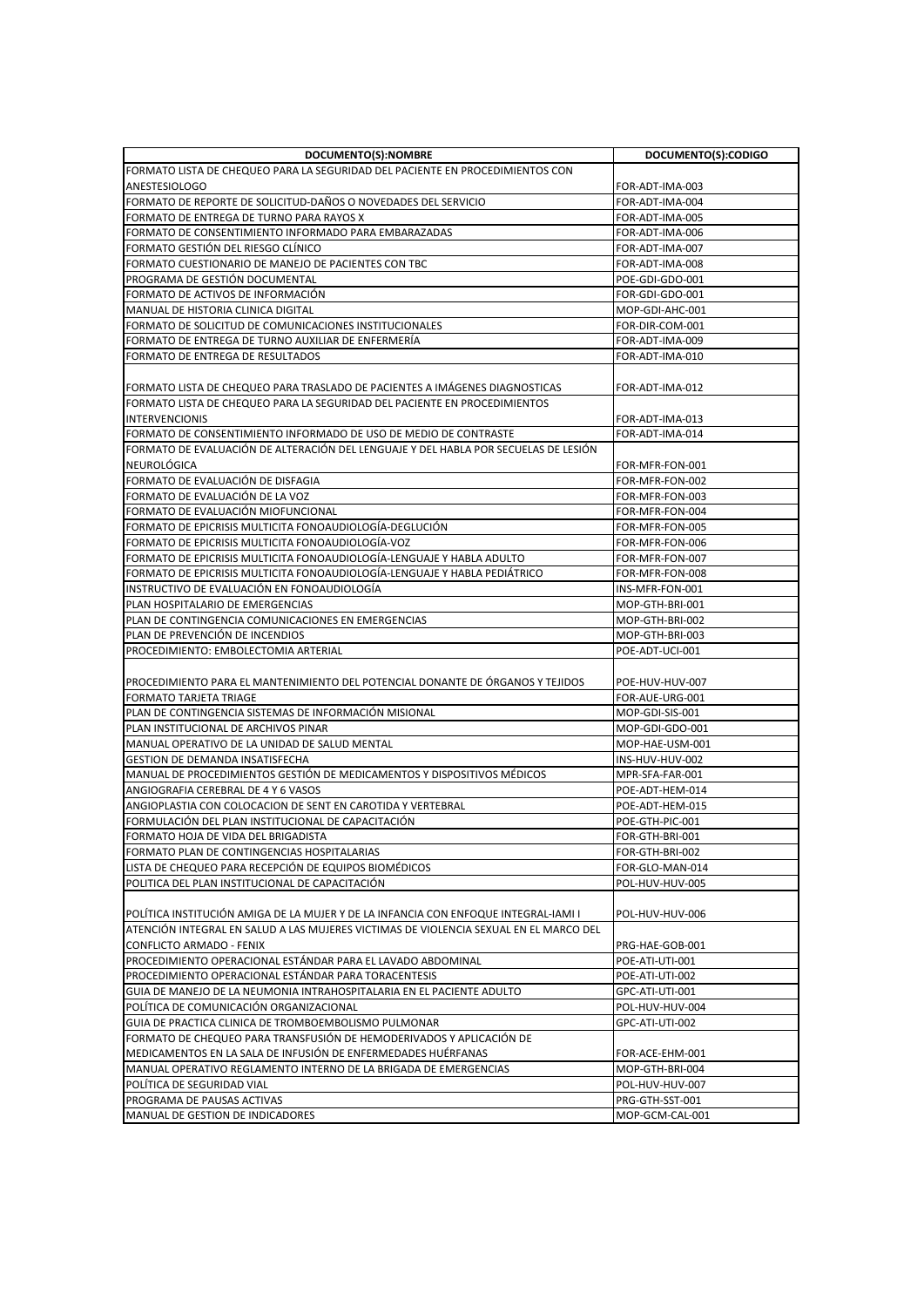| DOCUMENTO(S):NOMBRE | DOCUMENTO(S):CODIGO |
|---|---|
| FORMATO LISTA DE CHEQUEO PARA LA SEGURIDAD DEL PACIENTE EN PROCEDIMIENTOS CON ANESTESIOLOGO | FOR-ADT-IMA-003 |
| FORMATO DE REPORTE DE SOLICITUD-DAÑOS O NOVEDADES DEL SERVICIO | FOR-ADT-IMA-004 |
| FORMATO DE ENTREGA DE TURNO PARA RAYOS X | FOR-ADT-IMA-005 |
| FORMATO DE CONSENTIMIENTO INFORMADO PARA EMBARAZADAS | FOR-ADT-IMA-006 |
| FORMATO GESTIÓN DEL RIESGO CLÍNICO | FOR-ADT-IMA-007 |
| FORMATO CUESTIONARIO DE MANEJO DE PACIENTES CON TBC | FOR-ADT-IMA-008 |
| PROGRAMA DE GESTIÓN DOCUMENTAL | POE-GDI-GDO-001 |
| FORMATO DE ACTIVOS DE INFORMACIÓN | FOR-GDI-GDO-001 |
| MANUAL DE HISTORIA CLINICA DIGITAL | MOP-GDI-AHC-001 |
| FORMATO DE SOLICITUD DE COMUNICACIONES INSTITUCIONALES | FOR-DIR-COM-001 |
| FORMATO DE ENTREGA DE TURNO AUXILIAR DE ENFERMERÍA | FOR-ADT-IMA-009 |
| FORMATO DE ENTREGA DE RESULTADOS | FOR-ADT-IMA-010 |
| FORMATO LISTA DE CHEQUEO PARA TRASLADO DE PACIENTES A IMÁGENES DIAGNOSTICAS | FOR-ADT-IMA-012 |
| FORMATO LISTA DE CHEQUEO PARA LA SEGURIDAD DEL PACIENTE EN PROCEDIMIENTOS INTERVENCIONIS | FOR-ADT-IMA-013 |
| FORMATO DE CONSENTIMIENTO INFORMADO DE USO DE MEDIO DE CONTRASTE | FOR-ADT-IMA-014 |
| FORMATO DE EVALUACIÓN DE ALTERACIÓN DEL LENGUAJE Y DEL HABLA POR SECUELAS DE LESIÓN NEUROLÓGICA | FOR-MFR-FON-001 |
| FORMATO DE EVALUACIÓN DE DISFAGIA | FOR-MFR-FON-002 |
| FORMATO DE EVALUACIÓN DE LA VOZ | FOR-MFR-FON-003 |
| FORMATO DE EVALUACIÓN MIOFUNCIONAL | FOR-MFR-FON-004 |
| FORMATO DE EPICRISIS MULTICITA FONOAUDIOLOGÍA-DEGLUCIÓN | FOR-MFR-FON-005 |
| FORMATO DE EPICRISIS MULTICITA FONOAUDIOLOGÍA-VOZ | FOR-MFR-FON-006 |
| FORMATO DE EPICRISIS MULTICITA FONOAUDIOLOGÍA-LENGUAJE Y HABLA ADULTO | FOR-MFR-FON-007 |
| FORMATO DE EPICRISIS MULTICITA FONOAUDIOLOGÍA-LENGUAJE Y HABLA PEDIÁTRICO | FOR-MFR-FON-008 |
| INSTRUCTIVO DE EVALUACIÓN EN FONOAUDIOLOGÍA | INS-MFR-FON-001 |
| PLAN HOSPITALARIO DE EMERGENCIAS | MOP-GTH-BRI-001 |
| PLAN DE CONTINGENCIA COMUNICACIONES EN EMERGENCIAS | MOP-GTH-BRI-002 |
| PLAN DE PREVENCIÓN DE INCENDIOS | MOP-GTH-BRI-003 |
| PROCEDIMIENTO: EMBOLECTOMIA ARTERIAL | POE-ADT-UCI-001 |
| PROCEDIMIENTO PARA EL MANTENIMIENTO DEL POTENCIAL DONANTE DE ÓRGANOS Y TEJIDOS | POE-HUV-HUV-007 |
| FORMATO TARJETA TRIAGE | FOR-AUE-URG-001 |
| PLAN DE CONTINGENCIA SISTEMAS DE INFORMACIÓN MISIONAL | MOP-GDI-SIS-001 |
| PLAN INSTITUCIONAL DE ARCHIVOS PINAR | MOP-GDI-GDO-001 |
| MANUAL OPERATIVO DE LA UNIDAD DE SALUD MENTAL | MOP-HAE-USM-001 |
| GESTION DE DEMANDA INSATISFECHA | INS-HUV-HUV-002 |
| MANUAL DE PROCEDIMIENTOS GESTIÓN DE MEDICAMENTOS Y DISPOSITIVOS MÉDICOS | MPR-SFA-FAR-001 |
| ANGIOGRAFIA CEREBRAL DE 4 Y 6 VASOS | POE-ADT-HEM-014 |
| ANGIOPLASTIA CON COLOCACION DE SENT EN CAROTIDA Y VERTEBRAL | POE-ADT-HEM-015 |
| FORMULACIÓN DEL PLAN INSTITUCIONAL DE CAPACITACIÓN | POE-GTH-PIC-001 |
| FORMATO HOJA DE VIDA DEL BRIGADISTA | FOR-GTH-BRI-001 |
| FORMATO PLAN DE CONTINGENCIAS HOSPITALARIAS | FOR-GTH-BRI-002 |
| LISTA DE CHEQUEO PARA RECEPCIÓN DE EQUIPOS BIOMÉDICOS | FOR-GLO-MAN-014 |
| POLITICA DEL PLAN INSTITUCIONAL DE CAPACITACIÓN | POL-HUV-HUV-005 |
| POLÍTICA INSTITUCIÓN AMIGA DE LA MUJER Y DE LA INFANCIA CON ENFOQUE INTEGRAL-IAMI I | POL-HUV-HUV-006 |
| ATENCIÓN INTEGRAL EN SALUD A LAS MUJERES VICTIMAS DE VIOLENCIA SEXUAL EN EL MARCO DEL CONFLICTO ARMADO - FENIX | PRG-HAE-GOB-001 |
| PROCEDIMIENTO OPERACIONAL ESTÁNDAR PARA EL LAVADO ABDOMINAL | POE-ATI-UTI-001 |
| PROCEDIMIENTO OPERACIONAL ESTÁNDAR PARA TORACENTESIS | POE-ATI-UTI-002 |
| GUIA DE MANEJO DE LA NEUMONIA INTRAHOSPITALARIA EN EL PACIENTE ADULTO | GPC-ATI-UTI-001 |
| POLÍTICA DE COMUNICACIÓN ORGANIZACIONAL | POL-HUV-HUV-004 |
| GUIA DE PRACTICA CLINICA DE TROMBOEMBOLISMO PULMONAR | GPC-ATI-UTI-002 |
| FORMATO DE CHEQUEO PARA TRANSFUSIÓN DE HEMODERIVADOS Y APLICACIÓN DE MEDICAMENTOS EN LA SALA DE INFUSIÓN DE ENFERMEDADES HUÉRFANAS | FOR-ACE-EHM-001 |
| MANUAL OPERATIVO REGLAMENTO INTERNO DE LA BRIGADA DE EMERGENCIAS | MOP-GTH-BRI-004 |
| POLÍTICA DE SEGURIDAD VIAL | POL-HUV-HUV-007 |
| PROGRAMA DE PAUSAS ACTIVAS | PRG-GTH-SST-001 |
| MANUAL DE GESTION DE INDICADORES | MOP-GCM-CAL-001 |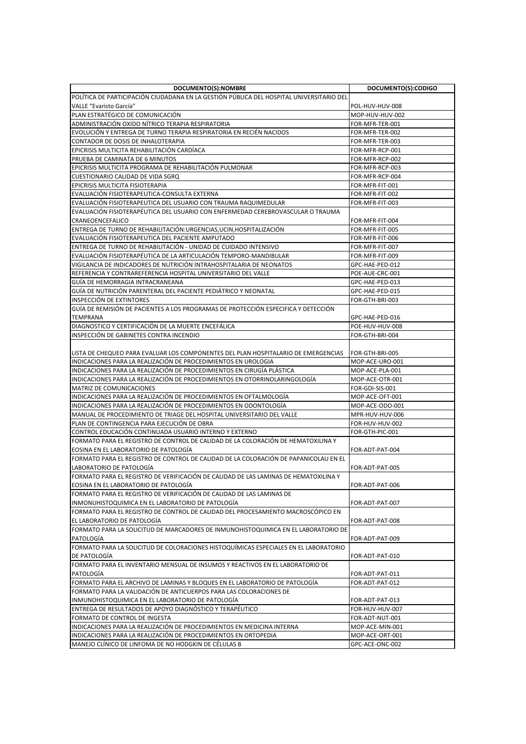| DOCUMENTO(S):NOMBRE | DOCUMENTO(S):CODIGO |
| --- | --- |
| POLÍTICA DE PARTICIPACIÓN CIUDADANA EN LA GESTIÓN PÚBLICA DEL HOSPITAL UNIVERSITARIO DEL VALLE "Evaristo García" | POL-HUV-HUV-008 |
| PLAN ESTRATÉGICO DE COMUNICACIÓN | MOP-HUV-HUV-002 |
| ADMINISTRACIÓN OXIDO NÍTRICO TERAPIA RESPIRATORIA | FOR-MFR-TER-001 |
| EVOLUCIÓN Y ENTREGA DE TURNO TERAPIA RESPIRATORIA EN RECIÉN NACIDOS | FOR-MFR-TER-002 |
| CONTADOR DE DOSIS DE INHALOTERAPIA | FOR-MFR-TER-003 |
| EPICRISIS MULTICITA REHABILITACIÓN CARDÍACA | FOR-MFR-RCP-001 |
| PRUEBA DE CAMINATA DE 6 MINUTOS | FOR-MFR-RCP-002 |
| EPICRISIS MULTICITA PROGRAMA DE REHABILITACIÓN PULMONAR | FOR-MFR-RCP-003 |
| CUESTIONARIO CALIDAD DE VIDA SGRQ | FOR-MFR-RCP-004 |
| EPICRISIS MULTICITA FISIOTERAPIA | FOR-MFR-FIT-001 |
| EVALUACIÓN FISIOTERAPEUTICA-CONSULTA EXTERNA | FOR-MFR-FIT-002 |
| EVALUACIÓN FISIOTERAPEUTICA DEL USUARIO CON TRAUMA RAQUIMEDULAR | FOR-MFR-FIT-003 |
| EVALUACIÓN FISIOTERAPÉUTICA DEL USUARIO CON ENFERMEDAD CEREBROVASCULAR O TRAUMA CRANEOENCEFALICO | FOR-MFR-FIT-004 |
| ENTREGA DE TURNO DE REHABILITACIÓN:URGENCIAS,UCIN,HOSPITALIZACIÓN | FOR-MFR-FIT-005 |
| EVALUACIÓN FISIOTERAPEUTICA DEL PACIENTE AMPUTADO | FOR-MFR-FIT-006 |
| ENTREGA DE TURNO DE REHABILITACIÓN - UNIDAD DE CUIDADO INTENSIVO | FOR-MFR-FIT-007 |
| EVALUACIÓN FISIOTERAPÉUTICA DE LA ARTICULACIÓN TEMPORO-MANDIBULAR | FOR-MFR-FIT-009 |
| VIGILANCIA DE INDICADORES DE NUTRICIÓN INTRAHOSPITALARIA DE NEONATOS | GPC-HAE-PED-012 |
| REFERENCIA Y CONTRAREFERENCIA HOSPITAL UNIVERSITARIO DEL VALLE | POE-AUE-CRC-001 |
| GUÍA DE HEMORRAGIA INTRACRANEANA | GPC-HAE-PED-013 |
| GUÍA DE NUTRICIÓN PARENTERAL DEL PACIENTE PEDIÁTRICO Y NEONATAL | GPC-HAE-PED-015 |
| INSPECCIÓN DE EXTINTORES | FOR-GTH-BRI-003 |
| GUÍA DE REMISIÓN DE PACIENTES A LOS PROGRAMAS DE PROTECCIÓN ESPECIFICA Y DETECCIÓN TEMPRANA | GPC-HAE-PED-016 |
| DIAGNOSTICO Y CERTIFICACIÓN DE LA MUERTE ENCEFÁLICA | POE-HUV-HUV-008 |
| INSPECCIÓN DE GABINETES CONTRA INCENDIO | FOR-GTH-BRI-004 |
| LISTA DE CHEQUEO PARA EVALUAR LOS COMPONENTES DEL PLAN HOSPITALARIO DE EMERGENCIAS | FOR-GTH-BRI-005 |
| INDICACIONES PARA LA REALIZACIÓN DE PROCEDIMIENTOS EN UROLOGIA | MOP-ACE-URO-001 |
| INDICACIONES PARA LA REALIZACIÓN DE PROCEDIMIENTOS EN CIRUGÍA PLÁSTICA | MOP-ACE-PLA-001 |
| INDICACIONES PARA LA REALIZACIÓN DE PROCEDIMIENTOS EN OTORRINOLARINGOLOGÍA | MOP-ACE-OTR-001 |
| MATRIZ DE COMUNICACIONES | FOR-GDI-SIS-001 |
| INDICACIONES PARA LA REALIZACIÓN DE PROCEDIMIENTOS EN OFTALMOLOGÍA | MOP-ACE-OFT-001 |
| INDICACIONES PARA LA REALIZACIÓN DE PROCEDIMIENTOS EN ODONTOLOGÍA | MOP-ACE-ODO-001 |
| MANUAL DE PROCEDIMIENTO DE TRIAGE DEL HOSPITAL UNIVERSITARIO DEL VALLE | MPR-HUV-HUV-006 |
| PLAN DE CONTINGENCIA PARA EJECUCIÓN DE OBRA | FOR-HUV-HUV-002 |
| CONTROL EDUCACIÓN CONTINUADA USUARIO INTERNO Y EXTERNO | FOR-GTH-PIC-001 |
| FORMATO PARA EL REGISTRO DE CONTROL DE CALIDAD DE LA COLORACIÓN DE HEMATOXILINA Y EOSINA EN EL LABORATORIO DE PATOLOGÍA | FOR-ADT-PAT-004 |
| FORMATO PARA EL REGISTRO DE CONTROL DE CALIDAD DE LA COLORACIÓN DE PAPANICOLAU EN EL LABORATORIO DE PATOLOGÍA | FOR-ADT-PAT-005 |
| FORMATO PARA EL REGISTRO DE VERIFICACIÓN DE CALIDAD DE LAS LAMINAS DE HEMATOXILINA Y EOSINA EN EL LABORATORIO DE PATOLOGÍA | FOR-ADT-PAT-006 |
| FORMATO PARA EL REGISTRO DE VERIFICACIÓN DE CALIDAD DE LAS LAMINAS DE INMONUHISTOQUIMICA EN EL LABORATORIO DE PATOLOGÍA | FOR-ADT-PAT-007 |
| FORMATO PARA EL REGISTRO DE CONTROL DE CALIDAD DEL PROCESAMIENTO MACROSCÓPICO EN EL LABORATORIO DE PATOLOGÍA | FOR-ADT-PAT-008 |
| FORMATO PARA LA SOLICITUD DE MARCADORES DE INMUNOHISTOQUIMICA EN EL LABORATORIO DE PATOLOGÍA | FOR-ADT-PAT-009 |
| FORMATO PARA LA SOLICITUD DE COLORACIONES HISTOQUÍMICAS ESPECIALES EN EL LABORATORIO DE PATOLOGÍA | FOR-ADT-PAT-010 |
| FORMATO PARA EL INVENTARIO MENSUAL DE INSUMOS Y REACTIVOS EN EL LABORATORIO DE PATOLOGÍA | FOR-ADT-PAT-011 |
| FORMATO PARA EL ARCHIVO DE LAMINAS Y BLOQUES EN EL LABORATORIO DE PATOLOGÍA | FOR-ADT-PAT-012 |
| FORMATO PARA LA VALIDACIÓN DE ANTICUERPOS PARA LAS COLORACIONES DE INMUNOHISTOQUIMICA EN EL LABORATORIO DE PATOLOGÍA | FOR-ADT-PAT-013 |
| ENTREGA DE RESULTADOS DE APOYO DIAGNÓSTICO Y TERAPÉUTICO | FOR-HUV-HUV-007 |
| FORMATO DE CONTROL DE INGESTA | FOR-ADT-NUT-001 |
| INDICACIONES PARA LA REALIZACIÓN DE PROCEDIMIENTOS EN MEDICINA INTERNA | MOP-ACE-MIN-001 |
| INDICACIONES PARA LA REALIZACIÓN DE PROCEDIMIENTOS EN ORTOPEDIA | MOP-ACE-ORT-001 |
| MANEJO CLÍNICO DE LINFOMA DE NO HODGKIN DE CÉLULAS B | GPC-ACE-ONC-002 |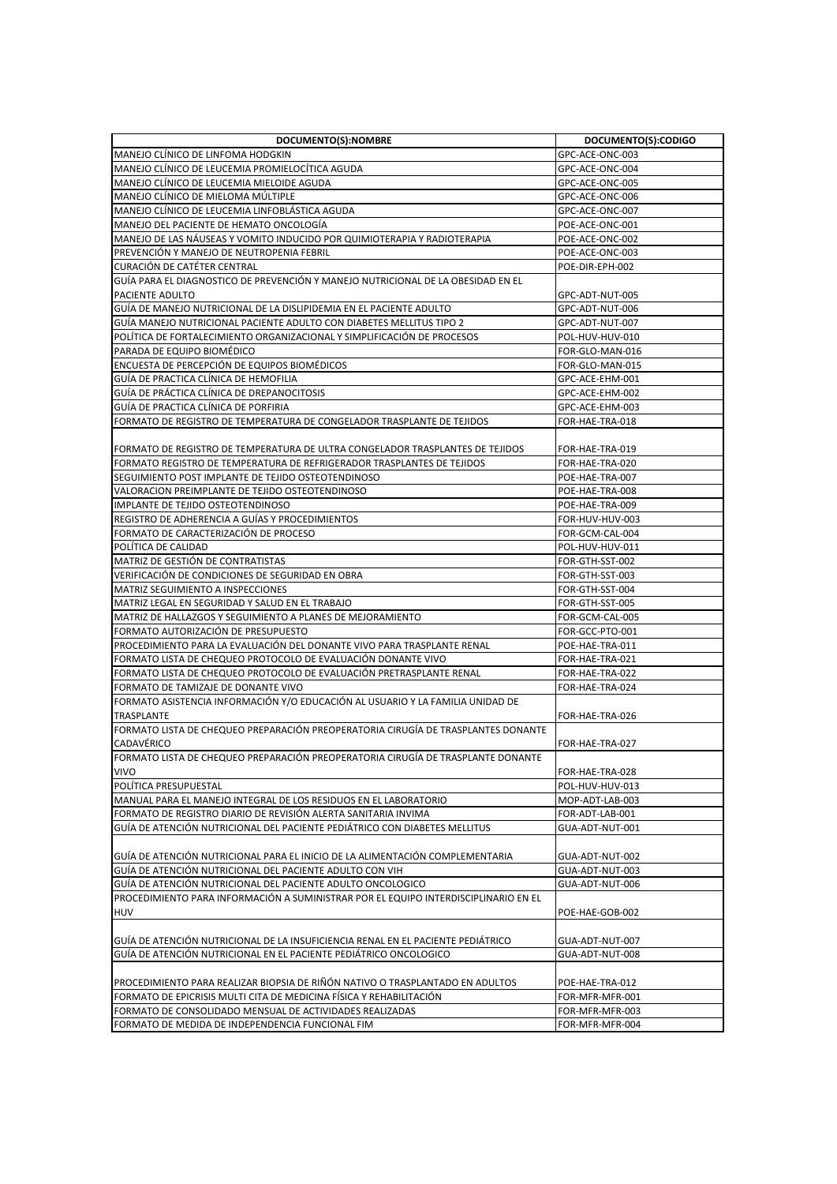| DOCUMENTO(S):NOMBRE | DOCUMENTO(S):CODIGO |
|---|---|
| MANEJO CLÍNICO DE LINFOMA HODGKIN | GPC-ACE-ONC-003 |
| MANEJO CLÍNICO DE LEUCEMIA PROMIELOCÍTICA AGUDA | GPC-ACE-ONC-004 |
| MANEJO CLÍNICO DE LEUCEMIA MIELOIDE AGUDA | GPC-ACE-ONC-005 |
| MANEJO CLÍNICO DE MIELOMA MÚLTIPLE | GPC-ACE-ONC-006 |
| MANEJO CLÍNICO DE LEUCEMIA LINFOBLÁSTICA AGUDA | GPC-ACE-ONC-007 |
| MANEJO DEL PACIENTE DE HEMATO ONCOLOGÍA | POE-ACE-ONC-001 |
| MANEJO DE LAS NÁUSEAS Y VOMITO INDUCIDO POR QUIMIOTERAPIA Y RADIOTERAPIA | POE-ACE-ONC-002 |
| PREVENCIÓN Y MANEJO DE NEUTROPENIA FEBRIL | POE-ACE-ONC-003 |
| CURACIÓN DE CATÉTER CENTRAL | POE-DIR-EPH-002 |
| GUÍA PARA EL DIAGNOSTICO DE PREVENCIÓN Y MANEJO NUTRICIONAL DE LA OBESIDAD EN EL PACIENTE ADULTO | GPC-ADT-NUT-005 |
| GUÍA DE MANEJO NUTRICIONAL DE LA DISLIPIDEMIA EN EL PACIENTE ADULTO | GPC-ADT-NUT-006 |
| GUÍA MANEJO NUTRICIONAL PACIENTE ADULTO CON DIABETES MELLITUS TIPO 2 | GPC-ADT-NUT-007 |
| POLÍTICA DE FORTALECIMIENTO ORGANIZACIONAL Y SIMPLIFICACIÓN DE PROCESOS | POL-HUV-HUV-010 |
| PARADA DE EQUIPO BIOMÉDICO | FOR-GLO-MAN-016 |
| ENCUESTA DE PERCEPCIÓN DE EQUIPOS BIOMÉDICOS | FOR-GLO-MAN-015 |
| GUÍA DE PRACTICA CLÍNICA DE HEMOFILIA | GPC-ACE-EHM-001 |
| GUÍA DE PRÁCTICA CLÍNICA DE DREPANOCITOSIS | GPC-ACE-EHM-002 |
| GUÍA DE PRACTICA CLÍNICA DE PORFIRIA | GPC-ACE-EHM-003 |
| FORMATO DE REGISTRO DE TEMPERATURA DE CONGELADOR TRASPLANTE DE TEJIDOS | FOR-HAE-TRA-018 |
| FORMATO DE REGISTRO DE TEMPERATURA DE ULTRA CONGELADOR TRASPLANTES DE TEJIDOS | FOR-HAE-TRA-019 |
| FORMATO REGISTRO DE TEMPERATURA DE REFRIGERADOR TRASPLANTES DE TEJIDOS | FOR-HAE-TRA-020 |
| SEGUIMIENTO POST IMPLANTE DE TEJIDO OSTEOTENDINOSO | POE-HAE-TRA-007 |
| VALORACION PREIMPLANTE DE TEJIDO OSTEOTENDINOSO | POE-HAE-TRA-008 |
| IMPLANTE DE TEJIDO OSTEOTENDINOSO | POE-HAE-TRA-009 |
| REGISTRO DE ADHERENCIA A GUÍAS Y PROCEDIMIENTOS | FOR-HUV-HUV-003 |
| FORMATO DE CARACTERIZACIÓN DE PROCESO | FOR-GCM-CAL-004 |
| POLÍTICA DE CALIDAD | POL-HUV-HUV-011 |
| MATRIZ DE GESTIÓN DE CONTRATISTAS | FOR-GTH-SST-002 |
| VERIFICACIÓN DE CONDICIONES DE SEGURIDAD EN OBRA | FOR-GTH-SST-003 |
| MATRIZ SEGUIMIENTO A INSPECCIONES | FOR-GTH-SST-004 |
| MATRIZ LEGAL EN SEGURIDAD Y SALUD EN EL TRABAJO | FOR-GTH-SST-005 |
| MATRIZ DE HALLAZGOS Y SEGUIMIENTO A PLANES DE MEJORAMIENTO | FOR-GCM-CAL-005 |
| FORMATO AUTORIZACIÓN DE PRESUPUESTO | FOR-GCC-PTO-001 |
| PROCEDIMIENTO PARA LA EVALUACIÓN DEL DONANTE VIVO PARA TRASPLANTE RENAL | POE-HAE-TRA-011 |
| FORMATO LISTA DE CHEQUEO PROTOCOLO DE EVALUACIÓN DONANTE VIVO | FOR-HAE-TRA-021 |
| FORMATO LISTA DE CHEQUEO PROTOCOLO DE EVALUACIÓN PRETRASPLANTE RENAL | FOR-HAE-TRA-022 |
| FORMATO DE TAMIZAJE DE DONANTE VIVO | FOR-HAE-TRA-024 |
| FORMATO ASISTENCIA INFORMACIÓN Y/O EDUCACIÓN AL USUARIO Y LA FAMILIA UNIDAD DE TRASPLANTE | FOR-HAE-TRA-026 |
| FORMATO LISTA DE CHEQUEO PREPARACIÓN PREOPERATORIA CIRUGÍA DE TRASPLANTES DONANTE CADAVÉRICO | FOR-HAE-TRA-027 |
| FORMATO LISTA DE CHEQUEO PREPARACIÓN PREOPERATORIA CIRUGÍA DE TRASPLANTE DONANTE VIVO | FOR-HAE-TRA-028 |
| POLÍTICA PRESUPUESTAL | POL-HUV-HUV-013 |
| MANUAL PARA EL MANEJO INTEGRAL DE LOS RESIDUOS EN EL LABORATORIO | MOP-ADT-LAB-003 |
| FORMATO DE REGISTRO DIARIO DE REVISIÓN ALERTA SANITARIA INVIMA | FOR-ADT-LAB-001 |
| GUÍA DE ATENCIÓN NUTRICIONAL DEL PACIENTE PEDIÁTRICO CON DIABETES MELLITUS | GUA-ADT-NUT-001 |
| GUÍA DE ATENCIÓN NUTRICIONAL PARA EL INICIO DE LA ALIMENTACIÓN COMPLEMENTARIA | GUA-ADT-NUT-002 |
| GUÍA DE ATENCIÓN NUTRICIONAL DEL PACIENTE ADULTO CON VIH | GUA-ADT-NUT-003 |
| GUÍA DE ATENCIÓN NUTRICIONAL DEL PACIENTE ADULTO ONCOLOGICO | GUA-ADT-NUT-006 |
| PROCEDIMIENTO PARA INFORMACIÓN A SUMINISTRAR POR EL EQUIPO INTERDISCIPLINARIO EN EL HUV | POE-HAE-GOB-002 |
| GUÍA DE ATENCIÓN NUTRICIONAL DE LA INSUFICIENCIA RENAL EN EL PACIENTE PEDIÁTRICO | GUA-ADT-NUT-007 |
| GUÍA DE ATENCIÓN NUTRICIONAL EN EL PACIENTE PEDIÁTRICO ONCOLOGICO | GUA-ADT-NUT-008 |
| PROCEDIMIENTO PARA REALIZAR BIOPSIA DE RIÑÓN NATIVO O TRASPLANTADO EN ADULTOS | POE-HAE-TRA-012 |
| FORMATO DE EPICRISIS MULTI CITA DE MEDICINA FÍSICA Y REHABILITACIÓN | FOR-MFR-MFR-001 |
| FORMATO DE CONSOLIDADO MENSUAL DE ACTIVIDADES REALIZADAS | FOR-MFR-MFR-003 |
| FORMATO DE MEDIDA DE INDEPENDENCIA FUNCIONAL FIM | FOR-MFR-MFR-004 |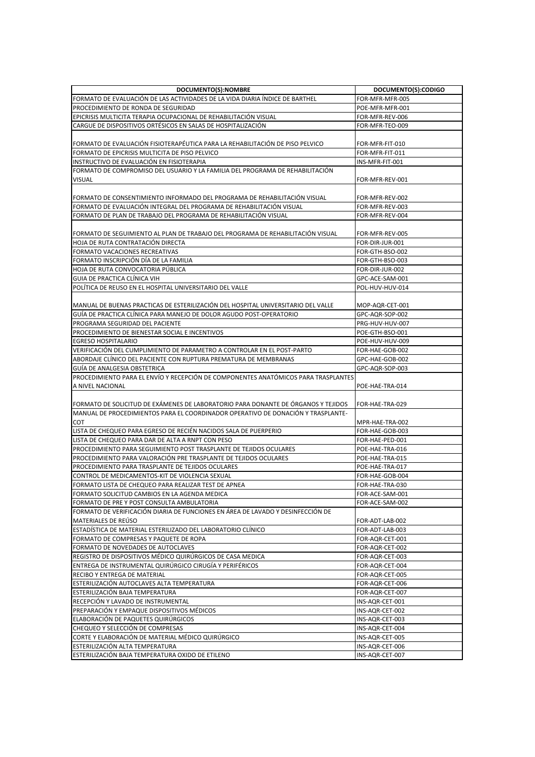| DOCUMENTO(S):NOMBRE | DOCUMENTO(S):CODIGO |
|---|---|
| FORMATO DE EVALUACIÓN DE LAS ACTIVIDADES DE LA VIDA DIARIA ÍNDICE DE BARTHEL | FOR-MFR-MFR-005 |
| PROCEDIMIENTO DE RONDA DE SEGURIDAD | POE-MFR-MFR-001 |
| EPICRISIS MULTICITA TERAPIA OCUPACIONAL DE REHABILITACIÓN VISUAL | FOR-MFR-REV-006 |
| CARGUE DE DISPOSITIVOS ORTÉSICOS EN SALAS DE HOSPITALIZACIÓN | FOR-MFR-TEO-009 |
| FORMATO DE EVALUACIÓN FISIOTERAPÉUTICA PARA LA REHABILITACIÓN DE PISO PELVICO | FOR-MFR-FIT-010 |
| FORMATO DE EPICRISIS MULTICITA DE PISO PELVICO | FOR-MFR-FIT-011 |
| INSTRUCTIVO DE EVALUACIÓN EN FISIOTERAPIA | INS-MFR-FIT-001 |
| FORMATO DE COMPROMISO DEL USUARIO Y LA FAMILIA DEL PROGRAMA DE REHABILITACIÓN VISUAL | FOR-MFR-REV-001 |
| FORMATO DE CONSENTIMIENTO INFORMADO DEL PROGRAMA DE REHABILITACIÓN VISUAL | FOR-MFR-REV-002 |
| FORMATO DE EVALUACIÓN INTEGRAL DEL PROGRAMA DE REHABILITACIÓN VISUAL | FOR-MFR-REV-003 |
| FORMATO DE PLAN DE TRABAJO DEL PROGRAMA DE REHABILITACIÓN VISUAL | FOR-MFR-REV-004 |
| FORMATO DE SEGUIMIENTO AL PLAN DE TRABAJO DEL PROGRAMA DE REHABILITACIÓN VISUAL | FOR-MFR-REV-005 |
| HOJA DE RUTA CONTRATACIÓN DIRECTA | FOR-DIR-JUR-001 |
| FORMATO VACACIONES RECREATIVAS | FOR-GTH-BSO-002 |
| FORMATO INSCRIPCIÓN DÍA DE LA FAMILIA | FOR-GTH-BSO-003 |
| HOJA DE RUTA CONVOCATORIA PÚBLICA | FOR-DIR-JUR-002 |
| GUIA DE PRACTICA CLÍNICA VIH | GPC-ACE-SAM-001 |
| POLÍTICA DE REUSO EN EL HOSPITAL UNIVERSITARIO DEL VALLE | POL-HUV-HUV-014 |
| MANUAL DE BUENAS PRACTICAS DE ESTERILIZACIÓN DEL HOSPITAL UNIVERSITARIO DEL VALLE | MOP-AQR-CET-001 |
| GUÍA DE PRACTICA CLÍNICA PARA MANEJO DE DOLOR AGUDO POST-OPERATORIO | GPC-AQR-SOP-002 |
| PROGRAMA SEGURIDAD DEL PACIENTE | PRG-HUV-HUV-007 |
| PROCEDIMIENTO DE BIENESTAR SOCIAL E INCENTIVOS | POE-GTH-BSO-001 |
| EGRESO HOSPITALARIO | POE-HUV-HUV-009 |
| VERIFICACIÓN DEL CUMPLIMIENTO DE PARAMETRO A CONTROLAR EN EL POST-PARTO | FOR-HAE-GOB-002 |
| ABORDAJE CLÍNICO DEL PACIENTE CON RUPTURA PREMATURA DE MEMBRANAS | GPC-HAE-GOB-002 |
| GUÍA DE ANALGESIA OBSTETRICA | GPC-AQR-SOP-003 |
| PROCEDIMIENTO PARA EL ENVÍO Y RECEPCIÓN DE COMPONENTES ANATÓMICOS PARA TRASPLANTES A NIVEL NACIONAL | POE-HAE-TRA-014 |
| FORMATO DE SOLICITUD DE EXÁMENES DE LABORATORIO PARA DONANTE DE ÓRGANOS Y TEJIDOS | FOR-HAE-TRA-029 |
| MANUAL DE PROCEDIMIENTOS PARA EL COORDINADOR OPERATIVO DE DONACIÓN Y TRASPLANTE-COT | MPR-HAE-TRA-002 |
| LISTA DE CHEQUEO PARA EGRESO DE RECIÉN NACIDOS SALA DE PUERPERIO | FOR-HAE-GOB-003 |
| LISTA DE CHEQUEO PARA DAR DE ALTA A RNPT CON PESO | FOR-HAE-PED-001 |
| PROCEDIMIENTO PARA SEGUIMIENTO POST TRASPLANTE DE TEJIDOS OCULARES | POE-HAE-TRA-016 |
| PROCEDIMIENTO PARA VALORACIÓN PRE TRASPLANTE DE TEJIDOS OCULARES | POE-HAE-TRA-015 |
| PROCEDIMIENTO PARA TRASPLANTE DE TEJIDOS OCULARES | POE-HAE-TRA-017 |
| CONTROL DE MEDICAMENTOS-KIT DE VIOLENCIA SEXUAL | FOR-HAE-GOB-004 |
| FORMATO LISTA DE CHEQUEO PARA REALIZAR TEST DE APNEA | FOR-HAE-TRA-030 |
| FORMATO SOLICITUD CAMBIOS EN LA AGENDA MEDICA | FOR-ACE-SAM-001 |
| FORMATO DE PRE Y POST CONSULTA AMBULATORIA | FOR-ACE-SAM-002 |
| FORMATO DE VERIFICACIÓN DIARIA DE FUNCIONES EN ÁREA DE LAVADO Y DESINFECCIÓN DE MATERIALES DE REÚSO | FOR-ADT-LAB-002 |
| ESTADÍSTICA DE MATERIAL ESTERILIZADO DEL LABORATORIO CLÍNICO | FOR-ADT-LAB-003 |
| FORMATO DE COMPRESAS Y PAQUETE DE ROPA | FOR-AQR-CET-001 |
| FORMATO DE NOVEDADES DE AUTOCLAVES | FOR-AQR-CET-002 |
| REGISTRO DE DISPOSITIVOS MÉDICO QUIRÚRGICOS DE CASA MEDICA | FOR-AQR-CET-003 |
| ENTREGA DE INSTRUMENTAL QUIRÚRGICO CIRUGÍA Y PERIFÉRICOS | FOR-AQR-CET-004 |
| RECIBO Y ENTREGA DE MATERIAL | FOR-AQR-CET-005 |
| ESTERILIZACIÓN AUTOCLAVES ALTA TEMPERATURA | FOR-AQR-CET-006 |
| ESTERILIZACIÓN BAJA TEMPERATURA | FOR-AQR-CET-007 |
| RECEPCIÓN Y LAVADO DE INSTRUMENTAL | INS-AQR-CET-001 |
| PREPARACIÓN Y EMPAQUE DISPOSITIVOS MÉDICOS | INS-AQR-CET-002 |
| ELABORACIÓN DE PAQUETES QUIRÚRGICOS | INS-AQR-CET-003 |
| CHEQUEO Y SELECCIÓN DE COMPRESAS | INS-AQR-CET-004 |
| CORTE Y ELABORACIÓN DE MATERIAL MÉDICO QUIRÚRGICO | INS-AQR-CET-005 |
| ESTERILIZACIÓN ALTA TEMPERATURA | INS-AQR-CET-006 |
| ESTERILIZACIÓN BAJA TEMPERATURA OXIDO DE ETILENO | INS-AQR-CET-007 |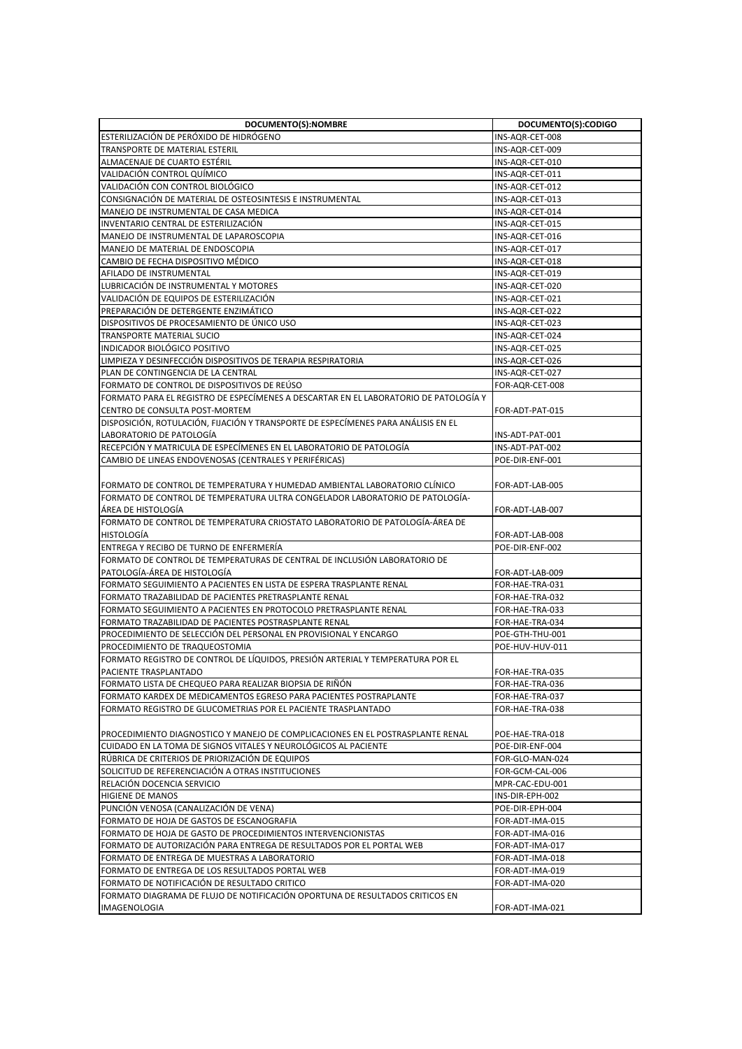| DOCUMENTO(S):NOMBRE | DOCUMENTO(S):CODIGO |
| --- | --- |
| ESTERILIZACIÓN DE PERÓXIDO DE HIDRÓGENO | INS-AQR-CET-008 |
| TRANSPORTE DE MATERIAL ESTERIL | INS-AQR-CET-009 |
| ALMACENAJE DE CUARTO ESTÉRIL | INS-AQR-CET-010 |
| VALIDACIÓN CONTROL QUÍMICO | INS-AQR-CET-011 |
| VALIDACIÓN CON CONTROL BIOLÓGICO | INS-AQR-CET-012 |
| CONSIGNACIÓN DE MATERIAL DE OSTEOSINTESIS E INSTRUMENTAL | INS-AQR-CET-013 |
| MANEJO DE INSTRUMENTAL DE CASA MEDICA | INS-AQR-CET-014 |
| INVENTARIO CENTRAL DE ESTERILIZACIÓN | INS-AQR-CET-015 |
| MANEJO DE INSTRUMENTAL DE LAPAROSCOPIA | INS-AQR-CET-016 |
| MANEJO DE MATERIAL DE ENDOSCOPIA | INS-AQR-CET-017 |
| CAMBIO DE FECHA DISPOSITIVO MÉDICO | INS-AQR-CET-018 |
| AFILADO DE INSTRUMENTAL | INS-AQR-CET-019 |
| LUBRICACIÓN DE INSTRUMENTAL Y MOTORES | INS-AQR-CET-020 |
| VALIDACIÓN DE EQUIPOS DE ESTERILIZACIÓN | INS-AQR-CET-021 |
| PREPARACIÓN DE DETERGENTE ENZIMÁTICO | INS-AQR-CET-022 |
| DISPOSITIVOS DE PROCESAMIENTO DE ÚNICO USO | INS-AQR-CET-023 |
| TRANSPORTE MATERIAL SUCIO | INS-AQR-CET-024 |
| INDICADOR BIOLÓGICO POSITIVO | INS-AQR-CET-025 |
| LIMPIEZA Y DESINFECCIÓN DISPOSITIVOS DE TERAPIA RESPIRATORIA | INS-AQR-CET-026 |
| PLAN DE CONTINGENCIA DE LA CENTRAL | INS-AQR-CET-027 |
| FORMATO DE CONTROL DE DISPOSITIVOS DE REÚSO | FOR-AQR-CET-008 |
| FORMATO PARA EL REGISTRO DE ESPECÍMENES A DESCARTAR EN EL LABORATORIO DE PATOLOGÍA Y CENTRO DE CONSULTA POST-MORTEM | FOR-ADT-PAT-015 |
| DISPOSICIÓN, ROTULACIÓN, FIJACIÓN Y TRANSPORTE DE ESPECÍMENES PARA ANÁLISIS EN EL LABORATORIO DE PATOLOGÍA | INS-ADT-PAT-001 |
| RECEPCIÓN Y MATRICULA DE ESPECÍMENES EN EL LABORATORIO DE PATOLOGÍA | INS-ADT-PAT-002 |
| CAMBIO DE LINEAS ENDOVENOSAS (CENTRALES Y PERIFÉRICAS) | POE-DIR-ENF-001 |
| FORMATO DE CONTROL DE TEMPERATURA Y HUMEDAD AMBIENTAL LABORATORIO CLÍNICO | FOR-ADT-LAB-005 |
| FORMATO DE CONTROL DE TEMPERATURA ULTRA CONGELADOR LABORATORIO DE PATOLOGÍA-ÁREA DE HISTOLOGÍA | FOR-ADT-LAB-007 |
| FORMATO DE CONTROL DE TEMPERATURA CRIOSTATO LABORATORIO DE PATOLOGÍA-ÁREA DE HISTOLOGÍA | FOR-ADT-LAB-008 |
| ENTREGA Y RECIBO DE TURNO DE ENFERMERÍA | POE-DIR-ENF-002 |
| FORMATO DE CONTROL DE TEMPERATURAS DE CENTRAL DE INCLUSIÓN LABORATORIO DE PATOLOGÍA-ÁREA DE HISTOLOGÍA | FOR-ADT-LAB-009 |
| FORMATO SEGUIMIENTO A PACIENTES EN LISTA DE ESPERA TRASPLANTE RENAL | FOR-HAE-TRA-031 |
| FORMATO TRAZABILIDAD DE PACIENTES PRETRASPLANTE RENAL | FOR-HAE-TRA-032 |
| FORMATO SEGUIMIENTO A PACIENTES EN PROTOCOLO PRETRASPLANTE RENAL | FOR-HAE-TRA-033 |
| FORMATO TRAZABILIDAD DE PACIENTES POSTRASPLANTE RENAL | FOR-HAE-TRA-034 |
| PROCEDIMIENTO DE SELECCIÓN DEL PERSONAL EN PROVISIONAL Y ENCARGO | POE-GTH-THU-001 |
| PROCEDIMIENTO DE TRAQUEOSTOMIA | POE-HUV-HUV-011 |
| FORMATO REGISTRO DE CONTROL DE LÍQUIDOS, PRESIÓN ARTERIAL Y TEMPERATURA POR EL PACIENTE TRASPLANTADO | FOR-HAE-TRA-035 |
| FORMATO LISTA DE CHEQUEO PARA REALIZAR BIOPSIA DE RIÑÓN | FOR-HAE-TRA-036 |
| FORMATO KARDEX DE MEDICAMENTOS EGRESO PARA PACIENTES POSTRAPLANTE | FOR-HAE-TRA-037 |
| FORMATO REGISTRO DE GLUCOMETRIAS POR EL PACIENTE TRASPLANTADO | FOR-HAE-TRA-038 |
| PROCEDIMIENTO DIAGNOSTICO Y MANEJO DE COMPLICACIONES EN EL POSTRASPLANTE RENAL | POE-HAE-TRA-018 |
| CUIDADO EN LA TOMA DE SIGNOS VITALES Y NEUROLÓGICOS AL PACIENTE | POE-DIR-ENF-004 |
| RÚBRICA DE CRITERIOS DE PRIORIZACIÓN DE EQUIPOS | FOR-GLO-MAN-024 |
| SOLICITUD DE REFERENCIACIÓN A OTRAS INSTITUCIONES | FOR-GCM-CAL-006 |
| RELACIÓN DOCENCIA SERVICIO | MPR-CAC-EDU-001 |
| HIGIENE DE MANOS | INS-DIR-EPH-002 |
| PUNCIÓN VENOSA (CANALIZACIÓN DE VENA) | POE-DIR-EPH-004 |
| FORMATO DE HOJA DE GASTOS DE ESCANOGRAFIA | FOR-ADT-IMA-015 |
| FORMATO DE HOJA DE GASTO DE PROCEDIMIENTOS INTERVENCIONISTAS | FOR-ADT-IMA-016 |
| FORMATO DE AUTORIZACIÓN PARA ENTREGA DE RESULTADOS POR EL PORTAL WEB | FOR-ADT-IMA-017 |
| FORMATO DE ENTREGA DE MUESTRAS A LABORATORIO | FOR-ADT-IMA-018 |
| FORMATO DE ENTREGA DE LOS RESULTADOS PORTAL WEB | FOR-ADT-IMA-019 |
| FORMATO DE NOTIFICACIÓN DE RESULTADO CRITICO | FOR-ADT-IMA-020 |
| FORMATO DIAGRAMA DE FLUJO DE NOTIFICACIÓN OPORTUNA DE RESULTADOS CRITICOS EN IMAGENOLOGIA | FOR-ADT-IMA-021 |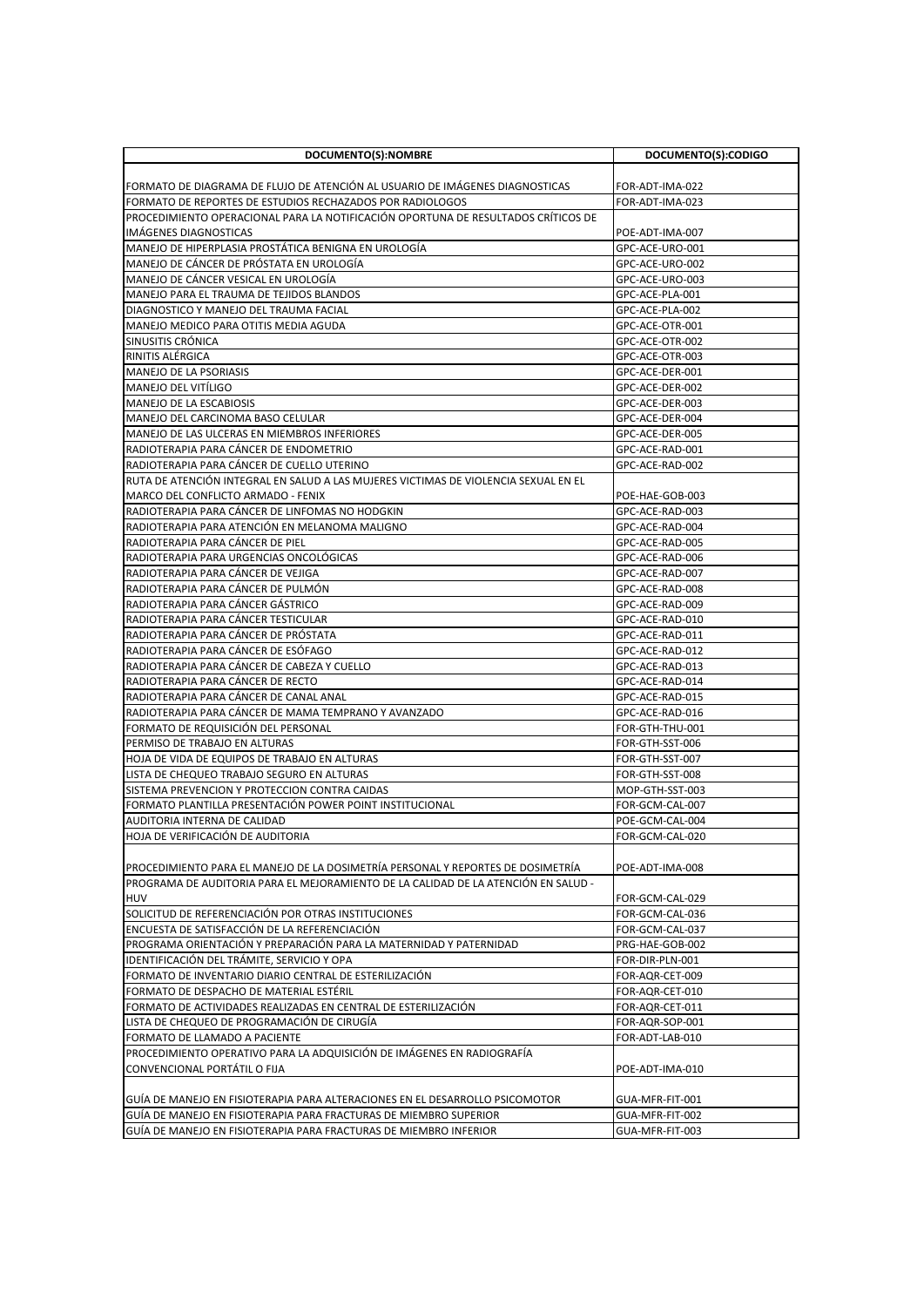| DOCUMENTO(S):NOMBRE | DOCUMENTO(S):CODIGO |
|---|---|
| FORMATO DE DIAGRAMA DE FLUJO DE ATENCIÓN AL USUARIO DE IMÁGENES DIAGNOSTICAS | FOR-ADT-IMA-022 |
| FORMATO DE REPORTES DE ESTUDIOS RECHAZADOS POR RADIOLOGOS | FOR-ADT-IMA-023 |
| PROCEDIMIENTO OPERACIONAL PARA LA NOTIFICACIÓN OPORTUNA DE RESULTADOS CRÍTICOS DE IMÁGENES DIAGNOSTICAS | POE-ADT-IMA-007 |
| MANEJO DE HIPERPLASIA PROSTÁTICA BENIGNA EN UROLOGÍA | GPC-ACE-URO-001 |
| MANEJO DE CÁNCER DE PRÓSTATA EN UROLOGÍA | GPC-ACE-URO-002 |
| MANEJO DE CÁNCER VESICAL EN UROLOGÍA | GPC-ACE-URO-003 |
| MANEJO PARA EL TRAUMA DE TEJIDOS BLANDOS | GPC-ACE-PLA-001 |
| DIAGNOSTICO Y MANEJO DEL TRAUMA FACIAL | GPC-ACE-PLA-002 |
| MANEJO MEDICO PARA OTITIS MEDIA AGUDA | GPC-ACE-OTR-001 |
| SINUSITIS CRÓNICA | GPC-ACE-OTR-002 |
| RINITIS ALÉRGICA | GPC-ACE-OTR-003 |
| MANEJO DE LA PSORIASIS | GPC-ACE-DER-001 |
| MANEJO DEL VITÍLIGO | GPC-ACE-DER-002 |
| MANEJO DE LA ESCABIOSIS | GPC-ACE-DER-003 |
| MANEJO DEL CARCINOMA BASO CELULAR | GPC-ACE-DER-004 |
| MANEJO DE LAS ULCERAS EN MIEMBROS INFERIORES | GPC-ACE-DER-005 |
| RADIOTERAPIA PARA CÁNCER DE ENDOMETRIO | GPC-ACE-RAD-001 |
| RADIOTERAPIA PARA CÁNCER DE CUELLO UTERINO | GPC-ACE-RAD-002 |
| RUTA DE ATENCIÓN INTEGRAL EN SALUD A LAS MUJERES VICTIMAS DE VIOLENCIA SEXUAL EN EL MARCO DEL CONFLICTO ARMADO - FENIX | POE-HAE-GOB-003 |
| RADIOTERAPIA PARA CÁNCER DE LINFOMAS NO HODGKIN | GPC-ACE-RAD-003 |
| RADIOTERAPIA PARA ATENCIÓN EN MELANOMA MALIGNO | GPC-ACE-RAD-004 |
| RADIOTERAPIA PARA CÁNCER DE PIEL | GPC-ACE-RAD-005 |
| RADIOTERAPIA PARA URGENCIAS ONCOLÓGICAS | GPC-ACE-RAD-006 |
| RADIOTERAPIA PARA CÁNCER DE VEJIGA | GPC-ACE-RAD-007 |
| RADIOTERAPIA PARA CÁNCER DE PULMÓN | GPC-ACE-RAD-008 |
| RADIOTERAPIA PARA CÁNCER GÁSTRICO | GPC-ACE-RAD-009 |
| RADIOTERAPIA PARA CÁNCER TESTICULAR | GPC-ACE-RAD-010 |
| RADIOTERAPIA PARA CÁNCER DE PRÓSTATA | GPC-ACE-RAD-011 |
| RADIOTERAPIA PARA CÁNCER DE ESÓFAGO | GPC-ACE-RAD-012 |
| RADIOTERAPIA PARA CÁNCER DE CABEZA Y CUELLO | GPC-ACE-RAD-013 |
| RADIOTERAPIA PARA CÁNCER DE RECTO | GPC-ACE-RAD-014 |
| RADIOTERAPIA PARA CÁNCER DE CANAL ANAL | GPC-ACE-RAD-015 |
| RADIOTERAPIA PARA CÁNCER DE MAMA TEMPRANO Y AVANZADO | GPC-ACE-RAD-016 |
| FORMATO DE REQUISICIÓN DEL PERSONAL | FOR-GTH-THU-001 |
| PERMISO DE TRABAJO EN ALTURAS | FOR-GTH-SST-006 |
| HOJA DE VIDA DE EQUIPOS DE TRABAJO EN ALTURAS | FOR-GTH-SST-007 |
| LISTA DE CHEQUEO TRABAJO SEGURO EN ALTURAS | FOR-GTH-SST-008 |
| SISTEMA PREVENCION Y PROTECCION CONTRA CAIDAS | MOP-GTH-SST-003 |
| FORMATO PLANTILLA PRESENTACIÓN POWER POINT INSTITUCIONAL | FOR-GCM-CAL-007 |
| AUDITORIA INTERNA DE CALIDAD | POE-GCM-CAL-004 |
| HOJA DE VERIFICACIÓN DE AUDITORIA | FOR-GCM-CAL-020 |
| PROCEDIMIENTO PARA EL MANEJO DE LA DOSIMETRÍA PERSONAL Y REPORTES DE DOSIMETRÍA | POE-ADT-IMA-008 |
| PROGRAMA DE AUDITORIA PARA EL MEJORAMIENTO DE LA CALIDAD DE LA ATENCIÓN EN SALUD - HUV | FOR-GCM-CAL-029 |
| SOLICITUD DE REFERENCIACIÓN POR OTRAS INSTITUCIONES | FOR-GCM-CAL-036 |
| ENCUESTA DE SATISFACCIÓN DE LA REFERENCIACIÓN | FOR-GCM-CAL-037 |
| PROGRAMA ORIENTACIÓN Y PREPARACIÓN PARA LA MATERNIDAD Y PATERNIDAD | PRG-HAE-GOB-002 |
| IDENTIFICACIÓN DEL TRÁMITE, SERVICIO Y OPA | FOR-DIR-PLN-001 |
| FORMATO DE INVENTARIO DIARIO CENTRAL DE ESTERILIZACIÓN | FOR-AQR-CET-009 |
| FORMATO DE DESPACHO DE MATERIAL ESTÉRIL | FOR-AQR-CET-010 |
| FORMATO DE ACTIVIDADES REALIZADAS EN CENTRAL DE ESTERILIZACIÓN | FOR-AQR-CET-011 |
| LISTA DE CHEQUEO DE PROGRAMACIÓN DE CIRUGÍA | FOR-AQR-SOP-001 |
| FORMATO DE LLAMADO A PACIENTE | FOR-ADT-LAB-010 |
| PROCEDIMIENTO OPERATIVO PARA LA ADQUISICIÓN DE IMÁGENES EN RADIOGRAFÍA CONVENCIONAL PORTÁTIL O FIJA | POE-ADT-IMA-010 |
| GUÍA DE MANEJO EN FISIOTERAPIA PARA ALTERACIONES EN EL DESARROLLO PSICOMOTOR | GUA-MFR-FIT-001 |
| GUÍA DE MANEJO EN FISIOTERAPIA PARA FRACTURAS DE MIEMBRO SUPERIOR | GUA-MFR-FIT-002 |
| GUÍA DE MANEJO EN FISIOTERAPIA PARA FRACTURAS DE MIEMBRO INFERIOR | GUA-MFR-FIT-003 |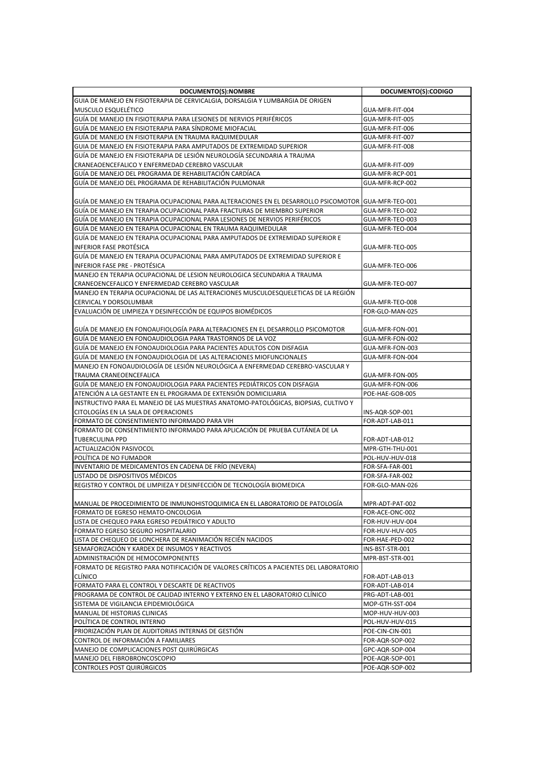| DOCUMENTO(S):NOMBRE | DOCUMENTO(S):CODIGO |
| --- | --- |
| GUIA DE MANEJO EN FISIOTERAPIA DE CERVICALGIA, DORSALGIA Y LUMBARGIA DE ORIGEN MUSCULO ESQUELÉTICO | GUA-MFR-FIT-004 |
| GUÍA DE MANEJO EN FISIOTERAPIA PARA LESIONES DE NERVIOS PERIFÉRICOS | GUA-MFR-FIT-005 |
| GUÍA DE MANEJO EN FISIOTERAPIA PARA SÍNDROME MIOFACIAL | GUA-MFR-FIT-006 |
| GUÍA DE MANEJO EN FISIOTERAPIA EN TRAUMA RAQUIMEDULAR | GUA-MFR-FIT-007 |
| GUIA DE MANEJO EN FISIOTERAPIA PARA AMPUTADOS DE EXTREMIDAD SUPERIOR | GUA-MFR-FIT-008 |
| GUÍA DE MANEJO EN FISIOTERAPIA DE LESIÓN NEUROLOGÍA SECUNDARIA A TRAUMA CRANEAOENCEFALICO Y ENFERMEDAD CEREBRO VASCULAR | GUA-MFR-FIT-009 |
| GUÍA DE MANEJO DEL PROGRAMA DE REHABILITACIÓN CARDÍACA | GUA-MFR-RCP-001 |
| GUÍA DE MANEJO DEL PROGRAMA DE REHABILITACIÓN PULMONAR | GUA-MFR-RCP-002 |
| GUÍA DE MANEJO EN TERAPIA OCUPACIONAL PARA ALTERACIONES EN EL DESARROLLO PSICOMOTOR | GUA-MFR-TEO-001 |
| GUÍA DE MANEJO EN TERAPIA OCUPACIONAL PARA FRACTURAS DE MIEMBRO SUPERIOR | GUA-MFR-TEO-002 |
| GUÍA DE MANEJO EN TERAPIA OCUPACIONAL PARA LESIONES DE NERVIOS PERIFÉRICOS | GUA-MFR-TEO-003 |
| GUÍA DE MANEJO EN TERAPIA OCUPACIONAL EN TRAUMA RAQUIMEDULAR | GUA-MFR-TEO-004 |
| GUÍA DE MANEJO EN TERAPIA OCUPACIONAL PARA AMPUTADOS DE EXTREMIDAD SUPERIOR E INFERIOR FASE PROTÉSICA | GUA-MFR-TEO-005 |
| GUÍA DE MANEJO EN TERAPIA OCUPACIONAL PARA AMPUTADOS DE EXTREMIDAD SUPERIOR E INFERIOR FASE PRE - PROTÉSICA | GUA-MFR-TEO-006 |
| MANEJO EN TERAPIA OCUPACIONAL DE LESION NEUROLOGICA SECUNDARIA A TRAUMA CRANEOENCEFALICO Y ENFERMEDAD CEREBRO VASCULAR | GUA-MFR-TEO-007 |
| MANEJO EN TERAPIA OCUPACIONAL DE LAS ALTERACIONES MUSCULOESQUELETICAS DE LA REGIÓN CERVICAL Y DORSOLUMBAR | GUA-MFR-TEO-008 |
| EVALUACIÓN DE LIMPIEZA Y DESINFECCIÓN DE EQUIPOS BIOMÉDICOS | FOR-GLO-MAN-025 |
| GUÍA DE MANEJO EN FONOAUFIOLOGÍA PARA ALTERACIONES EN EL DESARROLLO PSICOMOTOR | GUA-MFR-FON-001 |
| GUÍA DE MANEJO EN FONOAUDIOLOGIA PARA TRASTORNOS DE LA VOZ | GUA-MFR-FON-002 |
| GUÍA DE MANEJO EN FONOAUDIOLOGIA PARA PACIENTES ADULTOS CON DISFAGIA | GUA-MFR-FON-003 |
| GUÍA DE MANEJO EN FONOAUDIOLOGIA DE LAS ALTERACIONES MIOFUNCIONALES | GUA-MFR-FON-004 |
| MANEJO EN FONOAUDIOLOGÍA DE LESIÓN NEUROLÓGICA A ENFERMEDAD CEREBRO-VASCULAR Y TRAUMA CRANEOENCEFALICA | GUA-MFR-FON-005 |
| GUÍA DE MANEJO EN FONOAUDIOLOGIA PARA PACIENTES PEDIÁTRICOS CON DISFAGIA | GUA-MFR-FON-006 |
| ATENCIÓN A LA GESTANTE EN EL PROGRAMA DE EXTENSIÓN DOMICILIARIA | POE-HAE-GOB-005 |
| INSTRUCTIVO PARA EL MANEJO DE LAS MUESTRAS ANATOMO-PATOLÓGICAS, BIOPSIAS, CULTIVO Y CITOLOGÍAS EN LA SALA DE OPERACIONES | INS-AQR-SOP-001 |
| FORMATO DE CONSENTIMIENTO INFORMADO PARA VIH | FOR-ADT-LAB-011 |
| FORMATO DE CONSENTIMIENTO INFORMADO PARA APLICACIÓN DE PRUEBA CUTÁNEA DE LA TUBERCULINA PPD | FOR-ADT-LAB-012 |
| ACTUALIZACIÓN PASIVOCOL | MPR-GTH-THU-001 |
| POLÍTICA DE NO FUMADOR | POL-HUV-HUV-018 |
| INVENTARIO DE MEDICAMENTOS EN CADENA DE FRÍO (NEVERA) | FOR-SFA-FAR-001 |
| LISTADO DE DISPOSITIVOS MÉDICOS | FOR-SFA-FAR-002 |
| REGISTRO Y CONTROL DE LIMPIEZA Y DESINFECCIÒN DE TECNOLOGÍA BIOMEDICA | FOR-GLO-MAN-026 |
| MANUAL DE PROCEDIMIENTO DE INMUNOHISTOQUIMICA EN EL LABORATORIO DE PATOLOGÍA | MPR-ADT-PAT-002 |
| FORMATO DE EGRESO HEMATO-ONCOLOGIA | FOR-ACE-ONC-002 |
| LISTA DE CHEQUEO PARA EGRESO PEDIÁTRICO Y ADULTO | FOR-HUV-HUV-004 |
| FORMATO EGRESO SEGURO HOSPITALARIO | FOR-HUV-HUV-005 |
| LISTA DE CHEQUEO DE LONCHERA DE REANIMACIÓN RECIÉN NACIDOS | FOR-HAE-PED-002 |
| SEMAFORIZACIÓN Y KARDEX DE INSUMOS Y REACTIVOS | INS-BST-STR-001 |
| ADMINISTRACIÓN DE HEMOCOMPONENTES | MPR-BST-STR-001 |
| FORMATO DE REGISTRO PARA NOTIFICACIÓN DE VALORES CRÍTICOS A PACIENTES DEL LABORATORIO CLÍNICO | FOR-ADT-LAB-013 |
| FORMATO PARA EL CONTROL Y DESCARTE DE REACTIVOS | FOR-ADT-LAB-014 |
| PROGRAMA DE CONTROL DE CALIDAD INTERNO Y EXTERNO EN EL LABORATORIO CLÍNICO | PRG-ADT-LAB-001 |
| SISTEMA DE VIGILANCIA EPIDEMIOLÓGICA | MOP-GTH-SST-004 |
| MANUAL DE HISTORIAS CLINICAS | MOP-HUV-HUV-003 |
| POLÍTICA DE CONTROL INTERNO | POL-HUV-HUV-015 |
| PRIORIZACIÓN PLAN DE AUDITORIAS INTERNAS DE GESTIÓN | POE-CIN-CIN-001 |
| CONTROL DE INFORMACIÓN A FAMILIARES | FOR-AQR-SOP-002 |
| MANEJO DE COMPLICACIONES POST QUIRÚRGICAS | GPC-AQR-SOP-004 |
| MANEJO DEL FIBROBRONCOSCOPIO | POE-AQR-SOP-001 |
| CONTROLES POST QUIRÚRGICOS | POE-AQR-SOP-002 |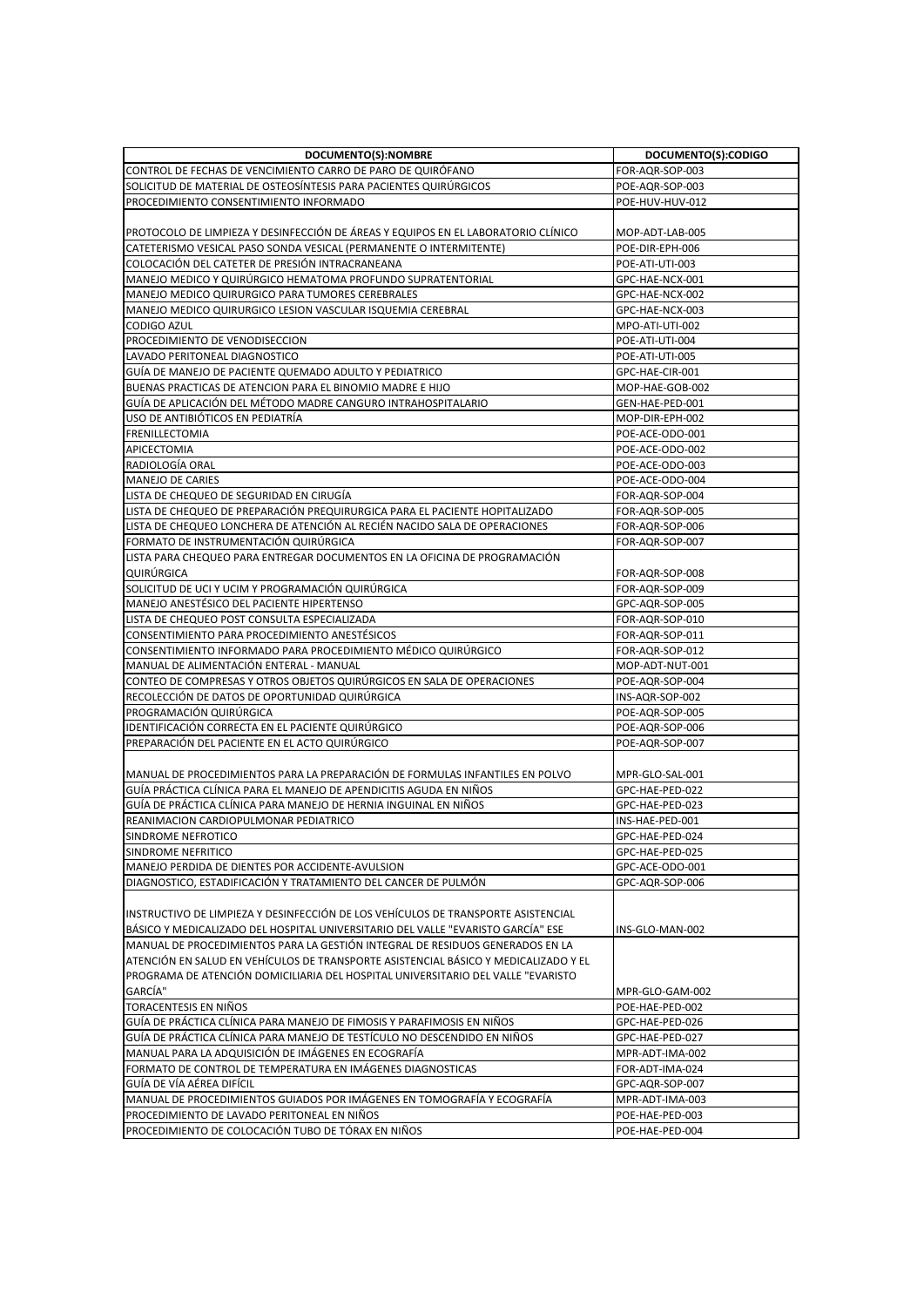| DOCUMENTO(S):NOMBRE | DOCUMENTO(S):CODIGO |
|---|---|
| CONTROL DE FECHAS DE VENCIMIENTO CARRO DE PARO DE QUIRÓFANO | FOR-AQR-SOP-003 |
| SOLICITUD DE MATERIAL DE OSTEOSÍNTESIS PARA PACIENTES QUIRÚRGICOS | POE-AQR-SOP-003 |
| PROCEDIMIENTO CONSENTIMIENTO INFORMADO | POE-HUV-HUV-012 |
| PROTOCOLO DE LIMPIEZA Y DESINFECCIÓN DE ÁREAS Y EQUIPOS EN EL LABORATORIO CLÍNICO | MOP-ADT-LAB-005 |
| CATETERISMO VESICAL PASO SONDA VESICAL (PERMANENTE O INTERMITENTE) | POE-DIR-EPH-006 |
| COLOCACIÓN DEL CATETER DE PRESIÓN INTRACRANEANA | POE-ATI-UTI-003 |
| MANEJO MEDICO Y QUIRÚRGICO HEMATOMA PROFUNDO SUPRATENTORIAL | GPC-HAE-NCX-001 |
| MANEJO MEDICO QUIRURGICO PARA TUMORES CEREBRALES | GPC-HAE-NCX-002 |
| MANEJO MEDICO QUIRURGICO LESION VASCULAR ISQUEMIA CEREBRAL | GPC-HAE-NCX-003 |
| CODIGO AZUL | MPO-ATI-UTI-002 |
| PROCEDIMIENTO DE VENODISECCION | POE-ATI-UTI-004 |
| LAVADO PERITONEAL DIAGNOSTICO | POE-ATI-UTI-005 |
| GUÍA DE MANEJO DE PACIENTE QUEMADO ADULTO Y PEDIATRICO | GPC-HAE-CIR-001 |
| BUENAS PRACTICAS DE ATENCION PARA EL BINOMIO MADRE E HIJO | MOP-HAE-GOB-002 |
| GUÍA DE APLICACIÓN DEL MÉTODO MADRE CANGURO INTRAHOSPITALARIO | GEN-HAE-PED-001 |
| USO DE ANTIBIÓTICOS EN PEDIATRÍA | MOP-DIR-EPH-002 |
| FRENILLECTOMIA | POE-ACE-ODO-001 |
| APICECTOMIA | POE-ACE-ODO-002 |
| RADIOLOGÍA ORAL | POE-ACE-ODO-003 |
| MANEJO DE CARIES | POE-ACE-ODO-004 |
| LISTA DE CHEQUEO DE SEGURIDAD EN CIRUGÍA | FOR-AQR-SOP-004 |
| LISTA DE CHEQUEO DE PREPARACIÓN PREQUIRURGICA PARA EL PACIENTE HOPITALIZADO | FOR-AQR-SOP-005 |
| LISTA DE CHEQUEO LONCHERA DE ATENCIÓN AL RECIÉN NACIDO SALA DE OPERACIONES | FOR-AQR-SOP-006 |
| FORMATO DE INSTRUMENTACIÓN QUIRÚRGICA | FOR-AQR-SOP-007 |
| LISTA PARA CHEQUEO PARA ENTREGAR DOCUMENTOS EN LA OFICINA DE PROGRAMACIÓN QUIRÚRGICA | FOR-AQR-SOP-008 |
| SOLICITUD DE UCI Y UCIM Y PROGRAMACIÓN QUIRÚRGICA | FOR-AQR-SOP-009 |
| MANEJO ANESTÉSICO DEL PACIENTE HIPERTENSO | GPC-AQR-SOP-005 |
| LISTA DE CHEQUEO POST CONSULTA ESPECIALIZADA | FOR-AQR-SOP-010 |
| CONSENTIMIENTO PARA PROCEDIMIENTO ANESTÉSICOS | FOR-AQR-SOP-011 |
| CONSENTIMIENTO INFORMADO PARA PROCEDIMIENTO MÉDICO QUIRÚRGICO | FOR-AQR-SOP-012 |
| MANUAL DE ALIMENTACIÓN ENTERAL - MANUAL | MOP-ADT-NUT-001 |
| CONTEO DE COMPRESAS Y OTROS OBJETOS QUIRÚRGICOS EN SALA DE OPERACIONES | POE-AQR-SOP-004 |
| RECOLECCIÓN DE DATOS DE OPORTUNIDAD QUIRÚRGICA | INS-AQR-SOP-002 |
| PROGRAMACIÓN QUIRÚRGICA | POE-AQR-SOP-005 |
| IDENTIFICACIÓN CORRECTA EN EL PACIENTE QUIRÚRGICO | POE-AQR-SOP-006 |
| PREPARACIÓN DEL PACIENTE EN EL ACTO QUIRÚRGICO | POE-AQR-SOP-007 |
| MANUAL DE PROCEDIMIENTOS PARA LA PREPARACIÓN DE FORMULAS INFANTILES EN POLVO | MPR-GLO-SAL-001 |
| GUÍA PRÁCTICA CLÍNICA PARA EL MANEJO DE APENDICITIS AGUDA EN NIÑOS | GPC-HAE-PED-022 |
| GUÍA DE PRÁCTICA CLÍNICA PARA MANEJO DE HERNIA INGUINAL EN NIÑOS | GPC-HAE-PED-023 |
| REANIMACION CARDIOPULMONAR PEDIATRICO | INS-HAE-PED-001 |
| SINDROME NEFROTICO | GPC-HAE-PED-024 |
| SINDROME NEFRITICO | GPC-HAE-PED-025 |
| MANEJO PERDIDA DE DIENTES POR ACCIDENTE-AVULSION | GPC-ACE-ODO-001 |
| DIAGNOSTICO, ESTADIFICACIÓN Y TRATAMIENTO DEL CANCER DE PULMÓN | GPC-AQR-SOP-006 |
| INSTRUCTIVO DE LIMPIEZA Y DESINFECCIÓN DE LOS VEHÍCULOS DE TRANSPORTE ASISTENCIAL BÁSICO Y MEDICALIZADO DEL HOSPITAL UNIVERSITARIO DEL VALLE "EVARISTO GARCÍA" ESE | INS-GLO-MAN-002 |
| MANUAL DE PROCEDIMIENTOS PARA LA GESTIÓN INTEGRAL DE RESIDUOS GENERADOS EN LA ATENCIÓN EN SALUD EN VEHÍCULOS DE TRANSPORTE ASISTENCIAL BÁSICO Y MEDICALIZADO Y EL PROGRAMA DE ATENCIÓN DOMICILIARIA DEL HOSPITAL UNIVERSITARIO DEL VALLE "EVARISTO GARCÍA" | MPR-GLO-GAM-002 |
| TORACENTESIS EN NIÑOS | POE-HAE-PED-002 |
| GUÍA DE PRÁCTICA CLÍNICA PARA MANEJO DE FIMOSIS Y PARAFIMOSIS EN NIÑOS | GPC-HAE-PED-026 |
| GUÍA DE PRÁCTICA CLÍNICA PARA MANEJO DE TESTÍCULO NO DESCENDIDO EN NIÑOS | GPC-HAE-PED-027 |
| MANUAL PARA LA ADQUISICIÓN DE IMÁGENES EN ECOGRAFÍA | MPR-ADT-IMA-002 |
| FORMATO DE CONTROL DE TEMPERATURA EN IMÁGENES DIAGNOSTICAS | FOR-ADT-IMA-024 |
| GUÍA DE VÍA AÉREA DIFÍCIL | GPC-AQR-SOP-007 |
| MANUAL DE PROCEDIMIENTOS GUIADOS POR IMÁGENES EN TOMOGRAFÍA Y ECOGRAFÍA | MPR-ADT-IMA-003 |
| PROCEDIMIENTO DE LAVADO PERITONEAL EN NIÑOS | POE-HAE-PED-003 |
| PROCEDIMIENTO DE COLOCACIÓN TUBO DE TÓRAX EN NIÑOS | POE-HAE-PED-004 |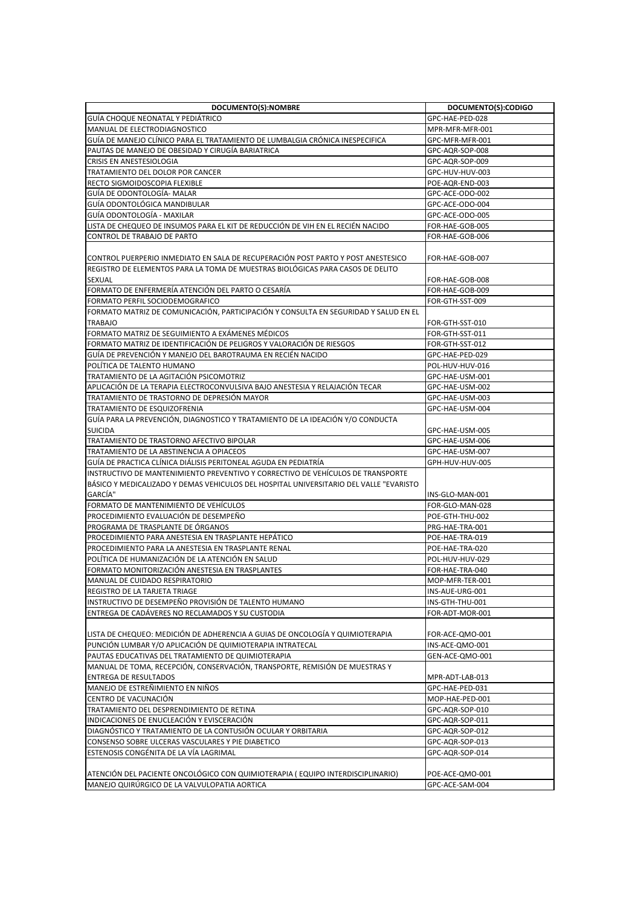| DOCUMENTO(S):NOMBRE | DOCUMENTO(S):CODIGO |
| --- | --- |
| GUÍA CHOQUE NEONATAL Y PEDIÁTRICO | GPC-HAE-PED-028 |
| MANUAL DE ELECTRODIAGNOSTICO | MPR-MFR-MFR-001 |
| GUÍA DE MANEJO CLÍNICO PARA EL TRATAMIENTO DE LUMBALGIA CRÓNICA INESPECIFICA | GPC-MFR-MFR-001 |
| PAUTAS DE MANEJO DE OBESIDAD Y CIRUGÍA BARIATRICA | GPC-AQR-SOP-008 |
| CRISIS EN ANESTESIOLOGIA | GPC-AQR-SOP-009 |
| TRATAMIENTO DEL DOLOR POR CANCER | GPC-HUV-HUV-003 |
| RECTO SIGMOIDOSCOPIA FLEXIBLE | POE-AQR-END-003 |
| GUÍA DE ODONTOLOGÍA- MALAR | GPC-ACE-ODO-002 |
| GUÍA ODONTOLÓGICA MANDIBULAR | GPC-ACE-ODO-004 |
| GUÍA ODONTOLOGÍA - MAXILAR | GPC-ACE-ODO-005 |
| LISTA DE CHEQUEO DE INSUMOS PARA EL KIT DE REDUCCIÓN DE VIH EN EL RECIÉN NACIDO | FOR-HAE-GOB-005 |
| CONTROL DE TRABAJO DE PARTO | FOR-HAE-GOB-006 |
| CONTROL PUERPERIO INMEDIATO EN SALA DE RECUPERACIÓN POST PARTO Y POST ANESTESICO | FOR-HAE-GOB-007 |
| REGISTRO DE ELEMENTOS PARA LA TOMA DE MUESTRAS BIOLÓGICAS PARA CASOS DE DELITO SEXUAL | FOR-HAE-GOB-008 |
| FORMATO DE ENFERMERÍA ATENCIÓN DEL PARTO O CESARÍA | FOR-HAE-GOB-009 |
| FORMATO PERFIL SOCIODEMOGRAFICO | FOR-GTH-SST-009 |
| FORMATO MATRIZ DE COMUNICACIÓN, PARTICIPACIÓN Y CONSULTA EN SEGURIDAD Y SALUD EN EL TRABAJO | FOR-GTH-SST-010 |
| FORMATO MATRIZ DE SEGUIMIENTO A EXÁMENES MÉDICOS | FOR-GTH-SST-011 |
| FORMATO MATRIZ DE IDENTIFICACIÓN DE PELIGROS Y VALORACIÓN DE RIESGOS | FOR-GTH-SST-012 |
| GUÍA DE PREVENCIÓN Y MANEJO DEL BAROTRAUMA EN RECIÉN NACIDO | GPC-HAE-PED-029 |
| POLÍTICA DE TALENTO HUMANO | POL-HUV-HUV-016 |
| TRATAMIENTO DE LA AGITACIÓN PSICOMOTRIZ | GPC-HAE-USM-001 |
| APLICACIÓN DE LA TERAPIA ELECTROCONVULSIVA BAJO ANESTESIA Y RELAJACIÓN TECAR | GPC-HAE-USM-002 |
| TRATAMIENTO DE TRASTORNO DE DEPRESIÓN MAYOR | GPC-HAE-USM-003 |
| TRATAMIENTO DE ESQUIZOFRENIA | GPC-HAE-USM-004 |
| GUÍA PARA LA PREVENCIÓN, DIAGNOSTICO Y TRATAMIENTO DE LA IDEACIÓN Y/O CONDUCTA SUICIDA | GPC-HAE-USM-005 |
| TRATAMIENTO DE TRASTORNO AFECTIVO BIPOLAR | GPC-HAE-USM-006 |
| TRATAMIENTO DE LA ABSTINENCIA A OPIACEOS | GPC-HAE-USM-007 |
| GUÍA DE PRACTICA CLÍNICA DIÁLISIS PERITONEAL AGUDA EN PEDIATRÍA | GPH-HUV-HUV-005 |
| INSTRUCTIVO DE MANTENIMIENTO PREVENTIVO Y CORRECTIVO DE VEHÍCULOS DE TRANSPORTE BÁSICO Y MEDICALIZADO Y DEMAS VEHICULOS DEL HOSPITAL UNIVERSITARIO DEL VALLE "EVARISTO GARCÍA" | INS-GLO-MAN-001 |
| FORMATO DE MANTENIMIENTO DE VEHÍCULOS | FOR-GLO-MAN-028 |
| PROCEDIMIENTO EVALUACIÓN DE DESEMPEÑO | POE-GTH-THU-002 |
| PROGRAMA DE TRASPLANTE DE ÓRGANOS | PRG-HAE-TRA-001 |
| PROCEDIMIENTO PARA ANESTESIA EN TRASPLANTE HEPÁTICO | POE-HAE-TRA-019 |
| PROCEDIMIENTO PARA LA ANESTESIA EN TRASPLANTE RENAL | POE-HAE-TRA-020 |
| POLÍTICA DE HUMANIZACIÓN DE LA ATENCIÓN EN SALUD | POL-HUV-HUV-029 |
| FORMATO MONITORIZACIÓN ANESTESIA EN TRASPLANTES | FOR-HAE-TRA-040 |
| MANUAL DE CUIDADO RESPIRATORIO | MOP-MFR-TER-001 |
| REGISTRO DE LA TARJETA TRIAGE | INS-AUE-URG-001 |
| INSTRUCTIVO DE DESEMPEÑO PROVISIÓN DE TALENTO HUMANO | INS-GTH-THU-001 |
| ENTREGA DE CADÁVERES NO RECLAMADOS Y SU CUSTODIA | FOR-ADT-MOR-001 |
| LISTA DE CHEQUEO: MEDICIÓN DE ADHERENCIA A GUIAS DE ONCOLOGÍA Y QUIMIOTERAPIA | FOR-ACE-QMO-001 |
| PUNCIÓN LUMBAR Y/O APLICACIÓN DE QUIMIOTERAPIA INTRATECAL | INS-ACE-QMO-001 |
| PAUTAS EDUCATIVAS DEL TRATAMIENTO DE QUIMIOTERAPIA | GEN-ACE-QMO-001 |
| MANUAL DE TOMA, RECEPCIÓN, CONSERVACIÓN, TRANSPORTE, REMISIÓN DE MUESTRAS Y ENTREGA DE RESULTADOS | MPR-ADT-LAB-013 |
| MANEJO DE ESTREÑIMIENTO EN NIÑOS | GPC-HAE-PED-031 |
| CENTRO DE VACUNACIÓN | MOP-HAE-PED-001 |
| TRATAMIENTO DEL DESPRENDIMIENTO DE RETINA | GPC-AQR-SOP-010 |
| INDICACIONES DE ENUCLEACIÓN Y EVISCERACIÓN | GPC-AQR-SOP-011 |
| DIAGNÓSTICO Y TRATAMIENTO DE LA CONTUSIÓN OCULAR Y ORBITARIA | GPC-AQR-SOP-012 |
| CONSENSO SOBRE ULCERAS VASCULARES Y PIE DIABETICO | GPC-AQR-SOP-013 |
| ESTENOSIS CONGÉNITA DE LA VÍA LAGRIMAL | GPC-AQR-SOP-014 |
| ATENCIÓN DEL PACIENTE ONCOLÓGICO CON QUIMIOTERAPIA ( EQUIPO INTERDISCIPLINARIO) | POE-ACE-QMO-001 |
| MANEJO QUIRÚRGICO DE LA VALVULOPATIA AORTICA | GPC-ACE-SAM-004 |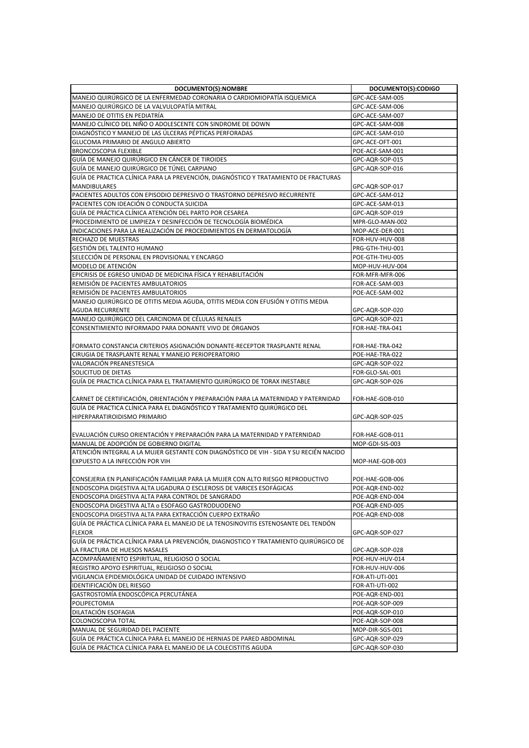| DOCUMENTO(S):NOMBRE | DOCUMENTO(S):CODIGO |
| --- | --- |
| MANEJO QUIRÚRGICO DE LA ENFERMEDAD CORONARIA O CARDIOMIOPATÍA ISQUEMICA | GPC-ACE-SAM-005 |
| MANEJO QUIRÚRGICO DE LA VALVULOPATÍA MITRAL | GPC-ACE-SAM-006 |
| MANEJO DE OTITIS EN PEDIATRÍA | GPC-ACE-SAM-007 |
| MANEJO CLÍNICO DEL NIÑO O ADOLESCENTE CON SINDROME DE DOWN | GPC-ACE-SAM-008 |
| DIAGNÓSTICO Y MANEJO DE LAS ÚLCERAS PÉPTICAS PERFORADAS | GPC-ACE-SAM-010 |
| GLUCOMA PRIMARIO DE ANGULO ABIERTO | GPC-ACE-OFT-001 |
| BRONCOSCOPIA FLEXIBLE | POE-ACE-SAM-001 |
| GUÍA DE MANEJO QUIRÚRGICO EN CÁNCER DE TIROIDES | GPC-AQR-SOP-015 |
| GUÍA DE MANEJO QUIRÚRGICO DE TÚNEL CARPIANO | GPC-AQR-SOP-016 |
| GUÍA DE PRACTICA CLÍNICA PARA LA PREVENCIÓN, DIAGNÓSTICO Y TRATAMIENTO DE FRACTURAS MANDIBULARES | GPC-AQR-SOP-017 |
| PACIENTES ADULTOS CON EPISODIO DEPRESIVO O TRASTORNO DEPRESIVO RECURRENTE | GPC-ACE-SAM-012 |
| PACIENTES CON IDEACIÓN O CONDUCTA SUICIDA | GPC-ACE-SAM-013 |
| GUÍA DE PRÁCTICA CLÍNICA ATENCIÓN DEL PARTO POR CESAREA | GPC-AQR-SOP-019 |
| PROCEDIMIENTO DE LIMPIEZA Y DESINFECCIÓN DE TECNOLOGÍA BIOMÉDICA | MPR-GLO-MAN-002 |
| INDICACIONES PARA LA REALIZACIÓN DE PROCEDIMIENTOS EN DERMATOLOGÍA | MOP-ACE-DER-001 |
| RECHAZO DE MUESTRAS | FOR-HUV-HUV-008 |
| GESTIÓN DEL TALENTO HUMANO | PRG-GTH-THU-001 |
| SELECCIÓN DE PERSONAL EN PROVISIONAL Y ENCARGO | POE-GTH-THU-005 |
| MODELO DE ATENCIÓN | MOP-HUV-HUV-004 |
| EPICRISIS DE EGRESO UNIDAD DE MEDICINA FÍSICA Y REHABILITACIÓN | FOR-MFR-MFR-006 |
| REMISIÓN DE PACIENTES AMBULATORIOS | FOR-ACE-SAM-003 |
| REMISIÓN DE PACIENTES AMBULATORIOS | POE-ACE-SAM-002 |
| MANEJO QUIRÚRGICO DE OTITIS MEDIA AGUDA, OTITIS MEDIA CON EFUSIÓN Y OTITIS MEDIA AGUDA RECURRENTE | GPC-AQR-SOP-020 |
| MANEJO QUIRÚRGICO DEL CARCINOMA DE CÉLULAS RENALES | GPC-AQR-SOP-021 |
| CONSENTIMIENTO INFORMADO PARA DONANTE VIVO DE ÓRGANOS | FOR-HAE-TRA-041 |
| FORMATO CONSTANCIA CRITERIOS ASIGNACIÓN DONANTE-RECEPTOR TRASPLANTE RENAL | FOR-HAE-TRA-042 |
| CIRUGIA DE TRASPLANTE RENAL Y MANEJO PERIOPERATORIO | POE-HAE-TRA-022 |
| VALORACIÓN PREANESTESICA | GPC-AQR-SOP-022 |
| SOLICITUD DE DIETAS | FOR-GLO-SAL-001 |
| GUÍA DE PRACTICA CLÍNICA PARA EL TRATAMIENTO QUIRÚRGICO DE TORAX INESTABLE | GPC-AQR-SOP-026 |
| CARNET DE CERTIFICACIÓN, ORIENTACIÓN Y PREPARACIÓN PARA LA MATERNIDAD Y PATERNIDAD | FOR-HAE-GOB-010 |
| GUÍA DE PRACTICA CLÍNICA PARA EL DIAGNÓSTICO Y TRATAMIENTO QUIRÚRGICO DEL HIPERPARATIROIDISMO PRIMARIO | GPC-AQR-SOP-025 |
| EVALUACIÓN CURSO ORIENTACIÓN Y PREPARACIÓN PARA LA MATERNIDAD Y PATERNIDAD | FOR-HAE-GOB-011 |
| MANUAL DE ADOPCIÓN DE GOBIERNO DIGITAL | MOP-GDI-SIS-003 |
| ATENCIÓN INTEGRAL A LA MUJER GESTANTE CON DIAGNÓSTICO DE VIH - SIDA Y SU RECIÉN NACIDO EXPUESTO A LA INFECCIÓN POR VIH | MOP-HAE-GOB-003 |
| CONSEJERIA EN PLANIFICACIÓN FAMILIAR PARA LA MUJER CON ALTO RIESGO REPRODUCTIVO | POE-HAE-GOB-006 |
| ENDOSCOPIA DIGESTIVA ALTA LIGADURA O ESCLEROSIS DE VARICES ESOFÁGICAS | POE-AQR-END-002 |
| ENDOSCOPIA DIGESTIVA ALTA PARA CONTROL DE SANGRADO | POE-AQR-END-004 |
| ENDOSCOPIA DIGESTIVA ALTA o ESOFAGO GASTRODUODENO | POE-AQR-END-005 |
| ENDOSCOPIA DIGESTIVA ALTA PARA EXTRACCIÓN CUERPO EXTRAÑO | POE-AQR-END-008 |
| GUÍA DE PRÁCTICA CLÍNICA PARA EL MANEJO DE LA TENOSINOVITIS ESTENOSANTE DEL TENDÓN FLEXOR | GPC-AQR-SOP-027 |
| GUÍA DE PRÁCTICA CLÍNICA PARA LA PREVENCIÓN, DIAGNOSTICO Y TRATAMIENTO QUIRÚRGICO DE LA FRACTURA DE HUESOS NASALES | GPC-AQR-SOP-028 |
| ACOMPAÑAMIENTO ESPIRITUAL, RELIGIOSO O SOCIAL | POE-HUV-HUV-014 |
| REGISTRO APOYO ESPIRITUAL, RELIGIOSO O SOCIAL | FOR-HUV-HUV-006 |
| VIGILANCIA EPIDEMIOLÓGICA UNIDAD DE CUIDADO INTENSIVO | FOR-ATI-UTI-001 |
| IDENTIFICACIÓN DEL RIESGO | FOR-ATI-UTI-002 |
| GASTROSTOMÍA ENDOSCÓPICA PERCUTÁNEA | POE-AQR-END-001 |
| POLIPECTOMIA | POE-AQR-SOP-009 |
| DILATACIÓN ESOFAGIA | POE-AQR-SOP-010 |
| COLONOSCOPIA TOTAL | POE-AQR-SOP-008 |
| MANUAL DE SEGURIDAD DEL PACIENTE | MOP-DIR-SGS-001 |
| GUÍA DE PRÁCTICA CLÍNICA PARA EL MANEJO DE HERNIAS DE PARED ABDOMINAL | GPC-AQR-SOP-029 |
| GUÍA DE PRÁCTICA CLÍNICA PARA EL MANEJO DE LA COLECISTITIS AGUDA | GPC-AQR-SOP-030 |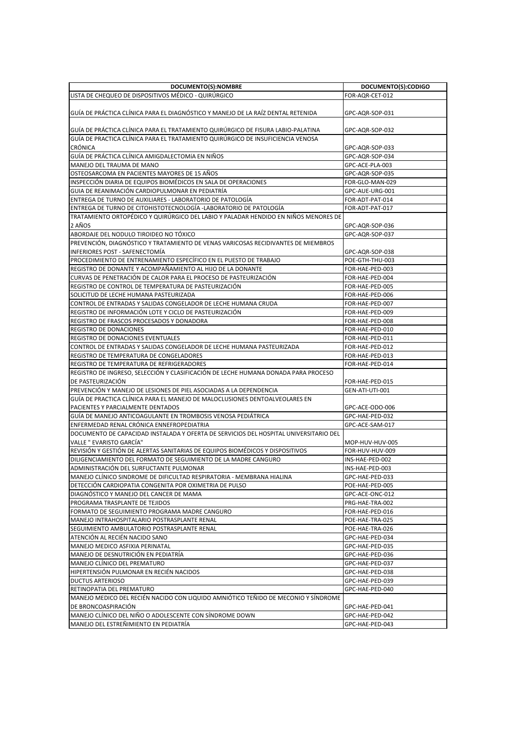| DOCUMENTO(S):NOMBRE | DOCUMENTO(S):CODIGO |
|---|---|
| LISTA DE CHEQUEO DE DISPOSITIVOS MÉDICO - QUIRÚRGICO | FOR-AQR-CET-012 |
| GUÍA DE PRÁCTICA CLÍNICA PARA EL DIAGNÓSTICO Y MANEJO DE LA RAÍZ DENTAL RETENIDA | GPC-AQR-SOP-031 |
| GUÍA DE PRÁCTICA CLÍNICA PARA EL TRATAMIENTO QUIRÚRGICO DE FISURA LABIO-PALATINA | GPC-AQR-SOP-032 |
| GUÍA DE PRACTICA CLÍNICA PARA EL TRATAMIENTO QUIRÚRGICO DE INSUFICIENCIA VENOSA CRÓNICA | GPC-AQR-SOP-033 |
| GUÍA DE PRÁCTICA CLÍNICA AMIGDALECTOMíA EN NIÑOS | GPC-AQR-SOP-034 |
| MANEJO DEL TRAUMA DE MANO | GPC-ACE-PLA-003 |
| OSTEOSARCOMA EN PACIENTES MAYORES DE 15 AÑOS | GPC-AQR-SOP-035 |
| INSPECCIÓN DIARIA DE EQUIPOS BIOMÉDICOS EN SALA DE OPERACIONES | FOR-GLO-MAN-029 |
| GUIA DE REANIMACIÓN CARDIOPULMONAR EN PEDIATRÍA | GPC-AUE-URG-001 |
| ENTREGA DE TURNO DE AUXILIARES - LABORATORIO DE PATOLOGÍA | FOR-ADT-PAT-014 |
| ENTREGA DE TURNO DE CITOHISTOTECNOLOGÍA -LABORATORIO DE PATOLOGÍA | FOR-ADT-PAT-017 |
| TRATAMIENTO ORTOPÉDICO Y QUIRÚRGICO DEL LABIO Y PALADAR HENDIDO EN NIÑOS MENORES DE 2 AÑOS | GPC-AQR-SOP-036 |
| ABORDAJE DEL NODULO TIROIDEO NO TÓXICO | GPC-AQR-SOP-037 |
| PREVENCIÓN, DIAGNÓSTICO Y TRATAMIENTO DE VENAS VARICOSAS RECIDIVANTES DE MIEMBROS INFERIORES POST - SAFENECTOMÍA | GPC-AQR-SOP-038 |
| PROCEDIMIENTO DE ENTRENAMIENTO ESPECÍFICO EN EL PUESTO DE TRABAJO | POE-GTH-THU-003 |
| REGISTRO DE DONANTE Y ACOMPAÑAMIENTO AL HIJO DE LA DONANTE | FOR-HAE-PED-003 |
| CURVAS DE PENETRACIÓN DE CALOR PARA EL PROCESO DE PASTEURIZACIÓN | FOR-HAE-PED-004 |
| REGISTRO DE CONTROL DE TEMPERATURA DE PASTEURIZACIÓN | FOR-HAE-PED-005 |
| SOLICITUD DE LECHE HUMANA PASTEURIZADA | FOR-HAE-PED-006 |
| CONTROL DE ENTRADAS Y SALIDAS CONGELADOR DE LECHE HUMANA CRUDA | FOR-HAE-PED-007 |
| REGISTRO DE INFORMACIÓN LOTE Y CICLO DE PASTEURIZACIÓN | FOR-HAE-PED-009 |
| REGISTRO DE FRASCOS PROCESADOS Y DONADORA | FOR-HAE-PED-008 |
| REGISTRO DE DONACIONES | FOR-HAE-PED-010 |
| REGISTRO DE DONACIONES EVENTUALES | FOR-HAE-PED-011 |
| CONTROL DE ENTRADAS Y SALIDAS CONGELADOR DE LECHE HUMANA PASTEURIZADA | FOR-HAE-PED-012 |
| REGISTRO DE TEMPERATURA DE CONGELADORES | FOR-HAE-PED-013 |
| REGISTRO DE TEMPERATURA DE REFRIGERADORES | FOR-HAE-PED-014 |
| REGISTRO DE INGRESO, SELECCIÓN Y CLASIFICACIÓN DE LECHE HUMANA DONADA PARA PROCESO DE PASTEURIZACIÓN | FOR-HAE-PED-015 |
| PREVENCIÓN Y MANEJO DE LESIONES DE PIEL ASOCIADAS A LA DEPENDENCIA | GEN-ATI-UTI-001 |
| GUÍA DE PRACTICA CLÍNICA PARA EL MANEJO DE MALOCLUSIONES DENTOALVEOLARES EN PACIENTES Y PARCIALMENTE DENTADOS | GPC-ACE-ODO-006 |
| GUÍA DE MANEJO ANTICOAGULANTE EN TROMBOSIS VENOSA PEDIÁTRICA | GPC-HAE-PED-032 |
| ENFERMEDAD RENAL CRÓNICA ENNEFROPEDIATRIA | GPC-ACE-SAM-017 |
| DOCUMENTO DE CAPACIDAD INSTALADA Y OFERTA DE SERVICIOS DEL HOSPITAL UNIVERSITARIO DEL VALLE " EVARISTO GARCÍA" | MOP-HUV-HUV-005 |
| REVISIÓN Y GESTIÓN DE ALERTAS SANITARIAS DE EQUIPOS BIOMÉDICOS Y DISPOSITIVOS | FOR-HUV-HUV-009 |
| DILIGENCIAMIENTO DEL FORMATO DE SEGUIMIENTO DE LA MADRE CANGURO | INS-HAE-PED-002 |
| ADMINISTRACIÓN DEL SURFUCTANTE PULMONAR | INS-HAE-PED-003 |
| MANEJO CLÍNICO SINDROME DE DIFICULTAD RESPIRATORIA - MEMBRANA HIALINA | GPC-HAE-PED-033 |
| DETECCIÓN CARDIOPATIA CONGENITA POR OXIMETRIA DE PULSO | POE-HAE-PED-005 |
| DIAGNÓSTICO Y MANEJO DEL CANCER DE MAMA | GPC-ACE-ONC-012 |
| PROGRAMA TRASPLANTE DE TEJIDOS | PRG-HAE-TRA-002 |
| FORMATO DE SEGUIMIENTO PROGRAMA MADRE CANGURO | FOR-HAE-PED-016 |
| MANEJO INTRAHOSPITALARIO POSTRASPLANTE RENAL | POE-HAE-TRA-025 |
| SEGUIMIENTO AMBULATORIO POSTRASPLANTE RENAL | POE-HAE-TRA-026 |
| ATENCIÓN AL RECIÉN NACIDO SANO | GPC-HAE-PED-034 |
| MANEJO MEDICO ASFIXIA PERINATAL | GPC-HAE-PED-035 |
| MANEJO DE DESNUTRICIÓN EN PEDIATRÍA | GPC-HAE-PED-036 |
| MANEJO CLÍNICO DEL PREMATURO | GPC-HAE-PED-037 |
| HIPERTENSIÓN PULMONAR EN RECIÉN NACIDOS | GPC-HAE-PED-038 |
| DUCTUS ARTERIOSO | GPC-HAE-PED-039 |
| RETINOPATIA DEL PREMATURO | GPC-HAE-PED-040 |
| MANEJO MEDICO DEL RECIÉN NACIDO CON LIQUIDO AMNIÓTICO TEÑIDO DE MECONIO Y SÍNDROME DE BRONCOASPIRACIÓN | GPC-HAE-PED-041 |
| MANEJO CLÍNICO DEL NIÑO O ADOLESCENTE CON SÍNDROME DOWN | GPC-HAE-PED-042 |
| MANEJO DEL ESTREÑIMIENTO EN PEDIATRÍA | GPC-HAE-PED-043 |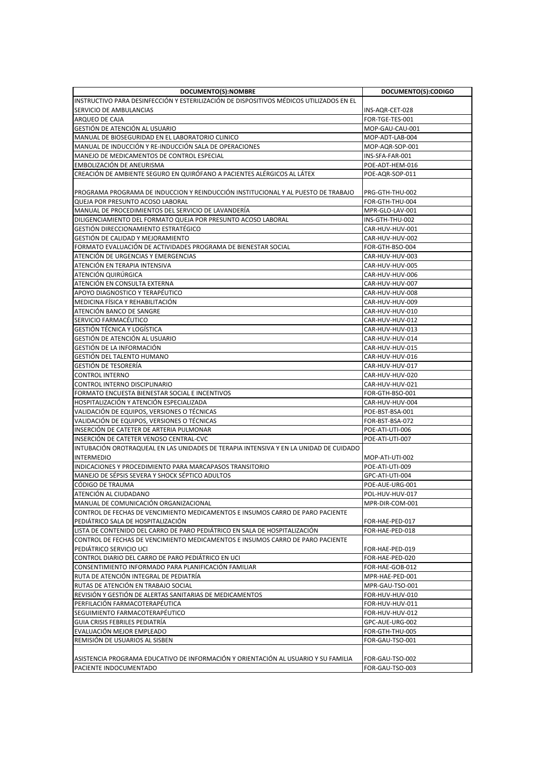| DOCUMENTO(S):NOMBRE | DOCUMENTO(S):CODIGO |
| --- | --- |
| INSTRUCTIVO PARA DESINFECCIÓN Y ESTERILIZACIÓN DE DISPOSITIVOS MÉDICOS UTILIZADOS EN EL SERVICIO DE AMBULANCIAS | INS-AQR-CET-028 |
| ARQUEO DE CAJA | FOR-TGE-TES-001 |
| GESTIÓN DE ATENCIÓN AL USUARIO | MOP-GAU-CAU-001 |
| MANUAL DE BIOSEGURIDAD EN EL LABORATORIO CLINICO | MOP-ADT-LAB-004 |
| MANUAL DE INDUCCIÓN Y RE-INDUCCIÓN SALA DE OPERACIONES | MOP-AQR-SOP-001 |
| MANEJO DE MEDICAMENTOS DE CONTROL ESPECIAL | INS-SFA-FAR-001 |
| EMBOLIZACIÓN DE ANEURISMA | POE-ADT-HEM-016 |
| CREACIÓN DE AMBIENTE SEGURO EN QUIRÓFANO A PACIENTES ALÉRGICOS AL LÁTEX | POE-AQR-SOP-011 |
| PROGRAMA PROGRAMA DE INDUCCION Y REINDUCCIÓN INSTITUCIONAL Y AL PUESTO DE TRABAJO | PRG-GTH-THU-002 |
| QUEJA POR PRESUNTO ACOSO LABORAL | FOR-GTH-THU-004 |
| MANUAL DE PROCEDIMIENTOS DEL SERVICIO DE LAVANDERÍA | MPR-GLO-LAV-001 |
| DILIGENCIAMIENTO DEL FORMATO QUEJA POR PRESUNTO ACOSO LABORAL | INS-GTH-THU-002 |
| GESTIÓN DIRECCIONAMIENTO ESTRATÉGICO | CAR-HUV-HUV-001 |
| GESTIÓN DE CALIDAD Y MEJORAMIENTO | CAR-HUV-HUV-002 |
| FORMATO EVALUACIÓN DE ACTIVIDADES PROGRAMA DE BIENESTAR SOCIAL | FOR-GTH-BSO-004 |
| ATENCIÓN DE URGENCIAS Y EMERGENCIAS | CAR-HUV-HUV-003 |
| ATENCIÓN EN TERAPIA INTENSIVA | CAR-HUV-HUV-005 |
| ATENCIÓN QUIRÚRGICA | CAR-HUV-HUV-006 |
| ATENCIÓN EN CONSULTA EXTERNA | CAR-HUV-HUV-007 |
| APOYO DIAGNOSTICO Y TERAPÉUTICO | CAR-HUV-HUV-008 |
| MEDICINA FÍSICA Y REHABILITACIÓN | CAR-HUV-HUV-009 |
| ATENCIÓN BANCO DE SANGRE | CAR-HUV-HUV-010 |
| SERVICIO FARMACÉUTICO | CAR-HUV-HUV-012 |
| GESTIÓN TÉCNICA Y LOGÍSTICA | CAR-HUV-HUV-013 |
| GESTIÓN DE ATENCIÓN AL USUARIO | CAR-HUV-HUV-014 |
| GESTIÓN DE LA INFORMACIÓN | CAR-HUV-HUV-015 |
| GESTIÓN DEL TALENTO HUMANO | CAR-HUV-HUV-016 |
| GESTIÓN DE TESORERÍA | CAR-HUV-HUV-017 |
| CONTROL INTERNO | CAR-HUV-HUV-020 |
| CONTROL INTERNO DISCIPLINARIO | CAR-HUV-HUV-021 |
| FORMATO ENCUESTA BIENESTAR SOCIAL E INCENTIVOS | FOR-GTH-BSO-001 |
| HOSPITALIZACIÓN Y ATENCIÓN ESPECIALIZADA | CAR-HUV-HUV-004 |
| VALIDACIÓN DE EQUIPOS, VERSIONES O TÉCNICAS | POE-BST-BSA-001 |
| VALIDACIÓN DE EQUIPOS, VERSIONES O TÉCNICAS | FOR-BST-BSA-072 |
| INSERCIÓN DE CATETER DE ARTERIA PULMONAR | POE-ATI-UTI-006 |
| INSERCIÓN DE CATETER VENOSO CENTRAL-CVC | POE-ATI-UTI-007 |
| INTUBACIÓN OROTRAQUEAL EN LAS UNIDADES DE TERAPIA INTENSIVA Y EN LA UNIDAD DE CUIDADO INTERMEDIO | MOP-ATI-UTI-002 |
| INDICACIONES Y PROCEDIMIENTO PARA MARCAPASOS TRANSITORIO | POE-ATI-UTI-009 |
| MANEJO DE SÉPSIS SEVERA Y SHOCK SÉPTICO ADULTOS | GPC-ATI-UTI-004 |
| CÓDIGO DE TRAUMA | POE-AUE-URG-001 |
| ATENCIÓN AL CIUDADANO | POL-HUV-HUV-017 |
| MANUAL DE COMUNICACIÓN ORGANIZACIONAL | MPR-DIR-COM-001 |
| CONTROL DE FECHAS DE VENCIMIENTO MEDICAMENTOS E INSUMOS CARRO DE PARO PACIENTE PEDIÁTRICO SALA DE HOSPITALIZACIÓN | FOR-HAE-PED-017 |
| LISTA DE CONTENIDO DEL CARRO DE PARO PEDIÁTRICO EN SALA DE HOSPITALIZACIÓN | FOR-HAE-PED-018 |
| CONTROL DE FECHAS DE VENCIMIENTO MEDICAMENTOS E INSUMOS CARRO DE PARO PACIENTE PEDIÁTRICO SERVICIO UCI | FOR-HAE-PED-019 |
| CONTROL DIARIO DEL CARRO DE PARO PEDIÁTRICO EN UCI | FOR-HAE-PED-020 |
| CONSENTIMIENTO INFORMADO PARA PLANIFICACIÓN FAMILIAR | FOR-HAE-GOB-012 |
| RUTA DE ATENCIÓN INTEGRAL DE PEDIATRÍA | MPR-HAE-PED-001 |
| RUTAS DE ATENCIÓN EN TRABAJO SOCIAL | MPR-GAU-TSO-001 |
| REVISIÓN Y GESTIÓN DE ALERTAS SANITARIAS DE MEDICAMENTOS | FOR-HUV-HUV-010 |
| PERFILACIÓN FARMACOTERAPÉUTICA | FOR-HUV-HUV-011 |
| SEGUIMIENTO FARMACOTERAPÉUTICO | FOR-HUV-HUV-012 |
| GUIA CRISIS FEBRILES PEDIATRÍA | GPC-AUE-URG-002 |
| EVALUACIÓN MEJOR EMPLEADO | FOR-GTH-THU-005 |
| REMISIÓN DE USUARIOS AL SISBEN | FOR-GAU-TSO-001 |
| ASISTENCIA PROGRAMA EDUCATIVO DE INFORMACIÓN Y ORIENTACIÓN AL USUARIO Y SU FAMILIA | FOR-GAU-TSO-002 |
| PACIENTE INDOCUMENTADO | FOR-GAU-TSO-003 |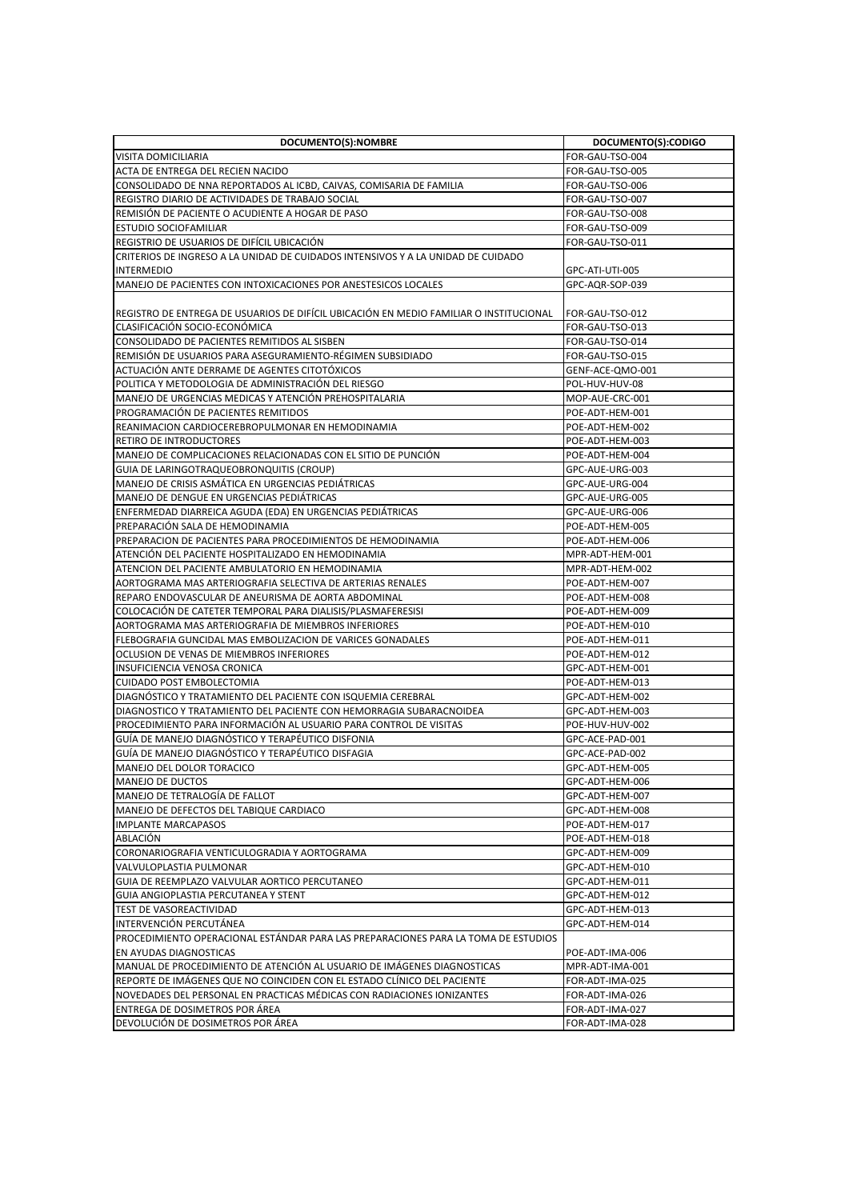| DOCUMENTO(S):NOMBRE | DOCUMENTO(S):CODIGO |
|---|---|
| VISITA DOMICILIARIA | FOR-GAU-TSO-004 |
| ACTA DE ENTREGA DEL RECIEN NACIDO | FOR-GAU-TSO-005 |
| CONSOLIDADO DE NNA REPORTADOS AL ICBD, CAIVAS, COMISARIA DE FAMILIA | FOR-GAU-TSO-006 |
| REGISTRO DIARIO DE ACTIVIDADES DE TRABAJO SOCIAL | FOR-GAU-TSO-007 |
| REMISIÓN DE PACIENTE O ACUDIENTE A HOGAR DE PASO | FOR-GAU-TSO-008 |
| ESTUDIO SOCIOFAMILIAR | FOR-GAU-TSO-009 |
| REGISTRIO DE USUARIOS DE DIFÍCIL UBICACIÓN | FOR-GAU-TSO-011 |
| CRITERIOS DE INGRESO A LA UNIDAD DE CUIDADOS INTENSIVOS Y A LA UNIDAD DE CUIDADO INTERMEDIO | GPC-ATI-UTI-005 |
| MANEJO DE PACIENTES CON INTOXICACIONES POR ANESTESICOS LOCALES | GPC-AQR-SOP-039 |
| REGISTRO DE ENTREGA DE USUARIOS DE DIFÍCIL UBICACIÓN EN MEDIO FAMILIAR O INSTITUCIONAL | FOR-GAU-TSO-012 |
| CLASIFICACIÓN SOCIO-ECONÓMICA | FOR-GAU-TSO-013 |
| CONSOLIDADO DE PACIENTES REMITIDOS AL SISBEN | FOR-GAU-TSO-014 |
| REMISIÓN DE USUARIOS PARA ASEGURAMIENTO-RÉGIMEN SUBSIDIADO | FOR-GAU-TSO-015 |
| ACTUACIÓN ANTE DERRAME DE AGENTES CITOTÓXICOS | GENF-ACE-QMO-001 |
| POLITICA Y METODOLOGIA DE ADMINISTRACIÓN DEL RIESGO | POL-HUV-HUV-08 |
| MANEJO DE URGENCIAS MEDICAS Y ATENCIÓN PREHOSPITALARIA | MOP-AUE-CRC-001 |
| PROGRAMACIÓN DE PACIENTES REMITIDOS | POE-ADT-HEM-001 |
| REANIMACION CARDIOCEREBROPULMONAR EN HEMODINAMIA | POE-ADT-HEM-002 |
| RETIRO DE INTRODUCTORES | POE-ADT-HEM-003 |
| MANEJO DE COMPLICACIONES RELACIONADAS CON EL SITIO DE PUNCIÓN | POE-ADT-HEM-004 |
| GUIA DE LARINGOTRAQUEOBRONQUITIS (CROUP) | GPC-AUE-URG-003 |
| MANEJO DE CRISIS ASMÁTICA EN URGENCIAS PEDIÁTRICAS | GPC-AUE-URG-004 |
| MANEJO DE DENGUE EN URGENCIAS PEDIÁTRICAS | GPC-AUE-URG-005 |
| ENFERMEDAD DIARREICA AGUDA (EDA) EN URGENCIAS PEDIÁTRICAS | GPC-AUE-URG-006 |
| PREPARACIÓN SALA DE HEMODINAMIA | POE-ADT-HEM-005 |
| PREPARACION DE PACIENTES PARA PROCEDIMIENTOS DE HEMODINAMIA | POE-ADT-HEM-006 |
| ATENCIÓN DEL PACIENTE HOSPITALIZADO EN HEMODINAMIA | MPR-ADT-HEM-001 |
| ATENCION DEL PACIENTE AMBULATORIO EN HEMODINAMIA | MPR-ADT-HEM-002 |
| AORTOGRAMA MAS ARTERIOGRAFIA SELECTIVA DE ARTERIAS RENALES | POE-ADT-HEM-007 |
| REPARO ENDOVASCULAR DE ANEURISMA DE AORTA ABDOMINAL | POE-ADT-HEM-008 |
| COLOCACIÓN DE CATETER TEMPORAL PARA DIALISIS/PLASMAFERESISI | POE-ADT-HEM-009 |
| AORTOGRAMA MAS ARTERIOGRAFIA DE MIEMBROS INFERIORES | POE-ADT-HEM-010 |
| FLEBOGRAFIA GUNCIDAL MAS EMBOLIZACION DE VARICES GONADALES | POE-ADT-HEM-011 |
| OCLUSION DE VENAS DE MIEMBROS INFERIORES | POE-ADT-HEM-012 |
| INSUFICIENCIA VENOSA CRONICA | GPC-ADT-HEM-001 |
| CUIDADO POST EMBOLECTOMIA | POE-ADT-HEM-013 |
| DIAGNÓSTICO Y TRATAMIENTO DEL PACIENTE CON ISQUEMIA CEREBRAL | GPC-ADT-HEM-002 |
| DIAGNOSTICO Y TRATAMIENTO DEL PACIENTE CON HEMORRAGIA SUBARACNOIDEA | GPC-ADT-HEM-003 |
| PROCEDIMIENTO PARA INFORMACIÓN AL USUARIO PARA CONTROL DE VISITAS | POE-HUV-HUV-002 |
| GUÍA DE MANEJO DIAGNÓSTICO Y TERAPÉUTICO DISFONIA | GPC-ACE-PAD-001 |
| GUÍA DE MANEJO DIAGNÓSTICO Y TERAPÉUTICO DISFAGIA | GPC-ACE-PAD-002 |
| MANEJO DEL DOLOR TORACICO | GPC-ADT-HEM-005 |
| MANEJO DE DUCTOS | GPC-ADT-HEM-006 |
| MANEJO DE TETRALOGÍA DE FALLOT | GPC-ADT-HEM-007 |
| MANEJO DE DEFECTOS DEL TABIQUE CARDIACO | GPC-ADT-HEM-008 |
| IMPLANTE MARCAPASOS | POE-ADT-HEM-017 |
| ABLACIÓN | POE-ADT-HEM-018 |
| CORONARIOGRAFIA VENTICULOGRADIA Y AORTOGRAMA | GPC-ADT-HEM-009 |
| VALVULOPLASTIA PULMONAR | GPC-ADT-HEM-010 |
| GUIA DE REEMPLAZO VALVULAR AORTICO PERCUTANEO | GPC-ADT-HEM-011 |
| GUIA ANGIOPLASTIA PERCUTANEA Y STENT | GPC-ADT-HEM-012 |
| TEST DE VASOREACTIVIDAD | GPC-ADT-HEM-013 |
| INTERVENCIÓN PERCUTÁNEA | GPC-ADT-HEM-014 |
| PROCEDIMIENTO OPERACIONAL ESTÁNDAR PARA LAS PREPARACIONES PARA LA TOMA DE ESTUDIOS EN AYUDAS DIAGNOSTICAS | POE-ADT-IMA-006 |
| MANUAL DE PROCEDIMIENTO DE ATENCIÓN AL USUARIO DE IMÁGENES DIAGNOSTICAS | MPR-ADT-IMA-001 |
| REPORTE DE IMÁGENES QUE NO COINCIDEN CON EL ESTADO CLÍNICO DEL PACIENTE | FOR-ADT-IMA-025 |
| NOVEDADES DEL PERSONAL EN PRACTICAS MÉDICAS CON RADIACIONES IONIZANTES | FOR-ADT-IMA-026 |
| ENTREGA DE DOSIMETROS POR ÁREA | FOR-ADT-IMA-027 |
| DEVOLUCIÓN DE DOSIMETROS POR ÁREA | FOR-ADT-IMA-028 |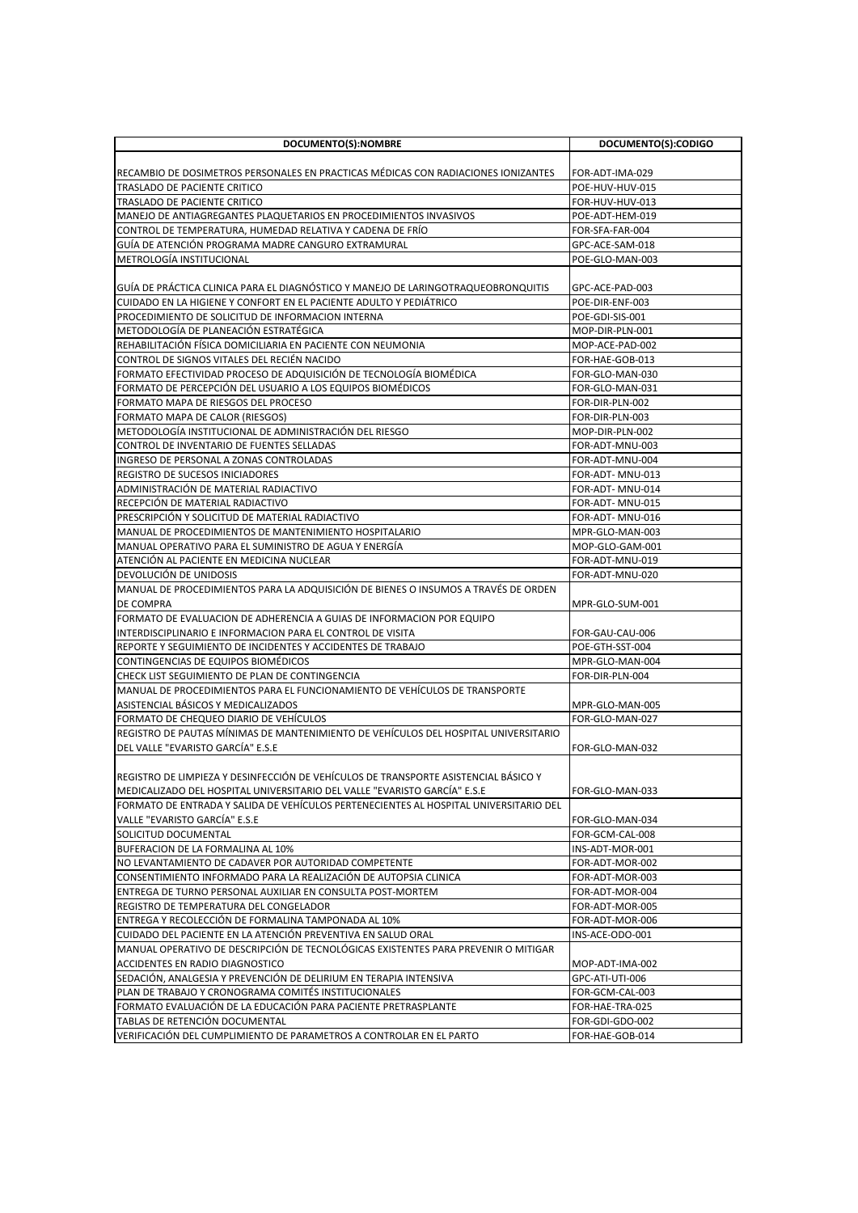| DOCUMENTO(S):NOMBRE | DOCUMENTO(S):CODIGO |
|---|---|
| RECAMBIO DE DOSIMETROS PERSONALES EN PRACTICAS MÉDICAS CON RADIACIONES IONIZANTES | FOR-ADT-IMA-029 |
| TRASLADO DE PACIENTE CRITICO | POE-HUV-HUV-015 |
| TRASLADO DE PACIENTE CRITICO | FOR-HUV-HUV-013 |
| MANEJO DE ANTIAGREGANTES PLAQUETARIOS EN PROCEDIMIENTOS INVASIVOS | POE-ADT-HEM-019 |
| CONTROL DE TEMPERATURA, HUMEDAD RELATIVA Y CADENA DE FRÍO | FOR-SFA-FAR-004 |
| GUÍA DE ATENCIÓN PROGRAMA MADRE CANGURO EXTRAMURAL | GPC-ACE-SAM-018 |
| METROLOGÍA INSTITUCIONAL | POE-GLO-MAN-003 |
| GUÍA DE PRÁCTICA CLINICA PARA EL DIAGNÓSTICO Y MANEJO DE LARINGOTRAQUEOBRONQUITIS | GPC-ACE-PAD-003 |
| CUIDADO EN LA HIGIENE Y CONFORT EN EL PACIENTE ADULTO Y PEDIÁTRICO | POE-DIR-ENF-003 |
| PROCEDIMIENTO DE SOLICITUD DE INFORMACION INTERNA | POE-GDI-SIS-001 |
| METODOLOGÍA DE PLANEACIÓN ESTRATÉGICA | MOP-DIR-PLN-001 |
| REHABILITACIÓN FÍSICA DOMICILIARIA EN PACIENTE CON NEUMONIA | MOP-ACE-PAD-002 |
| CONTROL DE SIGNOS VITALES DEL RECIÉN NACIDO | FOR-HAE-GOB-013 |
| FORMATO EFECTIVIDAD PROCESO DE ADQUISICIÓN DE TECNOLOGÍA BIOMÉDICA | FOR-GLO-MAN-030 |
| FORMATO DE PERCEPCIÓN DEL USUARIO A LOS EQUIPOS BIOMÉDICOS | FOR-GLO-MAN-031 |
| FORMATO MAPA DE RIESGOS DEL PROCESO | FOR-DIR-PLN-002 |
| FORMATO MAPA DE CALOR (RIESGOS) | FOR-DIR-PLN-003 |
| METODOLOGÍA INSTITUCIONAL DE ADMINISTRACIÓN DEL RIESGO | MOP-DIR-PLN-002 |
| CONTROL DE INVENTARIO DE FUENTES SELLADAS | FOR-ADT-MNU-003 |
| INGRESO DE PERSONAL A ZONAS CONTROLADAS | FOR-ADT-MNU-004 |
| REGISTRO DE SUCESOS INICIADORES | FOR-ADT- MNU-013 |
| ADMINISTRACIÓN DE MATERIAL RADIACTIVO | FOR-ADT- MNU-014 |
| RECEPCIÓN DE MATERIAL RADIACTIVO | FOR-ADT- MNU-015 |
| PRESCRIPCIÓN Y SOLICITUD DE MATERIAL RADIACTIVO | FOR-ADT- MNU-016 |
| MANUAL DE PROCEDIMIENTOS DE MANTENIMIENTO HOSPITALARIO | MPR-GLO-MAN-003 |
| MANUAL OPERATIVO PARA EL SUMINISTRO DE AGUA Y ENERGÍA | MOP-GLO-GAM-001 |
| ATENCIÓN AL PACIENTE EN MEDICINA NUCLEAR | FOR-ADT-MNU-019 |
| DEVOLUCIÓN DE UNIDOSIS | FOR-ADT-MNU-020 |
| MANUAL DE PROCEDIMIENTOS PARA LA ADQUISICIÓN DE BIENES O INSUMOS A TRAVÉS DE ORDEN DE COMPRA | MPR-GLO-SUM-001 |
| FORMATO DE EVALUACION DE ADHERENCIA A GUIAS DE INFORMACION POR EQUIPO INTERDISCIPLINARIO E INFORMACION PARA EL CONTROL DE VISITA | FOR-GAU-CAU-006 |
| REPORTE Y SEGUIMIENTO DE INCIDENTES Y ACCIDENTES DE TRABAJO | POE-GTH-SST-004 |
| CONTINGENCIAS DE EQUIPOS BIOMÉDICOS | MPR-GLO-MAN-004 |
| CHECK LIST SEGUIMIENTO DE PLAN DE CONTINGENCIA | FOR-DIR-PLN-004 |
| MANUAL DE PROCEDIMIENTOS PARA EL FUNCIONAMIENTO DE VEHÍCULOS DE TRANSPORTE ASISTENCIAL BÁSICOS Y MEDICALIZADOS | MPR-GLO-MAN-005 |
| FORMATO DE CHEQUEO DIARIO DE VEHÍCULOS | FOR-GLO-MAN-027 |
| REGISTRO DE PAUTAS MÍNIMAS DE MANTENIMIENTO DE VEHÍCULOS DEL HOSPITAL UNIVERSITARIO DEL VALLE "EVARISTO GARCÍA" E.S.E | FOR-GLO-MAN-032 |
| REGISTRO DE LIMPIEZA Y DESINFECCIÓN DE VEHÍCULOS DE TRANSPORTE ASISTENCIAL BÁSICO Y MEDICALIZADO DEL HOSPITAL UNIVERSITARIO DEL VALLE "EVARISTO GARCÍA" E.S.E | FOR-GLO-MAN-033 |
| FORMATO DE ENTRADA Y SALIDA DE VEHÍCULOS PERTENECIENTES AL HOSPITAL UNIVERSITARIO DEL VALLE "EVARISTO GARCÍA" E.S.E | FOR-GLO-MAN-034 |
| SOLICITUD DOCUMENTAL | FOR-GCM-CAL-008 |
| BUFERACION DE LA FORMALINA AL 10% | INS-ADT-MOR-001 |
| NO LEVANTAMIENTO DE CADAVER POR AUTORIDAD COMPETENTE | FOR-ADT-MOR-002 |
| CONSENTIMIENTO INFORMADO PARA LA REALIZACIÓN DE AUTOPSIA CLINICA | FOR-ADT-MOR-003 |
| ENTREGA DE TURNO PERSONAL AUXILIAR EN CONSULTA POST-MORTEM | FOR-ADT-MOR-004 |
| REGISTRO DE TEMPERATURA DEL CONGELADOR | FOR-ADT-MOR-005 |
| ENTREGA Y RECOLECCIÓN DE FORMALINA TAMPONADA AL 10% | FOR-ADT-MOR-006 |
| CUIDADO DEL PACIENTE EN LA ATENCIÓN PREVENTIVA EN SALUD ORAL | INS-ACE-ODO-001 |
| MANUAL OPERATIVO DE DESCRIPCIÓN DE TECNOLÓGICAS EXISTENTES PARA PREVENIR O MITIGAR ACCIDENTES EN RADIO DIAGNOSTICO | MOP-ADT-IMA-002 |
| SEDACIÓN, ANALGESIA Y PREVENCIÓN DE DELIRIUM EN TERAPIA INTENSIVA | GPC-ATI-UTI-006 |
| PLAN DE TRABAJO Y CRONOGRAMA COMITÉS INSTITUCIONALES | FOR-GCM-CAL-003 |
| FORMATO EVALUACIÓN DE LA EDUCACIÓN PARA PACIENTE PRETRASPLANTE | FOR-HAE-TRA-025 |
| TABLAS DE RETENCIÓN DOCUMENTAL | FOR-GDI-GDO-002 |
| VERIFICACIÓN DEL CUMPLIMIENTO DE PARAMETROS A CONTROLAR EN EL PARTO | FOR-HAE-GOB-014 |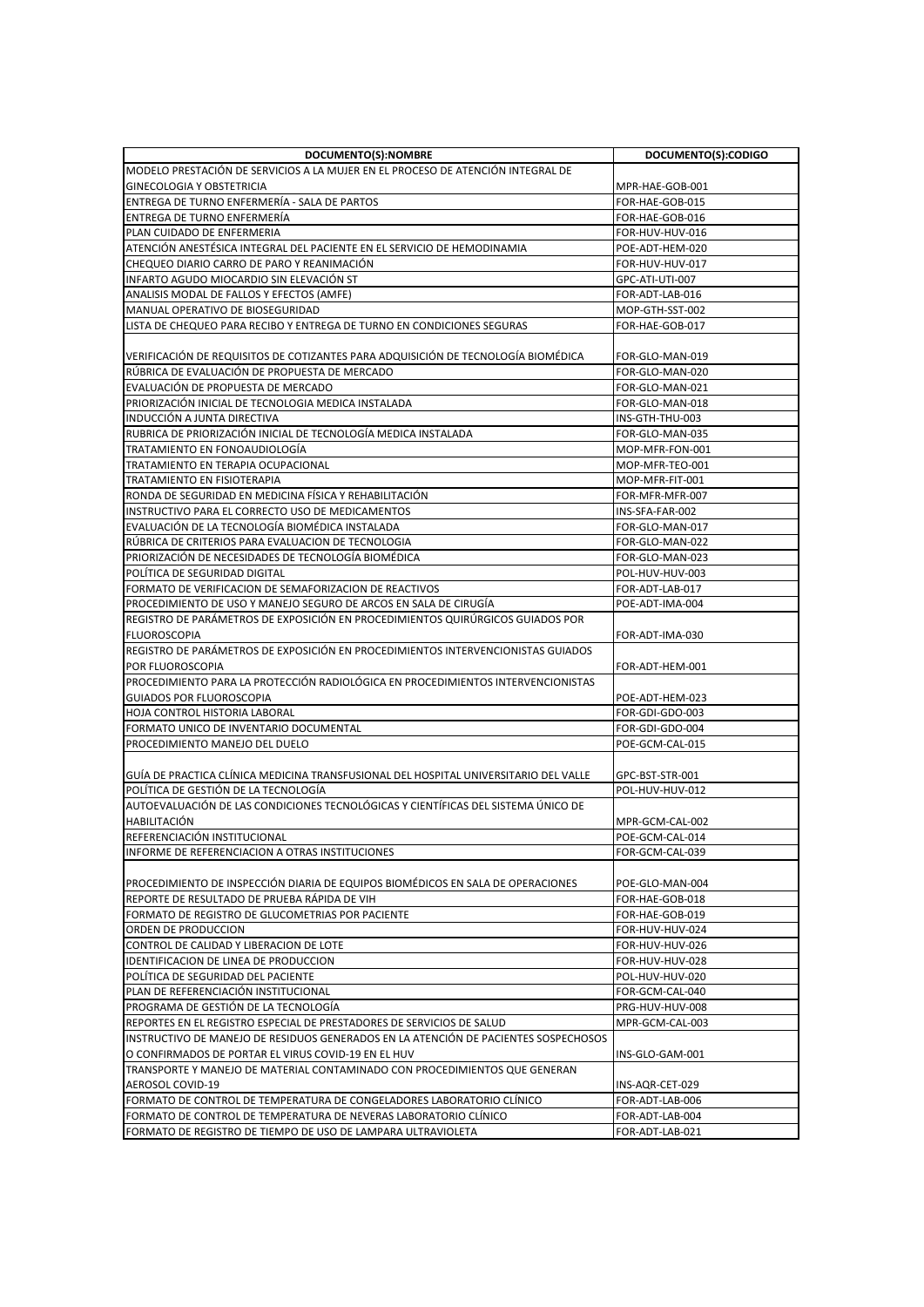| DOCUMENTO(S):NOMBRE | DOCUMENTO(S):CODIGO |
|---|---|
| MODELO PRESTACIÓN DE SERVICIOS A LA MUJER EN EL PROCESO DE ATENCIÓN INTEGRAL DE GINECOLOGIA Y OBSTETRICIA | MPR-HAE-GOB-001 |
| ENTREGA DE TURNO ENFERMERÍA - SALA DE PARTOS | FOR-HAE-GOB-015 |
| ENTREGA DE TURNO ENFERMERÍA | FOR-HAE-GOB-016 |
| PLAN CUIDADO DE ENFERMERIA | FOR-HUV-HUV-016 |
| ATENCIÓN ANESTÉSICA INTEGRAL DEL PACIENTE EN EL SERVICIO DE HEMODINAMIA | POE-ADT-HEM-020 |
| CHEQUEO DIARIO CARRO DE PARO Y REANIMACIÓN | FOR-HUV-HUV-017 |
| INFARTO AGUDO MIOCARDIO SIN ELEVACIÓN ST | GPC-ATI-UTI-007 |
| ANALISIS MODAL DE FALLOS Y EFECTOS (AMFE) | FOR-ADT-LAB-016 |
| MANUAL OPERATIVO DE BIOSEGURIDAD | MOP-GTH-SST-002 |
| LISTA DE CHEQUEO PARA RECIBO Y ENTREGA DE TURNO EN CONDICIONES SEGURAS | FOR-HAE-GOB-017 |
| VERIFICACIÓN DE REQUISITOS DE COTIZANTES PARA ADQUISICIÓN DE TECNOLOGÍA BIOMÉDICA | FOR-GLO-MAN-019 |
| RÚBRICA DE EVALUACIÓN DE PROPUESTA DE MERCADO | FOR-GLO-MAN-020 |
| EVALUACIÓN DE PROPUESTA DE MERCADO | FOR-GLO-MAN-021 |
| PRIORIZACIÓN INICIAL DE TECNOLOGIA MEDICA INSTALADA | FOR-GLO-MAN-018 |
| INDUCCIÓN A JUNTA DIRECTIVA | INS-GTH-THU-003 |
| RUBRICA DE PRIORIZACIÓN INICIAL DE TECNOLOGÍA MEDICA INSTALADA | FOR-GLO-MAN-035 |
| TRATAMIENTO EN FONOAUDIOLOGÍA | MOP-MFR-FON-001 |
| TRATAMIENTO EN TERAPIA OCUPACIONAL | MOP-MFR-TEO-001 |
| TRATAMIENTO EN FISIOTERAPIA | MOP-MFR-FIT-001 |
| RONDA DE SEGURIDAD EN MEDICINA FÍSICA Y REHABILITACIÓN | FOR-MFR-MFR-007 |
| INSTRUCTIVO PARA EL CORRECTO USO DE MEDICAMENTOS | INS-SFA-FAR-002 |
| EVALUACIÓN DE LA TECNOLOGÍA BIOMÉDICA INSTALADA | FOR-GLO-MAN-017 |
| RÚBRICA DE CRITERIOS PARA EVALUACION DE TECNOLOGIA | FOR-GLO-MAN-022 |
| PRIORIZACIÓN DE NECESIDADES DE TECNOLOGÍA BIOMÉDICA | FOR-GLO-MAN-023 |
| POLÍTICA DE SEGURIDAD DIGITAL | POL-HUV-HUV-003 |
| FORMATO DE VERIFICACION DE SEMAFORIZACION DE REACTIVOS | FOR-ADT-LAB-017 |
| PROCEDIMIENTO DE USO Y MANEJO SEGURO DE ARCOS EN SALA DE CIRUGÍA | POE-ADT-IMA-004 |
| REGISTRO DE PARÁMETROS DE EXPOSICIÓN EN PROCEDIMIENTOS QUIRÚRGICOS GUIADOS POR FLUOROSCOPIA | FOR-ADT-IMA-030 |
| REGISTRO DE PARÁMETROS DE EXPOSICIÓN EN PROCEDIMIENTOS INTERVENCIONISTAS GUIADOS POR FLUOROSCOPIA | FOR-ADT-HEM-001 |
| PROCEDIMIENTO PARA LA PROTECCIÓN RADIOLÓGICA EN PROCEDIMIENTOS INTERVENCIONISTAS GUIADOS POR FLUOROSCOPIA | POE-ADT-HEM-023 |
| HOJA CONTROL HISTORIA LABORAL | FOR-GDI-GDO-003 |
| FORMATO UNICO DE INVENTARIO DOCUMENTAL | FOR-GDI-GDO-004 |
| PROCEDIMIENTO MANEJO DEL DUELO | POE-GCM-CAL-015 |
| GUÍA DE PRACTICA CLÍNICA MEDICINA TRANSFUSIONAL DEL HOSPITAL UNIVERSITARIO DEL VALLE | GPC-BST-STR-001 |
| POLÍTICA DE GESTIÓN DE LA TECNOLOGÍA | POL-HUV-HUV-012 |
| AUTOEVALUACIÓN DE LAS CONDICIONES TECNOLÓGICAS Y CIENTÍFICAS DEL SISTEMA ÚNICO DE HABILITACIÓN | MPR-GCM-CAL-002 |
| REFERENCIACIÓN INSTITUCIONAL | POE-GCM-CAL-014 |
| INFORME DE REFERENCIACION A OTRAS INSTITUCIONES | FOR-GCM-CAL-039 |
| PROCEDIMIENTO DE INSPECCIÓN DIARIA DE EQUIPOS BIOMÉDICOS EN SALA DE OPERACIONES | POE-GLO-MAN-004 |
| REPORTE DE RESULTADO DE PRUEBA RÁPIDA DE VIH | FOR-HAE-GOB-018 |
| FORMATO DE REGISTRO DE GLUCOMETRIAS POR PACIENTE | FOR-HAE-GOB-019 |
| ORDEN DE PRODUCCION | FOR-HUV-HUV-024 |
| CONTROL DE CALIDAD Y LIBERACION DE LOTE | FOR-HUV-HUV-026 |
| IDENTIFICACION DE LINEA DE PRODUCCION | FOR-HUV-HUV-028 |
| POLÍTICA DE SEGURIDAD DEL PACIENTE | POL-HUV-HUV-020 |
| PLAN DE REFERENCIACIÓN INSTITUCIONAL | FOR-GCM-CAL-040 |
| PROGRAMA DE GESTIÓN DE LA TECNOLOGÍA | PRG-HUV-HUV-008 |
| REPORTES EN EL REGISTRO ESPECIAL DE PRESTADORES DE SERVICIOS DE SALUD | MPR-GCM-CAL-003 |
| INSTRUCTIVO DE MANEJO DE RESIDUOS GENERADOS EN LA ATENCIÓN DE PACIENTES SOSPECHOSOS O CONFIRMADOS DE PORTAR EL VIRUS COVID-19 EN EL HUV | INS-GLO-GAM-001 |
| TRANSPORTE Y MANEJO DE MATERIAL CONTAMINADO CON PROCEDIMIENTOS QUE GENERAN AEROSOL COVID-19 | INS-AQR-CET-029 |
| FORMATO DE CONTROL DE TEMPERATURA DE CONGELADORES LABORATORIO CLÍNICO | FOR-ADT-LAB-006 |
| FORMATO DE CONTROL DE TEMPERATURA DE NEVERAS LABORATORIO CLÍNICO | FOR-ADT-LAB-004 |
| FORMATO DE REGISTRO DE TIEMPO DE USO DE LAMPARA ULTRAVIOLETA | FOR-ADT-LAB-021 |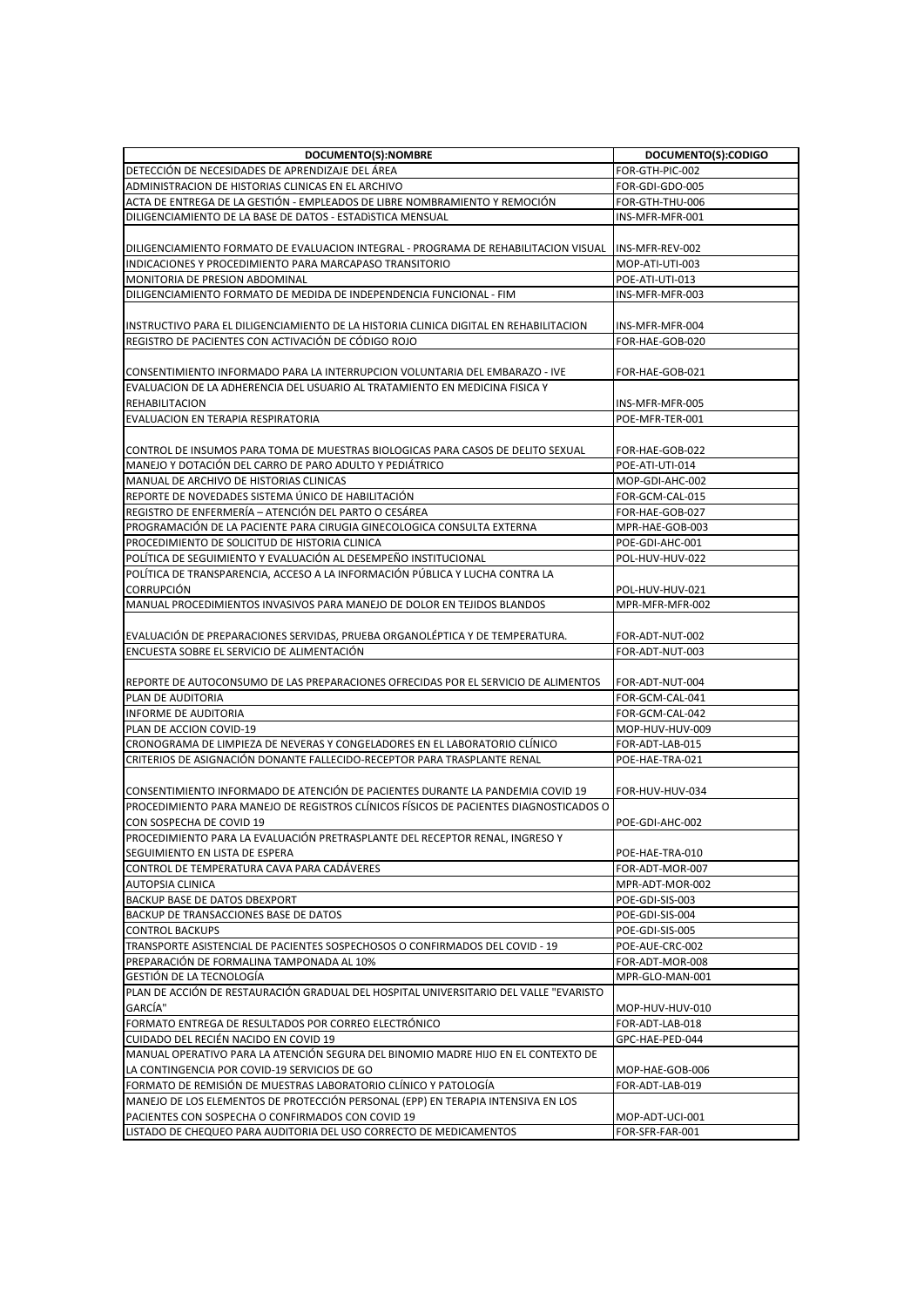| DOCUMENTO(S):NOMBRE | DOCUMENTO(S):CODIGO |
| --- | --- |
| DETECCIÓN DE NECESIDADES DE APRENDIZAJE DEL ÁREA | FOR-GTH-PIC-002 |
| ADMINISTRACION DE HISTORIAS CLINICAS EN EL ARCHIVO | FOR-GDI-GDO-005 |
| ACTA DE ENTREGA DE LA GESTIÓN - EMPLEADOS DE LIBRE NOMBRAMIENTO Y REMOCIÓN | FOR-GTH-THU-006 |
| DILIGENCIAMIENTO DE LA BASE DE DATOS - ESTADìSTICA MENSUAL | INS-MFR-MFR-001 |
| DILIGENCIAMIENTO FORMATO DE EVALUACION INTEGRAL - PROGRAMA DE REHABILITACION VISUAL | INS-MFR-REV-002 |
| INDICACIONES Y PROCEDIMIENTO PARA MARCAPASO TRANSITORIO | MOP-ATI-UTI-003 |
| MONITORIA DE PRESION ABDOMINAL | POE-ATI-UTI-013 |
| DILIGENCIAMIENTO FORMATO DE MEDIDA DE INDEPENDENCIA FUNCIONAL - FIM | INS-MFR-MFR-003 |
| INSTRUCTIVO PARA EL DILIGENCIAMIENTO DE LA HISTORIA CLINICA DIGITAL EN REHABILITACION | INS-MFR-MFR-004 |
| REGISTRO DE PACIENTES CON ACTIVACIÓN DE CÓDIGO ROJO | FOR-HAE-GOB-020 |
| CONSENTIMIENTO INFORMADO PARA LA INTERRUPCION VOLUNTARIA DEL EMBARAZO - IVE | FOR-HAE-GOB-021 |
| EVALUACION DE LA ADHERENCIA DEL USUARIO AL TRATAMIENTO EN MEDICINA FISICA Y REHABILITACION | INS-MFR-MFR-005 |
| EVALUACION EN TERAPIA RESPIRATORIA | POE-MFR-TER-001 |
| CONTROL DE INSUMOS PARA TOMA DE MUESTRAS BIOLOGICAS PARA CASOS DE DELITO SEXUAL | FOR-HAE-GOB-022 |
| MANEJO Y DOTACIÓN DEL CARRO DE PARO ADULTO Y PEDIÁTRICO | POE-ATI-UTI-014 |
| MANUAL DE ARCHIVO DE HISTORIAS CLINICAS | MOP-GDI-AHC-002 |
| REPORTE DE NOVEDADES SISTEMA ÚNICO DE HABILITACIÓN | FOR-GCM-CAL-015 |
| REGISTRO DE ENFERMERÍA – ATENCIÓN DEL PARTO O CESÁREA | FOR-HAE-GOB-027 |
| PROGRAMACIÓN DE LA PACIENTE PARA CIRUGIA GINECOLOGICA CONSULTA EXTERNA | MPR-HAE-GOB-003 |
| PROCEDIMIENTO DE SOLICITUD DE HISTORIA CLINICA | POE-GDI-AHC-001 |
| POLÍTICA DE SEGUIMIENTO Y EVALUACIÓN AL DESEMPEÑO INSTITUCIONAL | POL-HUV-HUV-022 |
| POLÍTICA DE TRANSPARENCIA, ACCESO A LA INFORMACIÓN PÚBLICA Y LUCHA CONTRA LA CORRUPCIÓN | POL-HUV-HUV-021 |
| MANUAL PROCEDIMIENTOS INVASIVOS PARA MANEJO DE DOLOR EN TEJIDOS BLANDOS | MPR-MFR-MFR-002 |
| EVALUACIÓN DE PREPARACIONES SERVIDAS, PRUEBA ORGANOLÉPTICA Y DE TEMPERATURA. | FOR-ADT-NUT-002 |
| ENCUESTA SOBRE EL SERVICIO DE ALIMENTACIÓN | FOR-ADT-NUT-003 |
| REPORTE DE AUTOCONSUMO DE LAS PREPARACIONES OFRECIDAS POR EL SERVICIO DE ALIMENTOS | FOR-ADT-NUT-004 |
| PLAN DE AUDITORIA | FOR-GCM-CAL-041 |
| INFORME DE AUDITORIA | FOR-GCM-CAL-042 |
| PLAN DE ACCION COVID-19 | MOP-HUV-HUV-009 |
| CRONOGRAMA DE LIMPIEZA DE NEVERAS Y CONGELADORES EN EL LABORATORIO CLÍNICO | FOR-ADT-LAB-015 |
| CRITERIOS DE ASIGNACIÓN DONANTE FALLECIDO-RECEPTOR PARA TRASPLANTE RENAL | POE-HAE-TRA-021 |
| CONSENTIMIENTO INFORMADO DE ATENCIÓN DE PACIENTES DURANTE LA PANDEMIA COVID 19 | FOR-HUV-HUV-034 |
| PROCEDIMIENTO PARA MANEJO DE REGISTROS CLÍNICOS FÍSICOS DE PACIENTES DIAGNOSTICADOS O CON SOSPECHA DE COVID 19 | POE-GDI-AHC-002 |
| PROCEDIMIENTO PARA LA EVALUACIÓN PRETRASPLANTE DEL RECEPTOR RENAL, INGRESO Y SEGUIMIENTO EN LISTA DE ESPERA | POE-HAE-TRA-010 |
| CONTROL DE TEMPERATURA CAVA PARA CADÁVERES | FOR-ADT-MOR-007 |
| AUTOPSIA CLINICA | MPR-ADT-MOR-002 |
| BACKUP BASE DE DATOS DBEXPORT | POE-GDI-SIS-003 |
| BACKUP DE TRANSACCIONES BASE DE DATOS | POE-GDI-SIS-004 |
| CONTROL BACKUPS | POE-GDI-SIS-005 |
| TRANSPORTE ASISTENCIAL DE PACIENTES SOSPECHOSOS O CONFIRMADOS DEL COVID - 19 | POE-AUE-CRC-002 |
| PREPARACIÓN DE FORMALINA TAMPONADA AL 10% | FOR-ADT-MOR-008 |
| GESTIÓN DE LA TECNOLOGÍA | MPR-GLO-MAN-001 |
| PLAN DE ACCIÓN DE RESTAURACIÓN GRADUAL DEL HOSPITAL UNIVERSITARIO DEL VALLE "EVARISTO GARCÍA" | MOP-HUV-HUV-010 |
| FORMATO ENTREGA DE RESULTADOS POR CORREO ELECTRÓNICO | FOR-ADT-LAB-018 |
| CUIDADO DEL RECIÉN NACIDO EN COVID 19 | GPC-HAE-PED-044 |
| MANUAL OPERATIVO PARA LA ATENCIÓN SEGURA DEL BINOMIO MADRE HIJO EN EL CONTEXTO DE LA CONTINGENCIA POR COVID-19 SERVICIOS DE GO | MOP-HAE-GOB-006 |
| FORMATO DE REMISIÓN DE MUESTRAS LABORATORIO CLÍNICO Y PATOLOGÍA | FOR-ADT-LAB-019 |
| MANEJO DE LOS ELEMENTOS DE PROTECCIÓN PERSONAL (EPP) EN TERAPIA INTENSIVA EN LOS PACIENTES CON SOSPECHA O CONFIRMADOS CON COVID 19 | MOP-ADT-UCI-001 |
| LISTADO DE CHEQUEO PARA AUDITORIA DEL USO CORRECTO DE MEDICAMENTOS | FOR-SFR-FAR-001 |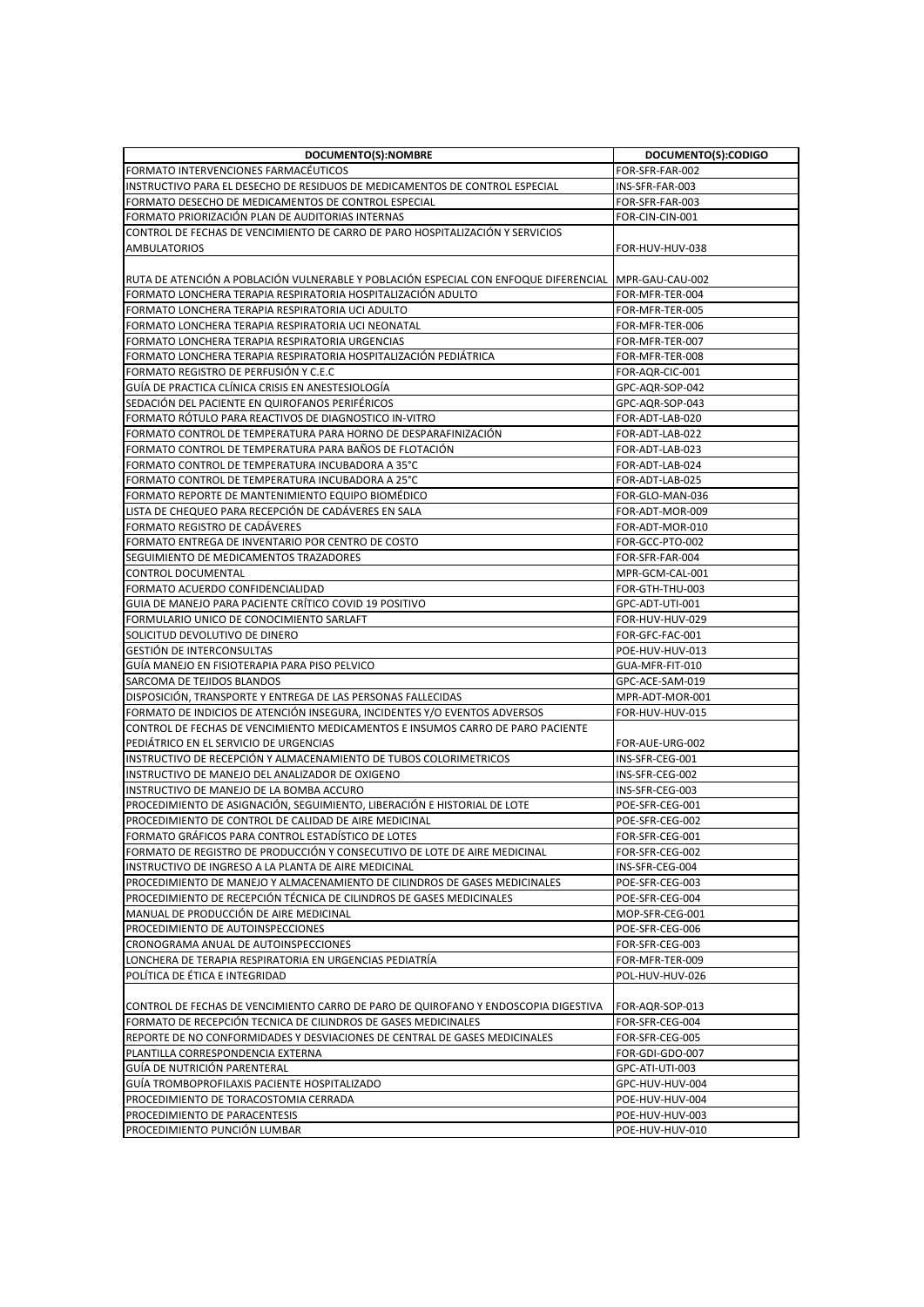| DOCUMENTO(S):NOMBRE | DOCUMENTO(S):CODIGO |
| --- | --- |
| FORMATO INTERVENCIONES FARMACÉUTICOS | FOR-SFR-FAR-002 |
| INSTRUCTIVO PARA EL DESECHO DE RESIDUOS DE MEDICAMENTOS DE CONTROL ESPECIAL | INS-SFR-FAR-003 |
| FORMATO DESECHO DE MEDICAMENTOS DE CONTROL ESPECIAL | FOR-SFR-FAR-003 |
| FORMATO PRIORIZACIÓN PLAN DE AUDITORIAS INTERNAS | FOR-CIN-CIN-001 |
| CONTROL DE FECHAS DE VENCIMIENTO DE CARRO DE PARO HOSPITALIZACIÓN Y SERVICIOS AMBULATORIOS | FOR-HUV-HUV-038 |
| RUTA DE ATENCIÓN A POBLACIÓN VULNERABLE Y POBLACIÓN ESPECIAL CON ENFOQUE DIFERENCIAL | MPR-GAU-CAU-002 |
| FORMATO LONCHERA TERAPIA RESPIRATORIA HOSPITALIZACIÓN ADULTO | FOR-MFR-TER-004 |
| FORMATO LONCHERA TERAPIA RESPIRATORIA UCI ADULTO | FOR-MFR-TER-005 |
| FORMATO LONCHERA TERAPIA RESPIRATORIA UCI NEONATAL | FOR-MFR-TER-006 |
| FORMATO LONCHERA TERAPIA RESPIRATORIA URGENCIAS | FOR-MFR-TER-007 |
| FORMATO LONCHERA TERAPIA RESPIRATORIA HOSPITALIZACIÓN PEDIÁTRICA | FOR-MFR-TER-008 |
| FORMATO REGISTRO DE PERFUSIÓN Y C.E.C | FOR-AQR-CIC-001 |
| GUÍA DE PRACTICA CLÍNICA CRISIS EN ANESTESIOLOGÍA | GPC-AQR-SOP-042 |
| SEDACIÓN DEL PACIENTE EN QUIROFANOS PERIFÉRICOS | GPC-AQR-SOP-043 |
| FORMATO RÓTULO PARA REACTIVOS DE DIAGNOSTICO IN-VITRO | FOR-ADT-LAB-020 |
| FORMATO CONTROL DE TEMPERATURA PARA HORNO DE DESPARAFINIZACIÓN | FOR-ADT-LAB-022 |
| FORMATO CONTROL DE TEMPERATURA PARA BAÑOS DE FLOTACIÓN | FOR-ADT-LAB-023 |
| FORMATO CONTROL DE TEMPERATURA INCUBADORA A 35°C | FOR-ADT-LAB-024 |
| FORMATO CONTROL DE TEMPERATURA INCUBADORA A 25°C | FOR-ADT-LAB-025 |
| FORMATO REPORTE DE MANTENIMIENTO EQUIPO BIOMÉDICO | FOR-GLO-MAN-036 |
| LISTA DE CHEQUEO PARA RECEPCIÓN DE CADÁVERES EN SALA | FOR-ADT-MOR-009 |
| FORMATO REGISTRO DE CADÁVERES | FOR-ADT-MOR-010 |
| FORMATO ENTREGA DE INVENTARIO POR CENTRO DE COSTO | FOR-GCC-PTO-002 |
| SEGUIMIENTO DE MEDICAMENTOS TRAZADORES | FOR-SFR-FAR-004 |
| CONTROL DOCUMENTAL | MPR-GCM-CAL-001 |
| FORMATO ACUERDO CONFIDENCIALIDAD | FOR-GTH-THU-003 |
| GUIA DE MANEJO PARA PACIENTE CRÍTICO COVID 19 POSITIVO | GPC-ADT-UTI-001 |
| FORMULARIO UNICO DE CONOCIMIENTO SARLAFT | FOR-HUV-HUV-029 |
| SOLICITUD DEVOLUTIVO DE DINERO | FOR-GFC-FAC-001 |
| GESTIÓN DE INTERCONSULTAS | POE-HUV-HUV-013 |
| GUÍA MANEJO EN FISIOTERAPIA PARA PISO PELVICO | GUA-MFR-FIT-010 |
| SARCOMA DE TEJIDOS BLANDOS | GPC-ACE-SAM-019 |
| DISPOSICIÓN, TRANSPORTE Y ENTREGA DE LAS PERSONAS FALLECIDAS | MPR-ADT-MOR-001 |
| FORMATO DE INDICIOS DE ATENCIÓN INSEGURA, INCIDENTES Y/O EVENTOS ADVERSOS | FOR-HUV-HUV-015 |
| CONTROL DE FECHAS DE VENCIMIENTO MEDICAMENTOS E INSUMOS CARRO DE PARO PACIENTE PEDIÁTRICO EN EL SERVICIO DE URGENCIAS | FOR-AUE-URG-002 |
| INSTRUCTIVO DE RECEPCIÓN Y ALMACENAMIENTO DE TUBOS COLORIMETRICOS | INS-SFR-CEG-001 |
| INSTRUCTIVO DE MANEJO DEL ANALIZADOR DE OXIGENO | INS-SFR-CEG-002 |
| INSTRUCTIVO DE MANEJO DE LA BOMBA ACCURO | INS-SFR-CEG-003 |
| PROCEDIMIENTO DE ASIGNACIÓN, SEGUIMIENTO, LIBERACIÓN E HISTORIAL DE LOTE | POE-SFR-CEG-001 |
| PROCEDIMIENTO DE CONTROL DE CALIDAD DE AIRE MEDICINAL | POE-SFR-CEG-002 |
| FORMATO GRÁFICOS PARA CONTROL ESTADÍSTICO DE LOTES | FOR-SFR-CEG-001 |
| FORMATO DE REGISTRO DE PRODUCCIÓN Y CONSECUTIVO DE LOTE DE AIRE MEDICINAL | FOR-SFR-CEG-002 |
| INSTRUCTIVO DE INGRESO A LA PLANTA DE AIRE MEDICINAL | INS-SFR-CEG-004 |
| PROCEDIMIENTO DE MANEJO Y ALMACENAMIENTO DE CILINDROS DE GASES MEDICINALES | POE-SFR-CEG-003 |
| PROCEDIMIENTO DE RECEPCIÓN TÉCNICA DE CILINDROS DE GASES MEDICINALES | POE-SFR-CEG-004 |
| MANUAL DE PRODUCCIÓN DE AIRE MEDICINAL | MOP-SFR-CEG-001 |
| PROCEDIMIENTO DE AUTOINSPECCIONES | POE-SFR-CEG-006 |
| CRONOGRAMA ANUAL DE AUTOINSPECCIONES | FOR-SFR-CEG-003 |
| LONCHERA DE TERAPIA RESPIRATORIA EN URGENCIAS PEDIATRÍA | FOR-MFR-TER-009 |
| POLÍTICA DE ÉTICA E INTEGRIDAD | POL-HUV-HUV-026 |
| CONTROL DE FECHAS DE VENCIMIENTO CARRO DE PARO DE QUIROFANO Y ENDOSCOPIA DIGESTIVA | FOR-AQR-SOP-013 |
| FORMATO DE RECEPCIÓN TECNICA DE CILINDROS DE GASES MEDICINALES | FOR-SFR-CEG-004 |
| REPORTE DE NO CONFORMIDADES Y DESVIACIONES DE CENTRAL DE GASES MEDICINALES | FOR-SFR-CEG-005 |
| PLANTILLA CORRESPONDENCIA EXTERNA | FOR-GDI-GDO-007 |
| GUÍA DE NUTRICIÓN PARENTERAL | GPC-ATI-UTI-003 |
| GUÍA TROMBOPROFILAXIS PACIENTE HOSPITALIZADO | GPC-HUV-HUV-004 |
| PROCEDIMIENTO DE TORACOSTOMIA CERRADA | POE-HUV-HUV-004 |
| PROCEDIMIENTO DE PARACENTESIS | POE-HUV-HUV-003 |
| PROCEDIMIENTO PUNCIÓN LUMBAR | POE-HUV-HUV-010 |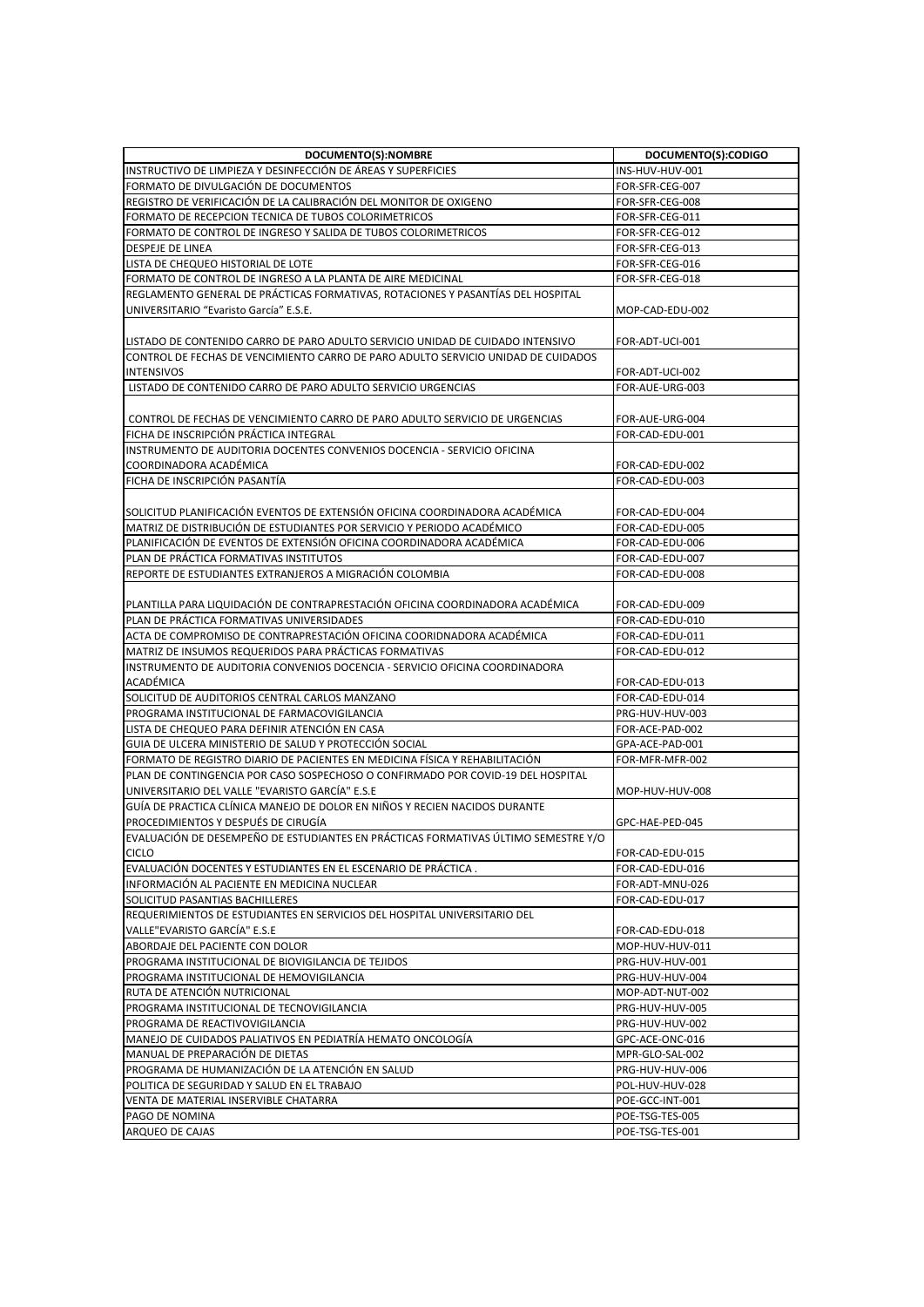| DOCUMENTO(S):NOMBRE | DOCUMENTO(S):CODIGO |
|---|---|
| INSTRUCTIVO DE LIMPIEZA Y DESINFECCIÓN DE ÁREAS Y SUPERFICIES | INS-HUV-HUV-001 |
| FORMATO DE DIVULGACIÓN DE DOCUMENTOS | FOR-SFR-CEG-007 |
| REGISTRO DE VERIFICACIÓN DE LA CALIBRACIÓN DEL MONITOR DE OXIGENO | FOR-SFR-CEG-008 |
| FORMATO DE RECEPCION TECNICA DE TUBOS COLORIMETRICOS | FOR-SFR-CEG-011 |
| FORMATO DE CONTROL DE INGRESO Y SALIDA DE TUBOS COLORIMETRICOS | FOR-SFR-CEG-012 |
| DESPEJE DE LINEA | FOR-SFR-CEG-013 |
| LISTA DE CHEQUEO HISTORIAL DE LOTE | FOR-SFR-CEG-016 |
| FORMATO DE CONTROL DE INGRESO A LA PLANTA DE AIRE MEDICINAL | FOR-SFR-CEG-018 |
| REGLAMENTO GENERAL DE PRÁCTICAS FORMATIVAS, ROTACIONES Y PASANTÍAS DEL HOSPITAL UNIVERSITARIO "Evaristo García" E.S.E. | MOP-CAD-EDU-002 |
| LISTADO DE CONTENIDO CARRO DE PARO ADULTO SERVICIO UNIDAD DE CUIDADO INTENSIVO | FOR-ADT-UCI-001 |
| CONTROL DE FECHAS DE VENCIMIENTO CARRO DE PARO ADULTO SERVICIO UNIDAD DE CUIDADOS INTENSIVOS | FOR-ADT-UCI-002 |
| LISTADO DE CONTENIDO CARRO DE PARO ADULTO SERVICIO URGENCIAS | FOR-AUE-URG-003 |
| CONTROL DE FECHAS DE VENCIMIENTO CARRO DE PARO ADULTO SERVICIO DE URGENCIAS | FOR-AUE-URG-004 |
| FICHA DE INSCRIPCIÓN PRÁCTICA INTEGRAL | FOR-CAD-EDU-001 |
| INSTRUMENTO DE AUDITORIA DOCENTES CONVENIOS DOCENCIA - SERVICIO OFICINA COORDINADORA ACADÉMICA | FOR-CAD-EDU-002 |
| FICHA DE INSCRIPCIÓN PASANTÍA | FOR-CAD-EDU-003 |
| SOLICITUD PLANIFICACIÓN EVENTOS DE EXTENSIÓN OFICINA COORDINADORA ACADÉMICA | FOR-CAD-EDU-004 |
| MATRIZ DE DISTRIBUCIÓN DE ESTUDIANTES POR SERVICIO Y PERIODO ACADÉMICO | FOR-CAD-EDU-005 |
| PLANIFICACIÓN DE EVENTOS DE EXTENSIÓN OFICINA COORDINADORA ACADÉMICA | FOR-CAD-EDU-006 |
| PLAN DE PRÁCTICA FORMATIVAS INSTITUTOS | FOR-CAD-EDU-007 |
| REPORTE DE ESTUDIANTES EXTRANJEROS A MIGRACIÓN COLOMBIA | FOR-CAD-EDU-008 |
| PLANTILLA PARA LIQUIDACIÓN DE CONTRAPRESTACIÓN OFICINA COORDINADORA ACADÉMICA | FOR-CAD-EDU-009 |
| PLAN DE PRÁCTICA FORMATIVAS UNIVERSIDADES | FOR-CAD-EDU-010 |
| ACTA DE COMPROMISO DE CONTRAPRESTACIÓN OFICINA COORIDNADORA ACADÉMICA | FOR-CAD-EDU-011 |
| MATRIZ DE INSUMOS REQUERIDOS PARA PRÁCTICAS FORMATIVAS | FOR-CAD-EDU-012 |
| INSTRUMENTO DE AUDITORIA CONVENIOS DOCENCIA - SERVICIO OFICINA COORDINADORA ACADÉMICA | FOR-CAD-EDU-013 |
| SOLICITUD DE AUDITORIOS CENTRAL CARLOS MANZANO | FOR-CAD-EDU-014 |
| PROGRAMA INSTITUCIONAL DE FARMACOVIGILANCIA | PRG-HUV-HUV-003 |
| LISTA DE CHEQUEO PARA DEFINIR ATENCIÓN EN CASA | FOR-ACE-PAD-002 |
| GUIA DE ULCERA MINISTERIO DE SALUD Y PROTECCIÓN SOCIAL | GPA-ACE-PAD-001 |
| FORMATO DE REGISTRO DIARIO DE PACIENTES EN MEDICINA FÍSICA Y REHABILITACIÓN | FOR-MFR-MFR-002 |
| PLAN DE CONTINGENCIA POR CASO SOSPECHOSO O CONFIRMADO POR COVID-19 DEL HOSPITAL UNIVERSITARIO DEL VALLE "EVARISTO GARCÍA" E.S.E | MOP-HUV-HUV-008 |
| GUÍA DE PRACTICA CLÍNICA MANEJO DE DOLOR EN NIÑOS Y RECIEN NACIDOS DURANTE PROCEDIMIENTOS Y DESPUÉS DE CIRUGÍA | GPC-HAE-PED-045 |
| EVALUACIÓN DE DESEMPEÑO DE ESTUDIANTES EN PRÁCTICAS FORMATIVAS ÚLTIMO SEMESTRE Y/O CICLO | FOR-CAD-EDU-015 |
| EVALUACIÓN DOCENTES Y ESTUDIANTES EN EL ESCENARIO DE PRÁCTICA . | FOR-CAD-EDU-016 |
| INFORMACIÓN AL PACIENTE EN MEDICINA NUCLEAR | FOR-ADT-MNU-026 |
| SOLICITUD PASANTIAS BACHILLERES | FOR-CAD-EDU-017 |
| REQUERIMIENTOS DE ESTUDIANTES EN SERVICIOS DEL HOSPITAL UNIVERSITARIO DEL VALLE"EVARISTO GARCÍA" E.S.E | FOR-CAD-EDU-018 |
| ABORDAJE DEL PACIENTE CON DOLOR | MOP-HUV-HUV-011 |
| PROGRAMA INSTITUCIONAL DE BIOVIGILANCIA DE TEJIDOS | PRG-HUV-HUV-001 |
| PROGRAMA INSTITUCIONAL DE HEMOVIGILANCIA | PRG-HUV-HUV-004 |
| RUTA DE ATENCIÓN NUTRICIONAL | MOP-ADT-NUT-002 |
| PROGRAMA INSTITUCIONAL DE TECNOVIGILANCIA | PRG-HUV-HUV-005 |
| PROGRAMA DE REACTIVOVIGILANCIA | PRG-HUV-HUV-002 |
| MANEJO DE CUIDADOS PALIATIVOS EN PEDIATRÍA HEMATO ONCOLOGÍA | GPC-ACE-ONC-016 |
| MANUAL DE PREPARACIÓN DE DIETAS | MPR-GLO-SAL-002 |
| PROGRAMA DE HUMANIZACIÓN DE LA ATENCIÓN EN SALUD | PRG-HUV-HUV-006 |
| POLITICA DE SEGURIDAD Y SALUD EN EL TRABAJO | POL-HUV-HUV-028 |
| VENTA DE MATERIAL INSERVIBLE CHATARRA | POE-GCC-INT-001 |
| PAGO DE NOMINA | POE-TSG-TES-005 |
| ARQUEO DE CAJAS | POE-TSG-TES-001 |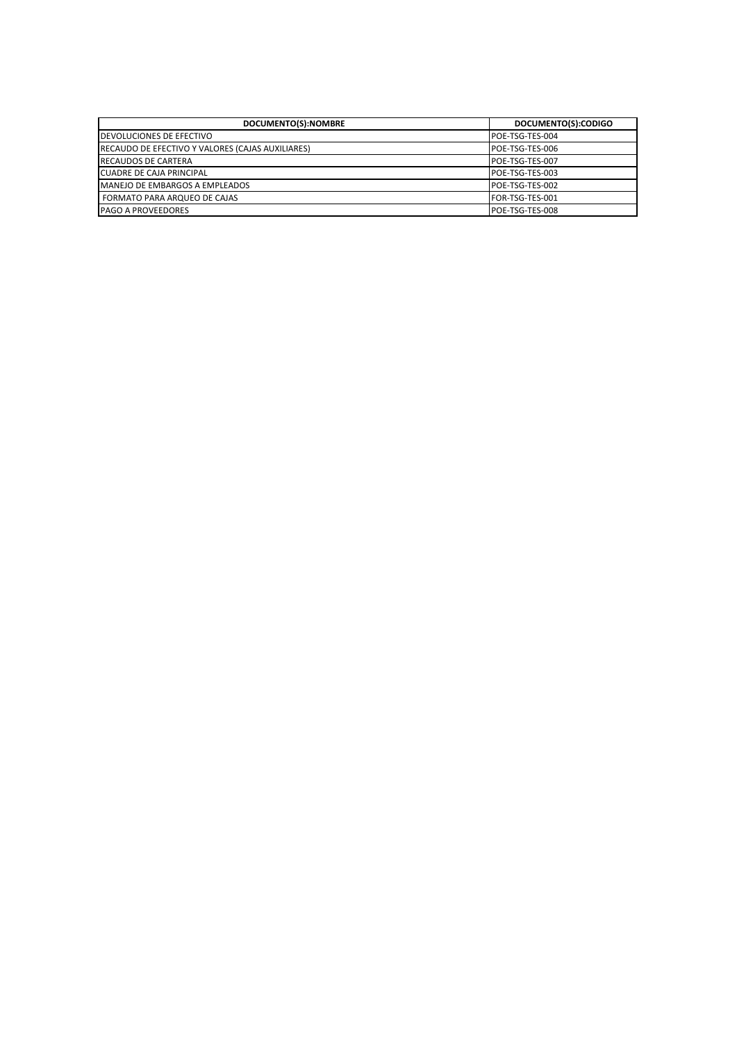| DOCUMENTO(S):NOMBRE | DOCUMENTO(S):CODIGO |
| --- | --- |
| DEVOLUCIONES DE EFECTIVO | POE-TSG-TES-004 |
| RECAUDO DE EFECTIVO Y VALORES (CAJAS AUXILIARES) | POE-TSG-TES-006 |
| RECAUDOS DE CARTERA | POE-TSG-TES-007 |
| CUADRE DE CAJA PRINCIPAL | POE-TSG-TES-003 |
| MANEJO DE EMBARGOS A EMPLEADOS | POE-TSG-TES-002 |
| FORMATO PARA ARQUEO DE CAJAS | FOR-TSG-TES-001 |
| PAGO A PROVEEDORES | POE-TSG-TES-008 |